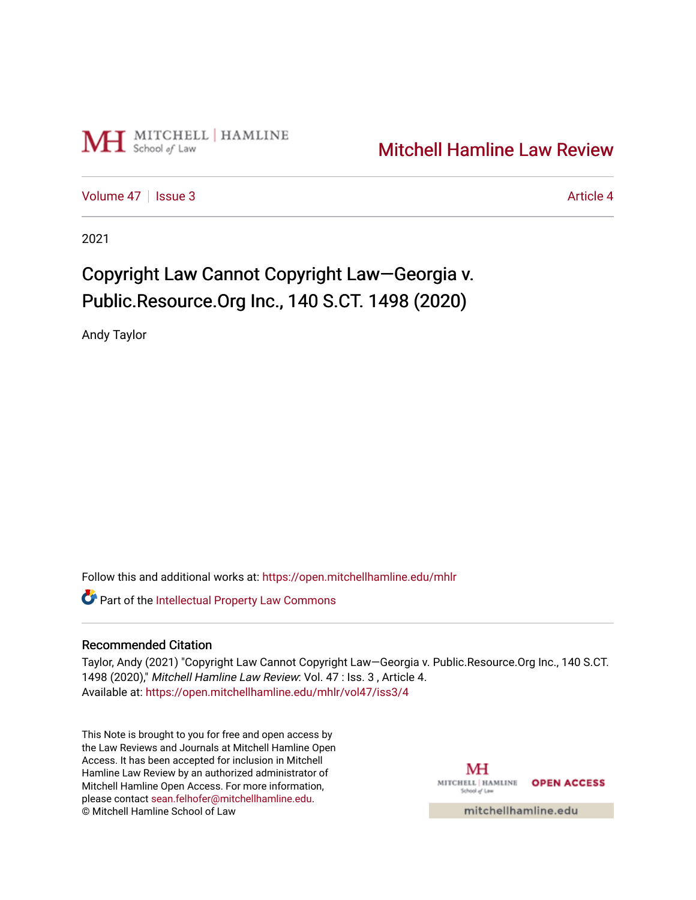Mitchell Hamline Law Review

Volume 47 | Issue 3 | Article 4

2021

# Copyright Law Cannot Copyright Law—Georgia v. Public.Resource.Org Inc., 140 S.CT. 1498 (2020)

Andy Taylor

Follow this and additional works at: https://open.mitchellhamline.edu/mhlr

Part of the Intellectual Property Law Commons

## Recommended Citation

Taylor, Andy (2021) "Copyright Law Cannot Copyright Law—Georgia v. Public.Resource.Org Inc., 140 S.CT. 1498 (2020)," *Mitchell Hamline Law Review*: Vol. 47 : Iss. 3 , Article 4.
Available at: https://open.mitchellhamline.edu/mhlr/vol47/iss3/4

This Note is brought to you for free and open access by the Law Reviews and Journals at Mitchell Hamline Open Access. It has been accepted for inclusion in Mitchell Hamline Law Review by an authorized administrator of Mitchell Hamline Open Access. For more information, please contact sean.felhofer@mitchellhamline.edu.
© Mitchell Hamline School of Law

OPEN ACCESS

mitchellhamline.edu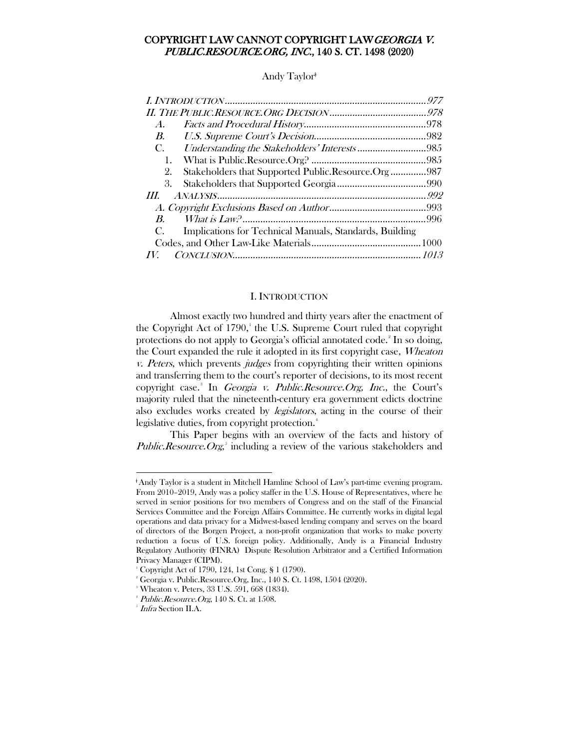# COPYRIGHT LAW CANNOT COPYRIGHT LAW *GEORGIA V. PUBLIC.RESOURCE.ORG, INC.*, 140 S. CT. 1498 (2020)

Andy Taylor[ǂ]

*I. INTRODUCTION* ........................................................................ *977*
*II. THE PUBLIC.RESOURCE.ORG DECISION* ...................................... *978*
  *A. Facts and Procedural History* ................................................ 978
  *B. U.S. Supreme Court's Decision* ............................................. 982
  C. *Understanding the Stakeholders' Interests* ............................ 985
    1. What is Public.Resource.Org? .............................................. 985
    2. Stakeholders that Supported Public.Resource.Org .............. 987
    3. Stakeholders that Supported Georgia .................................... 990
*III. ANALYSIS* .................................................................................. *992*
  *A. Copyright Exclusions Based on Author* ...................................... 993
  *B. What is Law?* ........................................................................ 996
  C. Implications for Technical Manuals, Standards, Building Codes, and Other Law-Like Materials ........................................... 1000
*IV. CONCLUSION* ............................................................................. *1013*

## I. INTRODUCTION

Almost exactly two hundred and thirty years after the enactment of the Copyright Act of 1790,[1] the U.S. Supreme Court ruled that copyright protections do not apply to Georgia's official annotated code.[2] In so doing, the Court expanded the rule it adopted in its first copyright case, *Wheaton v. Peters*, which prevents *judges* from copyrighting their written opinions and transferring them to the court's reporter of decisions, to its most recent copyright case.[3] In *Georgia v. Public.Resource.Org, Inc.*, the Court's majority ruled that the nineteenth-century era government edicts doctrine also excludes works created by *legislators*, acting in the course of their legislative duties, from copyright protection.[4]

This Paper begins with an overview of the facts and history of *Public.Resource.Org*,[5] including a review of the various stakeholders and

---

[ǂ] Andy Taylor is a student in Mitchell Hamline School of Law's part-time evening program. From 2010–2019, Andy was a policy staffer in the U.S. House of Representatives, where he served in senior positions for two members of Congress and on the staff of the Financial Services Committee and the Foreign Affairs Committee. He currently works in digital legal operations and data privacy for a Midwest-based lending company and serves on the board of directors of the Borgen Project, a non-profit organization that works to make poverty reduction a focus of U.S. foreign policy. Additionally, Andy is a Financial Industry Regulatory Authority (FINRA) Dispute Resolution Arbitrator and a Certified Information Privacy Manager (CIPM).

[1] Copyright Act of 1790, 124, 1st Cong. § 1 (1790).

[2] Georgia v. Public.Resource.Org, Inc., 140 S. Ct. 1498, 1504 (2020).

[3] Wheaton v. Peters, 33 U.S. 591, 668 (1834).

[4] *Public.Resource.Org*, 140 S. Ct. at 1508.

[5] *Infra* Section II.A.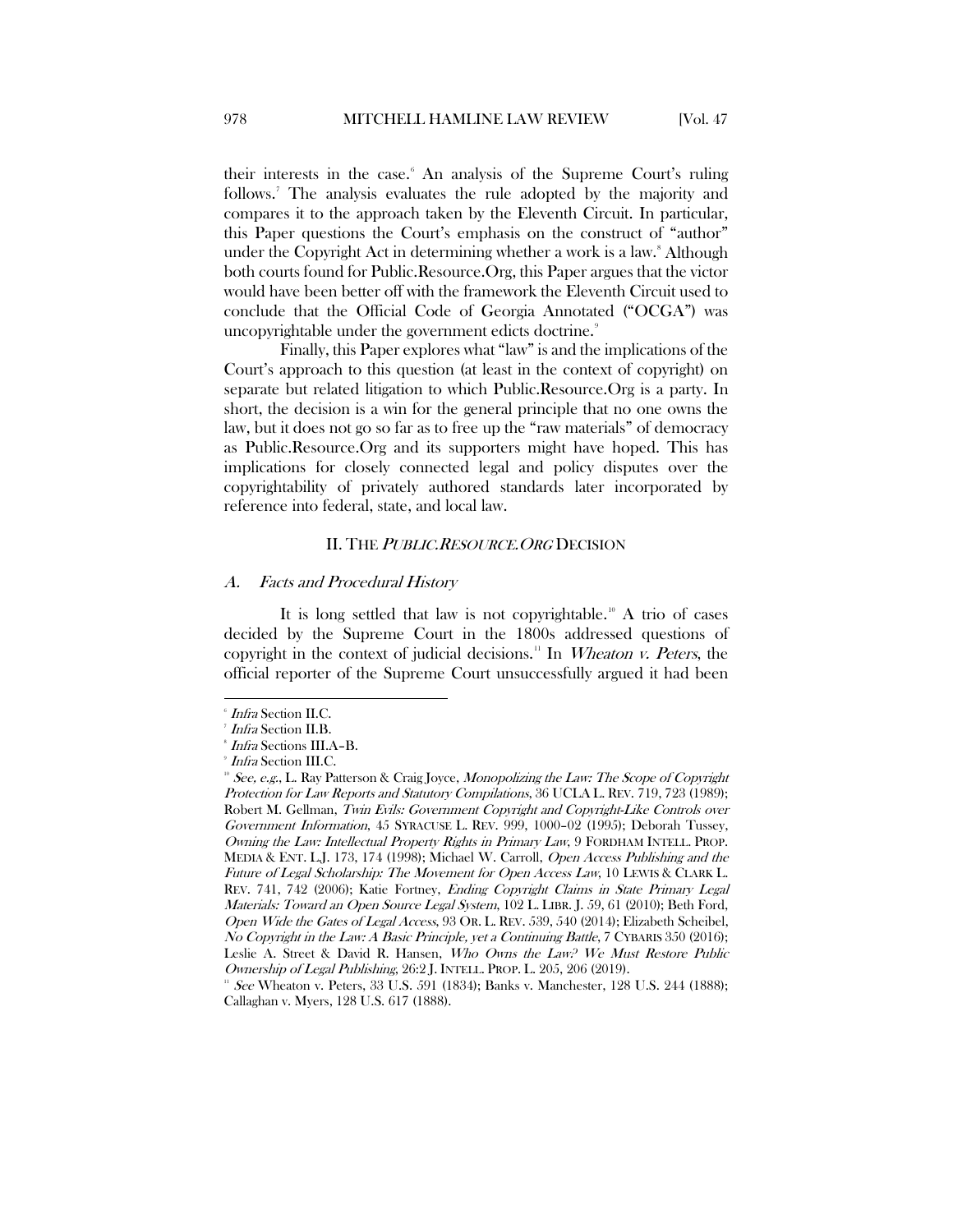their interests in the case.[6] An analysis of the Supreme Court's ruling follows.[7] The analysis evaluates the rule adopted by the majority and compares it to the approach taken by the Eleventh Circuit. In particular, this Paper questions the Court's emphasis on the construct of "author" under the Copyright Act in determining whether a work is a law.[8] Although both courts found for Public.Resource.Org, this Paper argues that the victor would have been better off with the framework the Eleventh Circuit used to conclude that the Official Code of Georgia Annotated ("OCGA") was uncopyrightable under the government edicts doctrine.[9]

Finally, this Paper explores what "law" is and the implications of the Court's approach to this question (at least in the context of copyright) on separate but related litigation to which Public.Resource.Org is a party. In short, the decision is a win for the general principle that no one owns the law, but it does not go so far as to free up the "raw materials" of democracy as Public.Resource.Org and its supporters might have hoped. This has implications for closely connected legal and policy disputes over the copyrightability of privately authored standards later incorporated by reference into federal, state, and local law.

## II. THE *PUBLIC.RESOURCE.ORG* DECISION

### *A. Facts and Procedural History*

It is long settled that law is not copyrightable.[10] A trio of cases decided by the Supreme Court in the 1800s addressed questions of copyright in the context of judicial decisions.[11] In *Wheaton v. Peters*, the official reporter of the Supreme Court unsuccessfully argued it had been

---

[6] *Infra* Section II.C.

[7] *Infra* Section II.B.

[8] *Infra* Sections III.A–B.

[9] *Infra* Section III.C.

[10] *See, e.g.*, L. Ray Patterson & Craig Joyce, *Monopolizing the Law: The Scope of Copyright Protection for Law Reports and Statutory Compilations*, 36 UCLA L. REV. 719, 723 (1989); Robert M. Gellman, *Twin Evils: Government Copyright and Copyright-Like Controls over Government Information*, 45 SYRACUSE L. REV. 999, 1000–02 (1995); Deborah Tussey, *Owning the Law: Intellectual Property Rights in Primary Law*, 9 FORDHAM INTELL. PROP. MEDIA & ENT. L.J. 173, 174 (1998); Michael W. Carroll, *Open Access Publishing and the Future of Legal Scholarship: The Movement for Open Access Law*, 10 LEWIS & CLARK L. REV. 741, 742 (2006); Katie Fortney, *Ending Copyright Claims in State Primary Legal Materials: Toward an Open Source Legal System*, 102 L. LIBR. J. 59, 61 (2010); Beth Ford, *Open Wide the Gates of Legal Access*, 93 OR. L. REV. 539, 540 (2014); Elizabeth Scheibel, *No Copyright in the Law: A Basic Principle, yet a Continuing Battle*, 7 CYBARIS 350 (2016); Leslie A. Street & David R. Hansen, *Who Owns the Law? We Must Restore Public Ownership of Legal Publishing*, 26:2 J. INTELL. PROP. L. 205, 206 (2019).

[11] *See* Wheaton v. Peters, 33 U.S. 591 (1834); Banks v. Manchester, 128 U.S. 244 (1888); Callaghan v. Myers, 128 U.S. 617 (1888).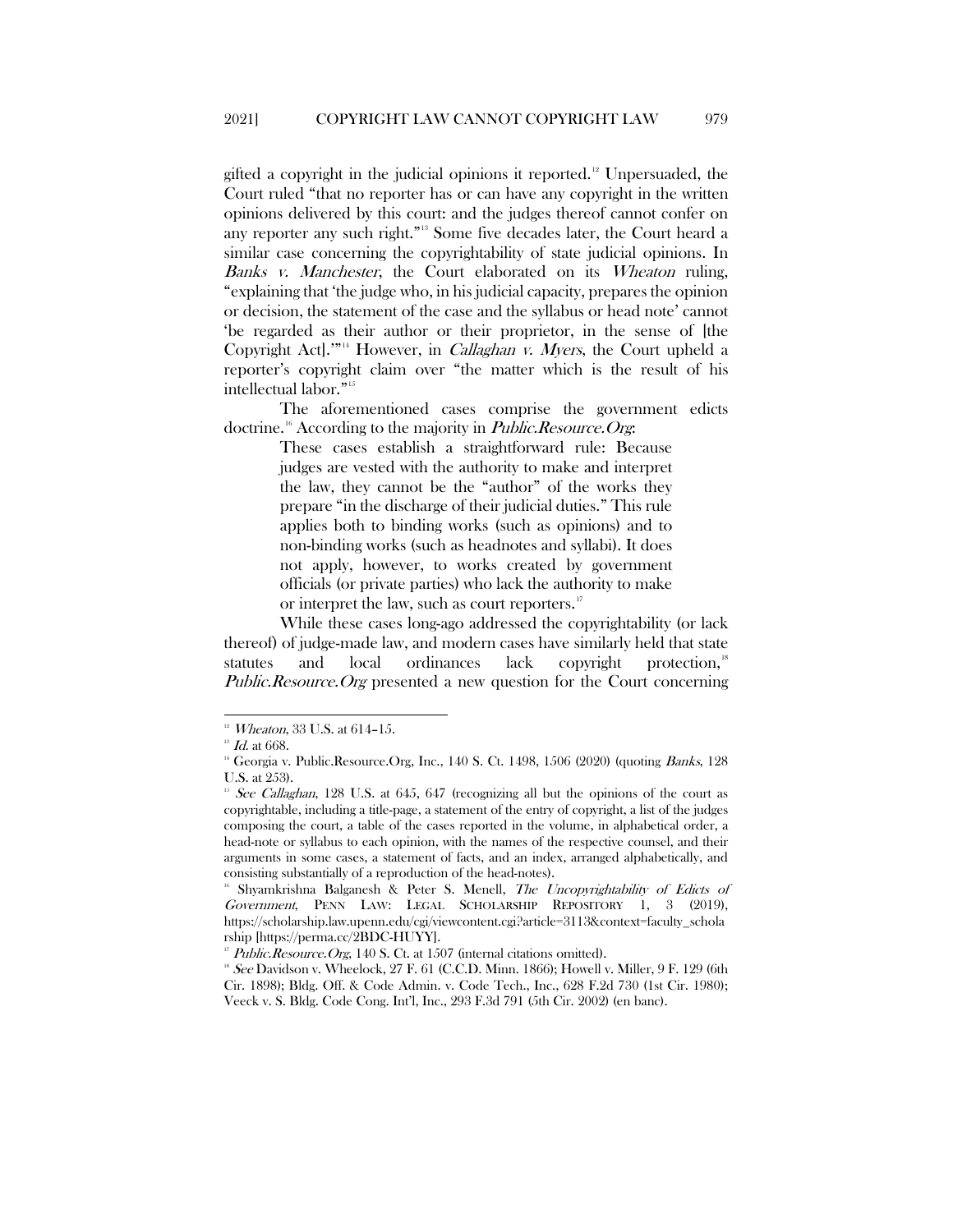gifted a copyright in the judicial opinions it reported.[12] Unpersuaded, the Court ruled "that no reporter has or can have any copyright in the written opinions delivered by this court: and the judges thereof cannot confer on any reporter any such right."[13] Some five decades later, the Court heard a similar case concerning the copyrightability of state judicial opinions. In *Banks v. Manchester*, the Court elaborated on its *Wheaton* ruling, "explaining that 'the judge who, in his judicial capacity, prepares the opinion or decision, the statement of the case and the syllabus or head note' cannot 'be regarded as their author or their proprietor, in the sense of [the Copyright Act].'"[14] However, in *Callaghan v. Myers*, the Court upheld a reporter's copyright claim over "the matter which is the result of his intellectual labor."[15]

The aforementioned cases comprise the government edicts doctrine.[16] According to the majority in *Public.Resource.Org*:

> These cases establish a straightforward rule: Because judges are vested with the authority to make and interpret the law, they cannot be the "author" of the works they prepare "in the discharge of their judicial duties." This rule applies both to binding works (such as opinions) and to non-binding works (such as headnotes and syllabi). It does not apply, however, to works created by government officials (or private parties) who lack the authority to make or interpret the law, such as court reporters.[17]

While these cases long-ago addressed the copyrightability (or lack thereof) of judge-made law, and modern cases have similarly held that state statutes and local ordinances lack copyright protection,[18] *Public.Resource.Org* presented a new question for the Court concerning

---

[12] *Wheaton*, 33 U.S. at 614–15.

[13] *Id.* at 668.

[14] Georgia v. Public.Resource.Org, Inc., 140 S. Ct. 1498, 1506 (2020) (quoting *Banks*, 128 U.S. at 253).

[15] *See Callaghan*, 128 U.S. at 645, 647 (recognizing all but the opinions of the court as copyrightable, including a title-page, a statement of the entry of copyright, a list of the judges composing the court, a table of the cases reported in the volume, in alphabetical order, a head-note or syllabus to each opinion, with the names of the respective counsel, and their arguments in some cases, a statement of facts, and an index, arranged alphabetically, and consisting substantially of a reproduction of the head-notes).

[16] Shyamkrishna Balganesh & Peter S. Menell, *The Uncopyrightability of Edicts of Government*, PENN LAW: LEGAL SCHOLARSHIP REPOSITORY 1, 3 (2019), https://scholarship.law.upenn.edu/cgi/viewcontent.cgi?article=3113&context=faculty_scholarship [https://perma.cc/2BDC-HUYY].

[17] *Public.Resource.Org*, 140 S. Ct. at 1507 (internal citations omitted).

[18] *See* Davidson v. Wheelock, 27 F. 61 (C.C.D. Minn. 1866); Howell v. Miller, 9 F. 129 (6th Cir. 1898); Bldg. Off. & Code Admin. v. Code Tech., Inc., 628 F.2d 730 (1st Cir. 1980); Veeck v. S. Bldg. Code Cong. Int'l, Inc., 293 F.3d 791 (5th Cir. 2002) (en banc).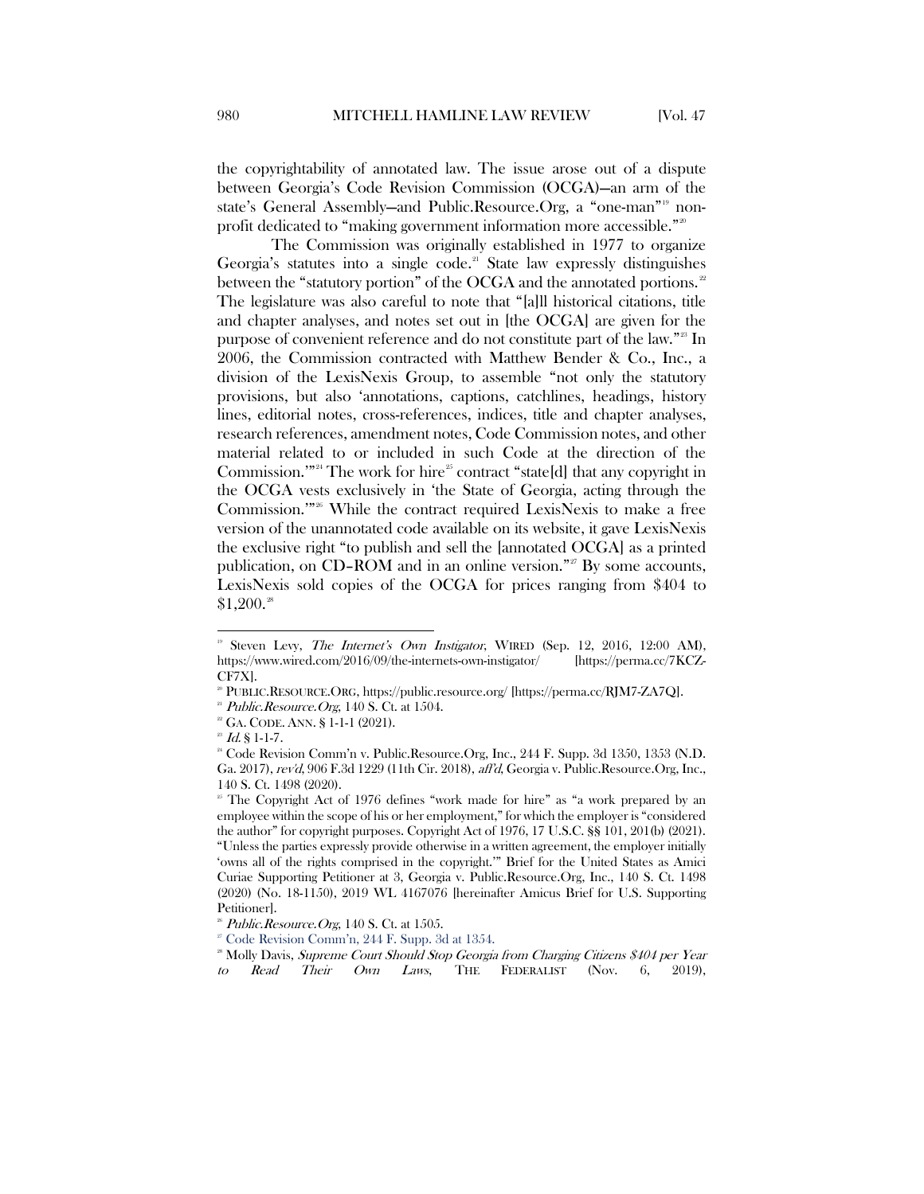the copyrightability of annotated law. The issue arose out of a dispute between Georgia's Code Revision Commission (OCGA)—an arm of the state's General Assembly—and Public.Resource.Org, a "one-man"[19] non-profit dedicated to "making government information more accessible."[20]

The Commission was originally established in 1977 to organize Georgia's statutes into a single code.[21] State law expressly distinguishes between the "statutory portion" of the OCGA and the annotated portions.[22] The legislature was also careful to note that "[a]ll historical citations, title and chapter analyses, and notes set out in [the OCGA] are given for the purpose of convenient reference and do not constitute part of the law."[23] In 2006, the Commission contracted with Matthew Bender & Co., Inc., a division of the LexisNexis Group, to assemble "not only the statutory provisions, but also 'annotations, captions, catchlines, headings, history lines, editorial notes, cross-references, indices, title and chapter analyses, research references, amendment notes, Code Commission notes, and other material related to or included in such Code at the direction of the Commission.'"[24] The work for hire[25] contract "state[d] that any copyright in the OCGA vests exclusively in 'the State of Georgia, acting through the Commission.'"[26] While the contract required LexisNexis to make a free version of the unannotated code available on its website, it gave LexisNexis the exclusive right "to publish and sell the [annotated OCGA] as a printed publication, on CD–ROM and in an online version."[27] By some accounts, LexisNexis sold copies of the OCGA for prices ranging from $404 to $1,200.[28]

---

[19] Steven Levy, *The Internet's Own Instigator*, WIRED (Sep. 12, 2016, 12:00 AM), https://www.wired.com/2016/09/the-internets-own-instigator/ [https://perma.cc/7KCZ-CF7X].

[20] PUBLIC.RESOURCE.ORG, https://public.resource.org/ [https://perma.cc/RJM7-ZA7Q].

[21] *Public.Resource.Org*, 140 S. Ct. at 1504.

[22] GA. CODE. ANN. § 1-1-1 (2021).

[23] *Id.* § 1-1-7.

[24] Code Revision Comm'n v. Public.Resource.Org, Inc., 244 F. Supp. 3d 1350, 1353 (N.D. Ga. 2017), *rev'd*, 906 F.3d 1229 (11th Cir. 2018), *aff'd*, Georgia v. Public.Resource.Org, Inc., 140 S. Ct. 1498 (2020).

[25] The Copyright Act of 1976 defines "work made for hire" as "a work prepared by an employee within the scope of his or her employment," for which the employer is "considered the author" for copyright purposes. Copyright Act of 1976, 17 U.S.C. §§ 101, 201(b) (2021). "Unless the parties expressly provide otherwise in a written agreement, the employer initially 'owns all of the rights comprised in the copyright.'" Brief for the United States as Amici Curiae Supporting Petitioner at 3, Georgia v. Public.Resource.Org, Inc., 140 S. Ct. 1498 (2020) (No. 18-1150), 2019 WL 4167076 [hereinafter Amicus Brief for U.S. Supporting Petitioner].

[26] *Public.Resource.Org*, 140 S. Ct. at 1505.

[27] Code Revision Comm'n, 244 F. Supp. 3d at 1354.

[28] Molly Davis, *Supreme Court Should Stop Georgia from Charging Citizens $404 per Year to Read Their Own Laws*, THE FEDERALIST (Nov. 6, 2019),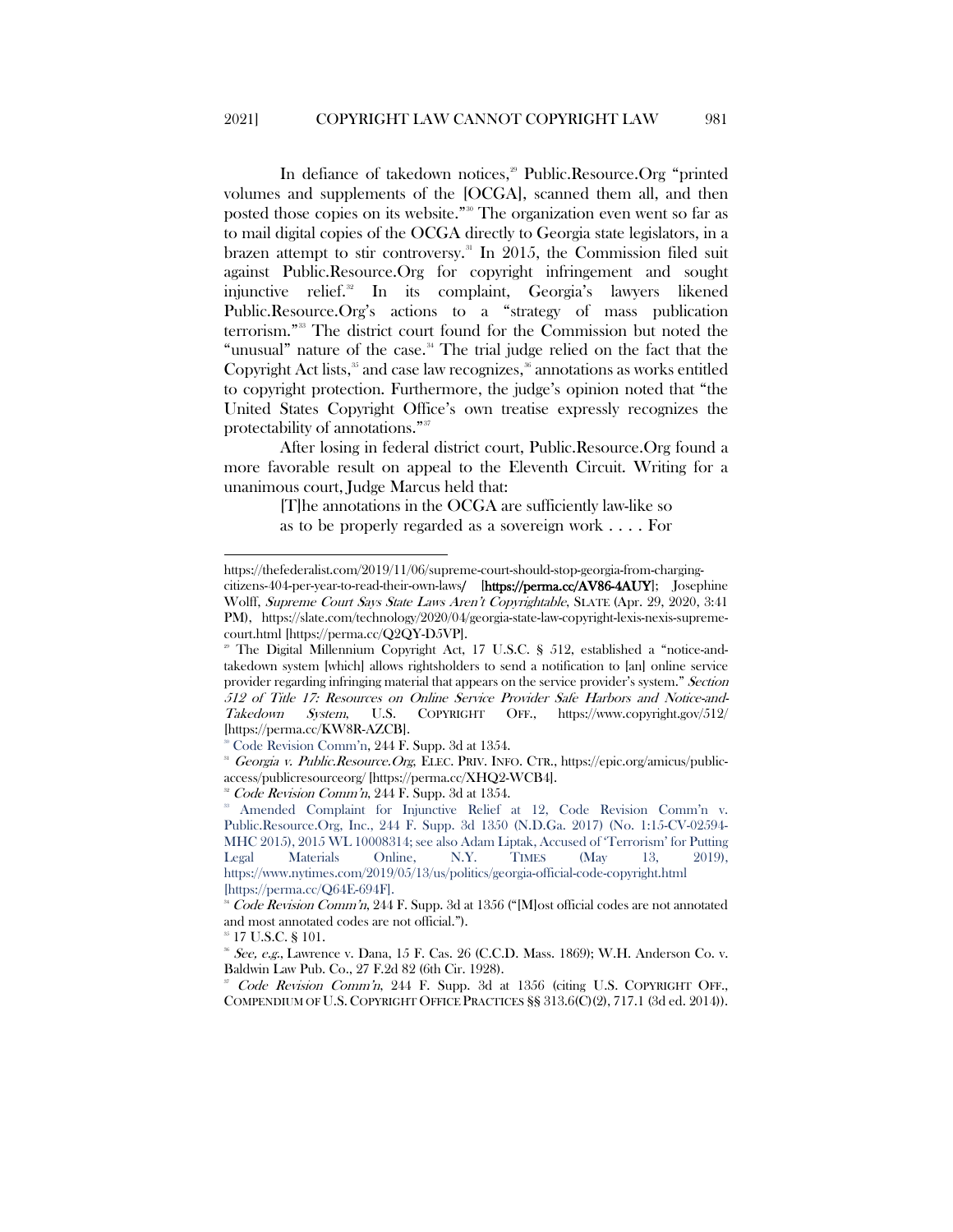In defiance of takedown notices,[29] Public.Resource.Org "printed volumes and supplements of the [OCGA], scanned them all, and then posted those copies on its website."[30] The organization even went so far as to mail digital copies of the OCGA directly to Georgia state legislators, in a brazen attempt to stir controversy.[31] In 2015, the Commission filed suit against Public.Resource.Org for copyright infringement and sought injunctive relief.[32] In its complaint, Georgia's lawyers likened Public.Resource.Org's actions to a "strategy of mass publication terrorism."[33] The district court found for the Commission but noted the "unusual" nature of the case.[34] The trial judge relied on the fact that the Copyright Act lists,[35] and case law recognizes,[36] annotations as works entitled to copyright protection. Furthermore, the judge's opinion noted that "the United States Copyright Office's own treatise expressly recognizes the protectability of annotations."[37]

After losing in federal district court, Public.Resource.Org found a more favorable result on appeal to the Eleventh Circuit. Writing for a unanimous court, Judge Marcus held that:

> [T]he annotations in the OCGA are sufficiently law-like so as to be properly regarded as a sovereign work . . . . For

---

https://thefederalist.com/2019/11/06/supreme-court-should-stop-georgia-from-charging-citizens-404-per-year-to-read-their-own-laws/ [https://perma.cc/AV86-4AUY]; Josephine Wolff, *Supreme Court Says State Laws Aren't Copyrightable*, SLATE (Apr. 29, 2020, 3:41 PM), https://slate.com/technology/2020/04/georgia-state-law-copyright-lexis-nexis-supreme-court.html [https://perma.cc/Q2QY-D5VP].

[29] The Digital Millennium Copyright Act, 17 U.S.C. § 512, established a "notice-and-takedown system [which] allows rightsholders to send a notification to [an] online service provider regarding infringing material that appears on the service provider's system." *Section 512 of Title 17: Resources on Online Service Provider Safe Harbors and Notice-and-Takedown System*, U.S. COPYRIGHT OFF., https://www.copyright.gov/512/ [https://perma.cc/KW8R-AZCB].

[30] Code Revision Comm'n, 244 F. Supp. 3d at 1354.

[31] *Georgia v. Public.Resource.Org*, ELEC. PRIV. INFO. CTR., https://epic.org/amicus/public-access/publicresourceorg/ [https://perma.cc/XHQ2-WCB4].

[32] *Code Revision Comm'n*, 244 F. Supp. 3d at 1354.

[33] Amended Complaint for Injunctive Relief at 12, Code Revision Comm'n v. Public.Resource.Org, Inc., 244 F. Supp. 3d 1350 (N.D.Ga. 2017) (No. 1:15-CV-02594-MHC 2015), 2015 WL 10008314; see also Adam Liptak, Accused of 'Terrorism' for Putting Legal Materials Online, N.Y. TIMES (May 13, 2019), https://www.nytimes.com/2019/05/13/us/politics/georgia-official-code-copyright.html [https://perma.cc/Q64E-694F].

[34] *Code Revision Comm'n*, 244 F. Supp. 3d at 1356 ("[M]ost official codes are not annotated and most annotated codes are not official.").

[35] 17 U.S.C. § 101.

[36] *See, e.g.*, Lawrence v. Dana, 15 F. Cas. 26 (C.C.D. Mass. 1869); W.H. Anderson Co. v. Baldwin Law Pub. Co., 27 F.2d 82 (6th Cir. 1928).

[37] *Code Revision Comm'n*, 244 F. Supp. 3d at 1356 (citing U.S. COPYRIGHT OFF., COMPENDIUM OF U.S. COPYRIGHT OFFICE PRACTICES §§ 313.6(C)(2), 717.1 (3d ed. 2014)).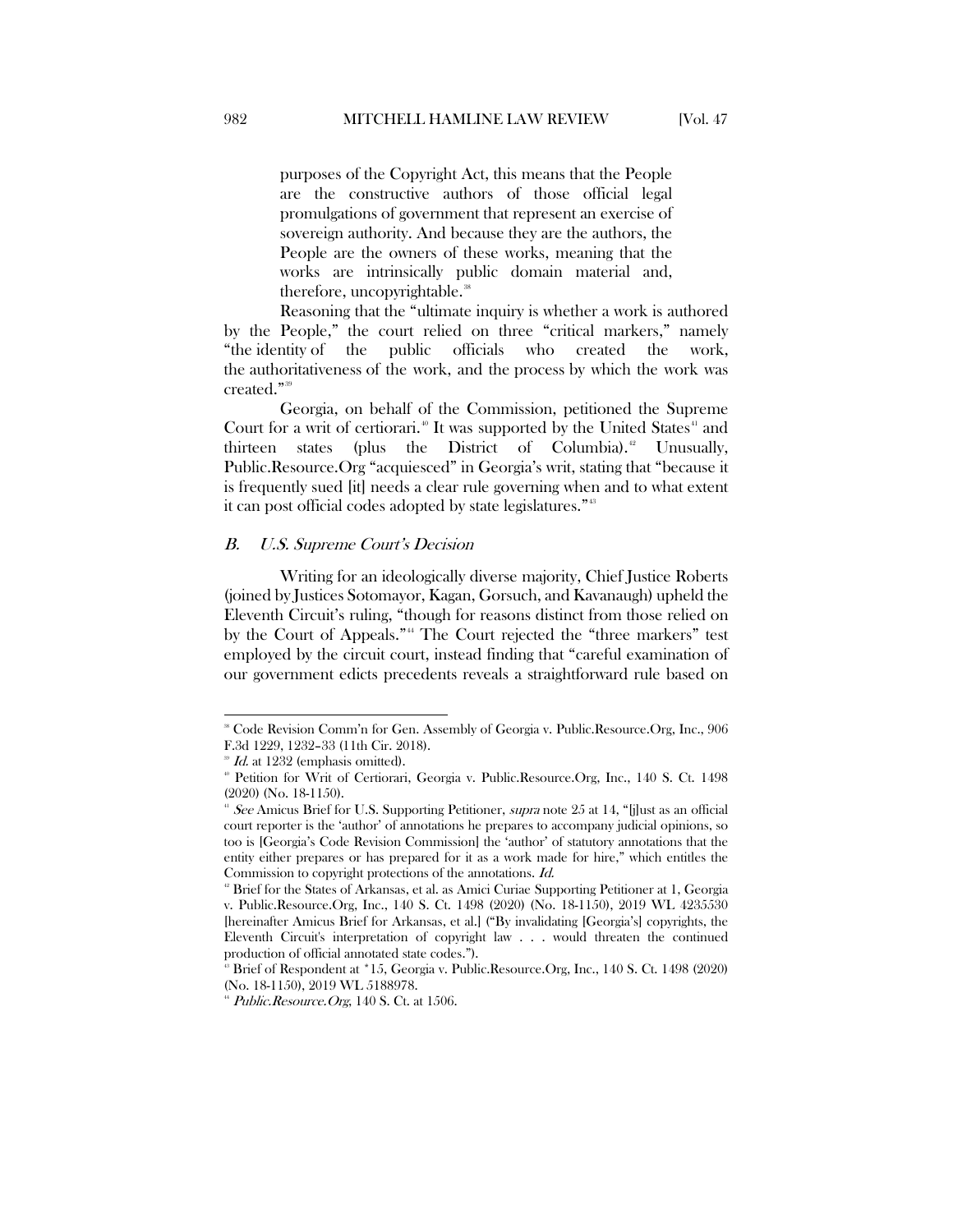> purposes of the Copyright Act, this means that the People are the constructive authors of those official legal promulgations of government that represent an exercise of sovereign authority. And because they are the authors, the People are the owners of these works, meaning that the works are intrinsically public domain material and, therefore, uncopyrightable.[38]

Reasoning that the "ultimate inquiry is whether a work is authored by the People," the court relied on three "critical markers," namely "the identity of the public officials who created the work, the authoritativeness of the work, and the process by which the work was created."[39]

Georgia, on behalf of the Commission, petitioned the Supreme Court for a writ of certiorari.[40] It was supported by the United States[41] and thirteen states (plus the District of Columbia).[42] Unusually, Public.Resource.Org "acquiesced" in Georgia's writ, stating that "because it is frequently sued [it] needs a clear rule governing when and to what extent it can post official codes adopted by state legislatures."[43]

### *B. U.S. Supreme Court's Decision*

Writing for an ideologically diverse majority, Chief Justice Roberts (joined by Justices Sotomayor, Kagan, Gorsuch, and Kavanaugh) upheld the Eleventh Circuit's ruling, "though for reasons distinct from those relied on by the Court of Appeals."[44] The Court rejected the "three markers" test employed by the circuit court, instead finding that "careful examination of our government edicts precedents reveals a straightforward rule based on

---

[38] Code Revision Comm'n for Gen. Assembly of Georgia v. Public.Resource.Org, Inc., 906 F.3d 1229, 1232–33 (11th Cir. 2018).

[39] *Id.* at 1232 (emphasis omitted).

[40] Petition for Writ of Certiorari, Georgia v. Public.Resource.Org, Inc., 140 S. Ct. 1498 (2020) (No. 18-1150).

[41] *See* Amicus Brief for U.S. Supporting Petitioner, *supra* note 25 at 14, "[j]ust as an official court reporter is the 'author' of annotations he prepares to accompany judicial opinions, so too is [Georgia's Code Revision Commission] the 'author' of statutory annotations that the entity either prepares or has prepared for it as a work made for hire," which entitles the Commission to copyright protections of the annotations. *Id.*

[42] Brief for the States of Arkansas, et al. as Amici Curiae Supporting Petitioner at 1, Georgia v. Public.Resource.Org, Inc., 140 S. Ct. 1498 (2020) (No. 18-1150), 2019 WL 4235530 [hereinafter Amicus Brief for Arkansas, et al.] ("By invalidating [Georgia's] copyrights, the Eleventh Circuit's interpretation of copyright law . . . would threaten the continued production of official annotated state codes.").

[43] Brief of Respondent at *15, Georgia v. Public.Resource.Org, Inc., 140 S. Ct. 1498 (2020) (No. 18-1150), 2019 WL 5188978.

[44] *Public.Resource.Org*, 140 S. Ct. at 1506.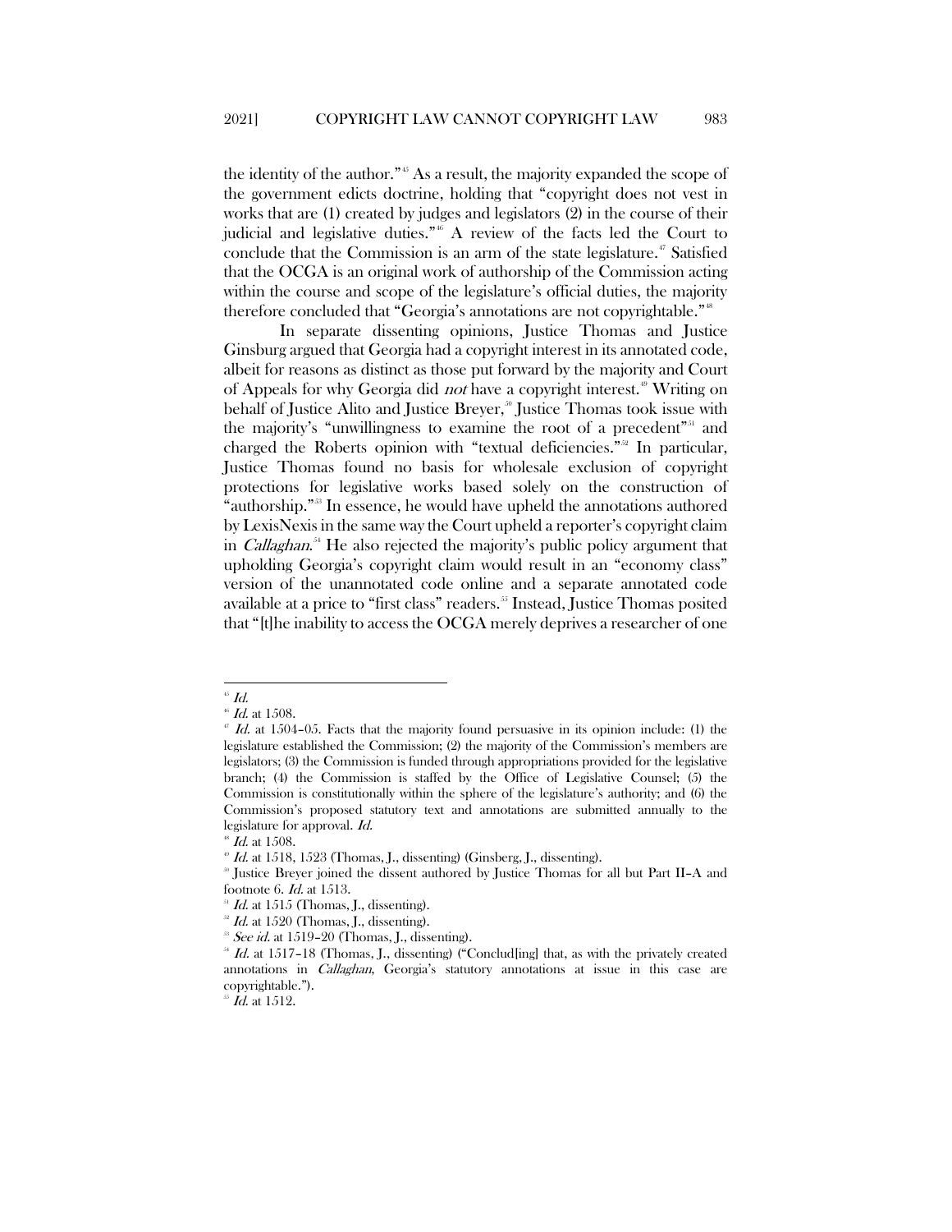the identity of the author."[45] As a result, the majority expanded the scope of the government edicts doctrine, holding that "copyright does not vest in works that are (1) created by judges and legislators (2) in the course of their judicial and legislative duties."[46] A review of the facts led the Court to conclude that the Commission is an arm of the state legislature.[47] Satisfied that the OCGA is an original work of authorship of the Commission acting within the course and scope of the legislature's official duties, the majority therefore concluded that "Georgia's annotations are not copyrightable."[48]

In separate dissenting opinions, Justice Thomas and Justice Ginsburg argued that Georgia had a copyright interest in its annotated code, albeit for reasons as distinct as those put forward by the majority and Court of Appeals for why Georgia did *not* have a copyright interest.[49] Writing on behalf of Justice Alito and Justice Breyer,[50] Justice Thomas took issue with the majority's "unwillingness to examine the root of a precedent"[51] and charged the Roberts opinion with "textual deficiencies."[52] In particular, Justice Thomas found no basis for wholesale exclusion of copyright protections for legislative works based solely on the construction of "authorship."[53] In essence, he would have upheld the annotations authored by LexisNexis in the same way the Court upheld a reporter's copyright claim in *Callaghan*.[54] He also rejected the majority's public policy argument that upholding Georgia's copyright claim would result in an "economy class" version of the unannotated code online and a separate annotated code available at a price to "first class" readers.[55] Instead, Justice Thomas posited that "[t]he inability to access the OCGA merely deprives a researcher of one

---

[45] *Id.*

[46] *Id.* at 1508.

[47] *Id.* at 1504–05. Facts that the majority found persuasive in its opinion include: (1) the legislature established the Commission; (2) the majority of the Commission's members are legislators; (3) the Commission is funded through appropriations provided for the legislative branch; (4) the Commission is staffed by the Office of Legislative Counsel; (5) the Commission is constitutionally within the sphere of the legislature's authority; and (6) the Commission's proposed statutory text and annotations are submitted annually to the legislature for approval. *Id.*

[48] *Id.* at 1508.

[49] *Id.* at 1518, 1523 (Thomas, J., dissenting) (Ginsberg, J., dissenting).

[50] Justice Breyer joined the dissent authored by Justice Thomas for all but Part II–A and footnote 6. *Id.* at 1513.

[51] *Id.* at 1515 (Thomas, J., dissenting).

[52] *Id.* at 1520 (Thomas, J., dissenting).

[53] *See id.* at 1519–20 (Thomas, J., dissenting).

[54] *Id.* at 1517–18 (Thomas, J., dissenting) ("Conclud[ing] that, as with the privately created annotations in *Callaghan*, Georgia's statutory annotations at issue in this case are copyrightable.").

[55] *Id.* at 1512.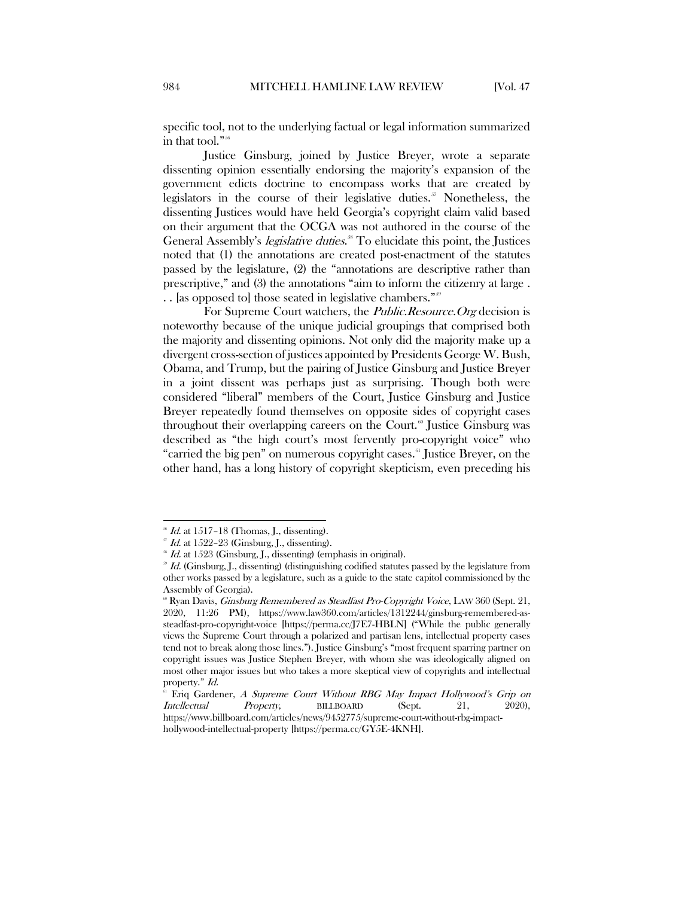specific tool, not to the underlying factual or legal information summarized in that tool."[56]

Justice Ginsburg, joined by Justice Breyer, wrote a separate dissenting opinion essentially endorsing the majority's expansion of the government edicts doctrine to encompass works that are created by legislators in the course of their legislative duties.[57] Nonetheless, the dissenting Justices would have held Georgia's copyright claim valid based on their argument that the OCGA was not authored in the course of the General Assembly's *legislative duties*.[58] To elucidate this point, the Justices noted that (1) the annotations are created post-enactment of the statutes passed by the legislature, (2) the "annotations are descriptive rather than prescriptive," and (3) the annotations "aim to inform the citizenry at large . . . [as opposed to] those seated in legislative chambers."[59]

For Supreme Court watchers, the *Public.Resource.Org* decision is noteworthy because of the unique judicial groupings that comprised both the majority and dissenting opinions. Not only did the majority make up a divergent cross-section of justices appointed by Presidents George W. Bush, Obama, and Trump, but the pairing of Justice Ginsburg and Justice Breyer in a joint dissent was perhaps just as surprising. Though both were considered "liberal" members of the Court, Justice Ginsburg and Justice Breyer repeatedly found themselves on opposite sides of copyright cases throughout their overlapping careers on the Court.[60] Justice Ginsburg was described as "the high court's most fervently pro-copyright voice" who "carried the big pen" on numerous copyright cases.[61] Justice Breyer, on the other hand, has a long history of copyright skepticism, even preceding his

---

[56] *Id.* at 1517–18 (Thomas, J., dissenting).

[57] *Id.* at 1522–23 (Ginsburg, J., dissenting).

[58] *Id.* at 1523 (Ginsburg, J., dissenting) (emphasis in original).

[59] *Id.* (Ginsburg, J., dissenting) (distinguishing codified statutes passed by the legislature from other works passed by a legislature, such as a guide to the state capitol commissioned by the Assembly of Georgia).

[60] Ryan Davis, *Ginsburg Remembered as Steadfast Pro-Copyright Voice*, LAW 360 (Sept. 21, 2020, 11:26 PM), https://www.law360.com/articles/1312244/ginsburg-remembered-as-steadfast-pro-copyright-voice [https://perma.cc/J7E7-HBLN] ("While the public generally views the Supreme Court through a polarized and partisan lens, intellectual property cases tend not to break along those lines."). Justice Ginsburg's "most frequent sparring partner on copyright issues was Justice Stephen Breyer, with whom she was ideologically aligned on most other major issues but who takes a more skeptical view of copyrights and intellectual property." *Id.*

[61] Eriq Gardener, *A Supreme Court Without RBG May Impact Hollywood's Grip on Intellectual Property*, BILLBOARD (Sept. 21, 2020), https://www.billboard.com/articles/news/9452775/supreme-court-without-rbg-impact-hollywood-intellectual-property [https://perma.cc/GY5E-4KNH].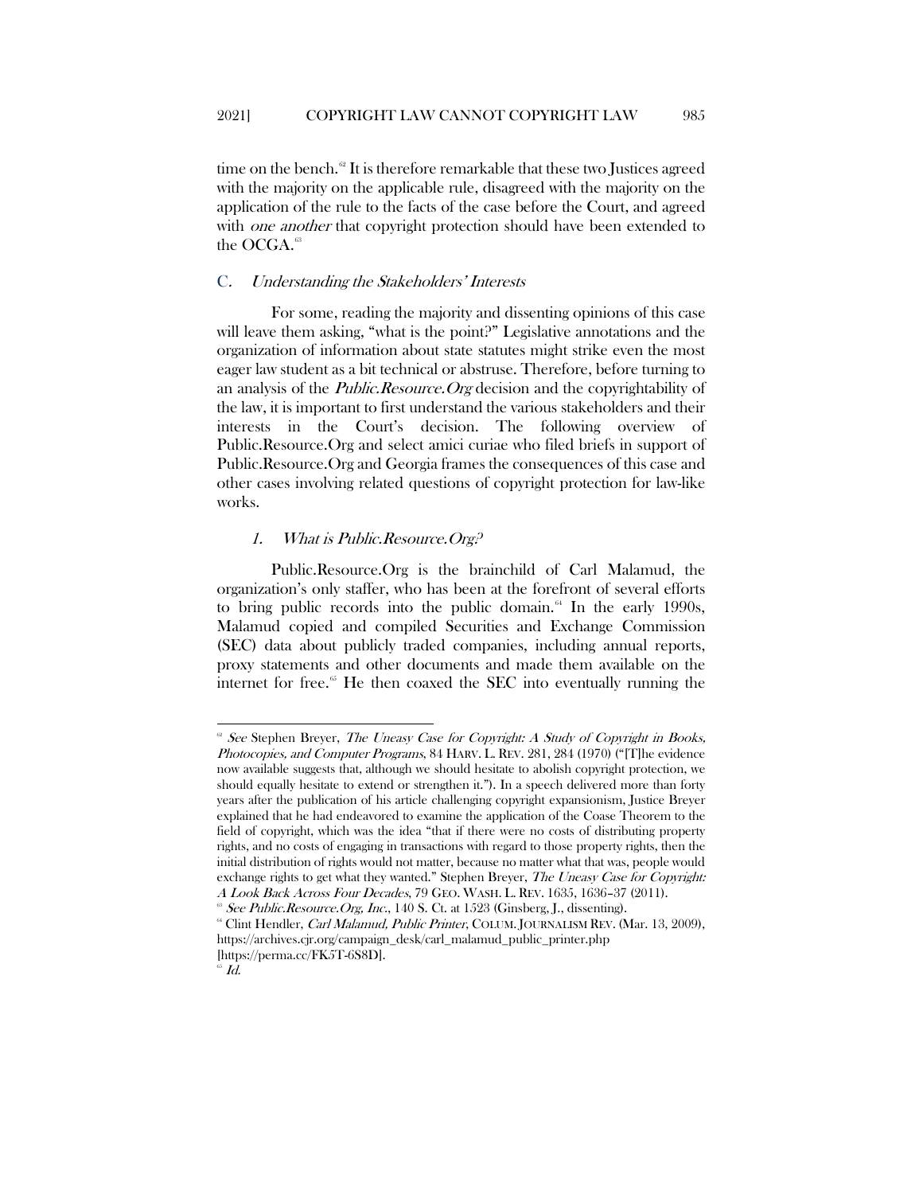time on the bench.[62] It is therefore remarkable that these two Justices agreed with the majority on the applicable rule, disagreed with the majority on the application of the rule to the facts of the case before the Court, and agreed with *one another* that copyright protection should have been extended to the OCGA.[63]

### C. *Understanding the Stakeholders' Interests*

For some, reading the majority and dissenting opinions of this case will leave them asking, "what is the point?" Legislative annotations and the organization of information about state statutes might strike even the most eager law student as a bit technical or abstruse. Therefore, before turning to an analysis of the *Public.Resource.Org* decision and the copyrightability of the law, it is important to first understand the various stakeholders and their interests in the Court's decision. The following overview of Public.Resource.Org and select amici curiae who filed briefs in support of Public.Resource.Org and Georgia frames the consequences of this case and other cases involving related questions of copyright protection for law-like works.

#### 1. *What is Public.Resource.Org?*

Public.Resource.Org is the brainchild of Carl Malamud, the organization's only staffer, who has been at the forefront of several efforts to bring public records into the public domain.[64] In the early 1990s, Malamud copied and compiled Securities and Exchange Commission (SEC) data about publicly traded companies, including annual reports, proxy statements and other documents and made them available on the internet for free.[65] He then coaxed the SEC into eventually running the

---

[62] *See* Stephen Breyer, *The Uneasy Case for Copyright: A Study of Copyright in Books, Photocopies, and Computer Programs*, 84 HARV. L. REV. 281, 284 (1970) ("[T]he evidence now available suggests that, although we should hesitate to abolish copyright protection, we should equally hesitate to extend or strengthen it."). In a speech delivered more than forty years after the publication of his article challenging copyright expansionism, Justice Breyer explained that he had endeavored to examine the application of the Coase Theorem to the field of copyright, which was the idea "that if there were no costs of distributing property rights, and no costs of engaging in transactions with regard to those property rights, then the initial distribution of rights would not matter, because no matter what that was, people would exchange rights to get what they wanted." Stephen Breyer, *The Uneasy Case for Copyright: A Look Back Across Four Decades*, 79 GEO. WASH. L. REV. 1635, 1636–37 (2011).

[63] *See Public.Resource.Org, Inc.*, 140 S. Ct. at 1523 (Ginsberg, J., dissenting).

[64] Clint Hendler, *Carl Malamud, Public Printer*, COLUM. JOURNALISM REV. (Mar. 13, 2009), https://archives.cjr.org/campaign_desk/carl_malamud_public_printer.php [https://perma.cc/FK5T-6S8D].

[65] *Id.*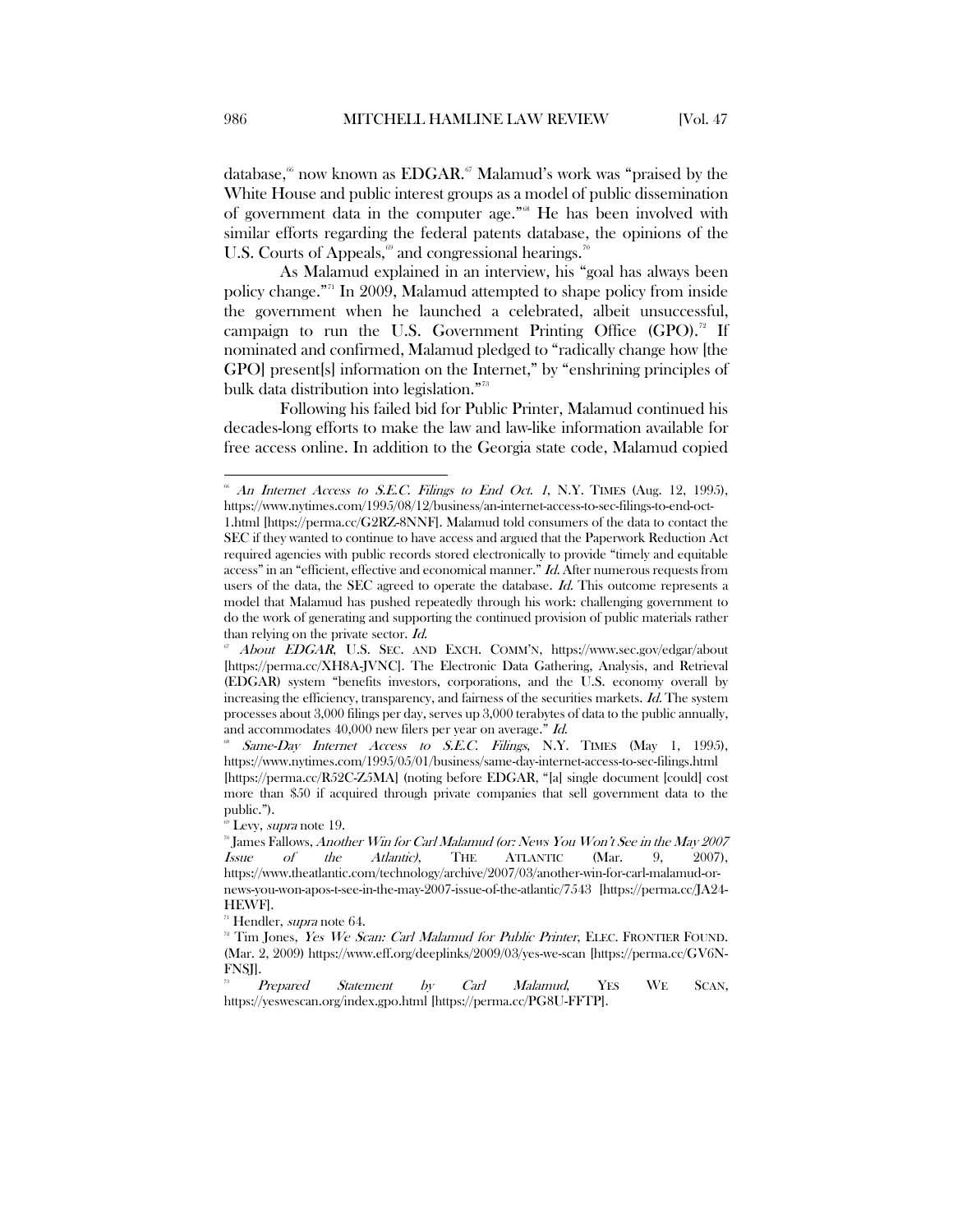database,[66] now known as EDGAR.[67] Malamud's work was "praised by the White House and public interest groups as a model of public dissemination of government data in the computer age."[68] He has been involved with similar efforts regarding the federal patents database, the opinions of the U.S. Courts of Appeals,[69] and congressional hearings.[70]

As Malamud explained in an interview, his "goal has always been policy change."[71] In 2009, Malamud attempted to shape policy from inside the government when he launched a celebrated, albeit unsuccessful, campaign to run the U.S. Government Printing Office (GPO).[72] If nominated and confirmed, Malamud pledged to "radically change how [the GPO] present[s] information on the Internet," by "enshrining principles of bulk data distribution into legislation."[73]

Following his failed bid for Public Printer, Malamud continued his decades-long efforts to make the law and law-like information available for free access online. In addition to the Georgia state code, Malamud copied

---

[66] *An Internet Access to S.E.C. Filings to End Oct. 1*, N.Y. TIMES (Aug. 12, 1995), https://www.nytimes.com/1995/08/12/business/an-internet-access-to-sec-filings-to-end-oct-1.html [https://perma.cc/G2RZ-8NNF]. Malamud told consumers of the data to contact the SEC if they wanted to continue to have access and argued that the Paperwork Reduction Act required agencies with public records stored electronically to provide "timely and equitable access" in an "efficient, effective and economical manner." *Id.* After numerous requests from users of the data, the SEC agreed to operate the database. *Id.* This outcome represents a model that Malamud has pushed repeatedly through his work: challenging government to do the work of generating and supporting the continued provision of public materials rather than relying on the private sector. *Id.*

[67] *About EDGAR*, U.S. SEC. AND EXCH. COMM'N, https://www.sec.gov/edgar/about [https://perma.cc/XH8A-JVNC]. The Electronic Data Gathering, Analysis, and Retrieval (EDGAR) system "benefits investors, corporations, and the U.S. economy overall by increasing the efficiency, transparency, and fairness of the securities markets. *Id.* The system processes about 3,000 filings per day, serves up 3,000 terabytes of data to the public annually, and accommodates 40,000 new filers per year on average." *Id.*

[68] *Same-Day Internet Access to S.E.C. Filings*, N.Y. TIMES (May 1, 1995), https://www.nytimes.com/1995/05/01/business/same-day-internet-access-to-sec-filings.html [https://perma.cc/R52C-Z5MA] (noting before EDGAR, "[a] single document [could] cost more than $50 if acquired through private companies that sell government data to the public.").

[69] Levy, *supra* note 19.

[70] James Fallows, *Another Win for Carl Malamud (or: News You Won't See in the May 2007 Issue of the Atlantic)*, THE ATLANTIC (Mar. 9, 2007), https://www.theatlantic.com/technology/archive/2007/03/another-win-for-carl-malamud-or-news-you-won-apos-t-see-in-the-may-2007-issue-of-the-atlantic/7543 [https://perma.cc/JA24-HEWF].

[71] Hendler, *supra* note 64.

[72] Tim Jones, *Yes We Scan: Carl Malamud for Public Printer*, ELEC. FRONTIER FOUND. (Mar. 2, 2009) https://www.eff.org/deeplinks/2009/03/yes-we-scan [https://perma.cc/GV6N-FNSJ].

[73] *Prepared Statement by Carl Malamud*, YES WE SCAN, https://yeswescan.org/index.gpo.html [https://perma.cc/PG8U-FFTP].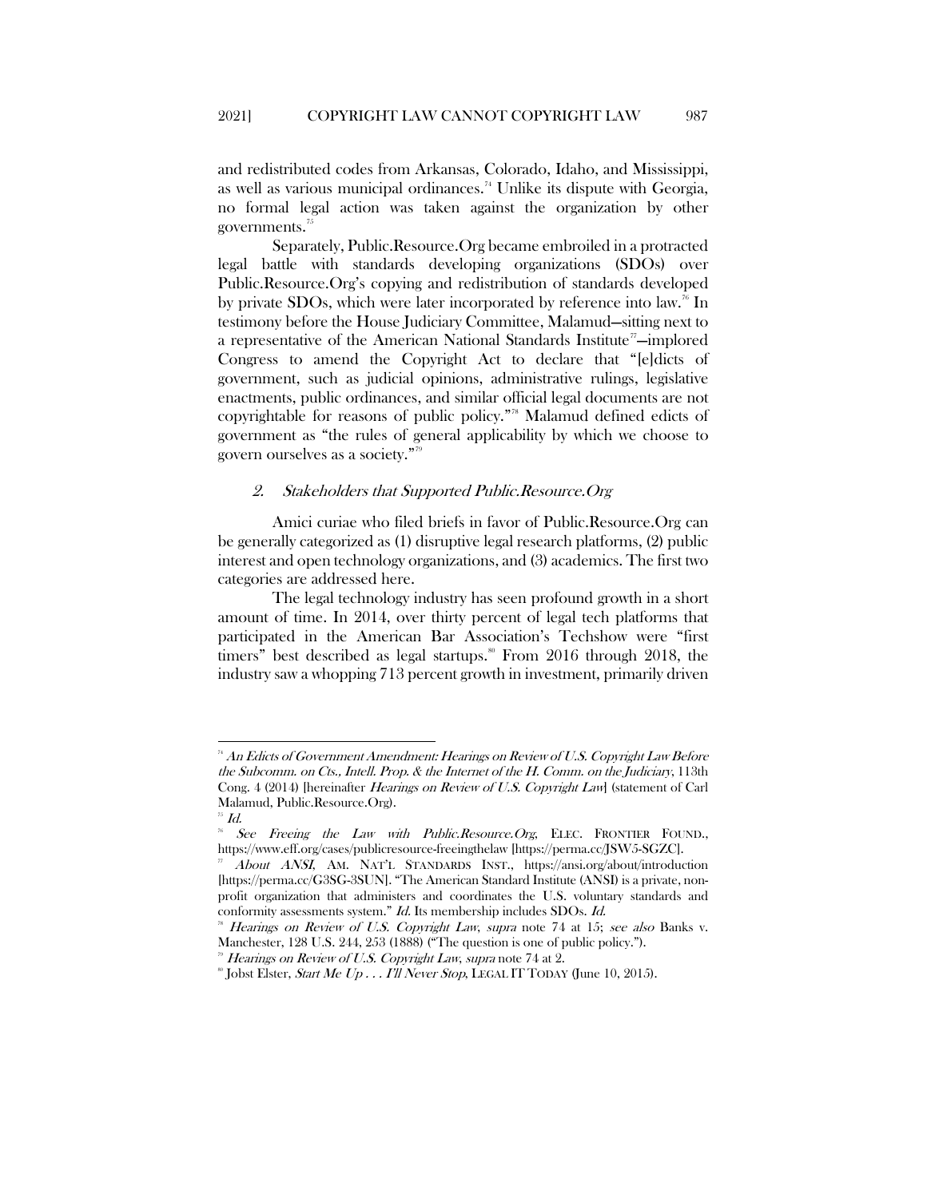and redistributed codes from Arkansas, Colorado, Idaho, and Mississippi, as well as various municipal ordinances.[74] Unlike its dispute with Georgia, no formal legal action was taken against the organization by other governments.[75]

Separately, Public.Resource.Org became embroiled in a protracted legal battle with standards developing organizations (SDOs) over Public.Resource.Org's copying and redistribution of standards developed by private SDOs, which were later incorporated by reference into law.[76] In testimony before the House Judiciary Committee, Malamud—sitting next to a representative of the American National Standards Institute[77]—implored Congress to amend the Copyright Act to declare that "[e]dicts of government, such as judicial opinions, administrative rulings, legislative enactments, public ordinances, and similar official legal documents are not copyrightable for reasons of public policy."[78] Malamud defined edicts of government as "the rules of general applicability by which we choose to govern ourselves as a society."[79]

### 2. *Stakeholders that Supported Public.Resource.Org*

Amici curiae who filed briefs in favor of Public.Resource.Org can be generally categorized as (1) disruptive legal research platforms, (2) public interest and open technology organizations, and (3) academics. The first two categories are addressed here.

The legal technology industry has seen profound growth in a short amount of time. In 2014, over thirty percent of legal tech platforms that participated in the American Bar Association's Techshow were "first timers" best described as legal startups.[80] From 2016 through 2018, the industry saw a whopping 713 percent growth in investment, primarily driven

---

[74] *An Edicts of Government Amendment: Hearings on Review of U.S. Copyright Law Before the Subcomm. on Cts., Intell. Prop. & the Internet of the H. Comm. on the Judiciary*, 113th Cong. 4 (2014) [hereinafter *Hearings on Review of U.S. Copyright Law*] (statement of Carl Malamud, Public.Resource.Org).

[75] *Id.*

[76] *See Freeing the Law with Public.Resource.Org*, ELEC. FRONTIER FOUND., https://www.eff.org/cases/publicresource-freeingthelaw [https://perma.cc/JSW5-SGZC].

[77] *About ANSI*, AM. NAT'L STANDARDS INST., https://ansi.org/about/introduction [https://perma.cc/G3SG-3SUN]. "The American Standard Institute (ANSI) is a private, non-profit organization that administers and coordinates the U.S. voluntary standards and conformity assessments system." *Id.* Its membership includes SDOs. *Id.*

[78] *Hearings on Review of U.S. Copyright Law*, *supra* note 74 at 15; *see also* Banks v. Manchester, 128 U.S. 244, 253 (1888) ("The question is one of public policy.").

[79] *Hearings on Review of U.S. Copyright Law*, *supra* note 74 at 2.

[80] Jobst Elster, *Start Me Up . . . I'll Never Stop*, LEGAL IT TODAY (June 10, 2015).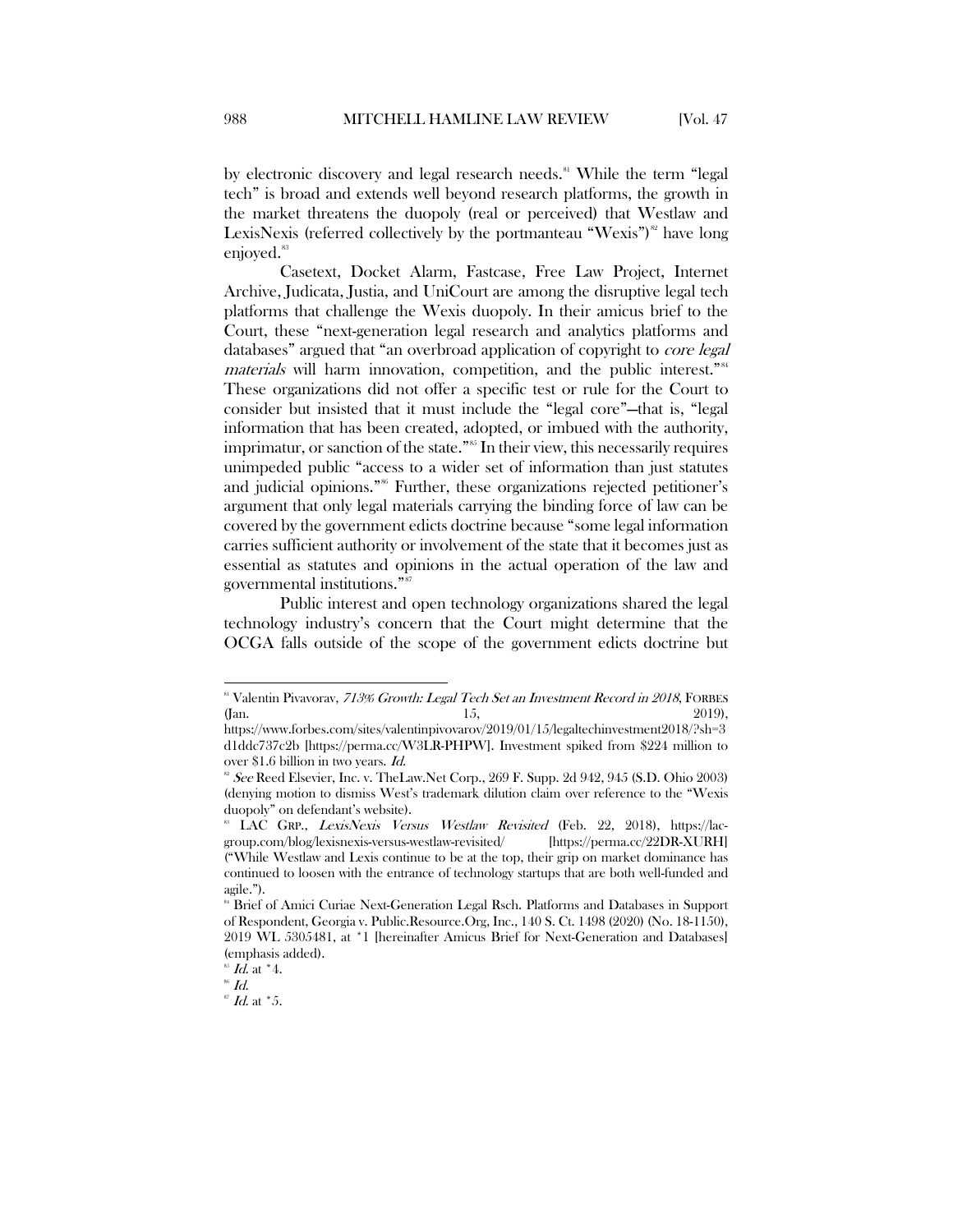by electronic discovery and legal research needs.[81] While the term "legal tech" is broad and extends well beyond research platforms, the growth in the market threatens the duopoly (real or perceived) that Westlaw and LexisNexis (referred collectively by the portmanteau "Wexis")[82] have long enjoyed.[83]

Casetext, Docket Alarm, Fastcase, Free Law Project, Internet Archive, Judicata, Justia, and UniCourt are among the disruptive legal tech platforms that challenge the Wexis duopoly. In their amicus brief to the Court, these "next-generation legal research and analytics platforms and databases" argued that "an overbroad application of copyright to *core legal materials* will harm innovation, competition, and the public interest."[84] These organizations did not offer a specific test or rule for the Court to consider but insisted that it must include the "legal core"—that is, "legal information that has been created, adopted, or imbued with the authority, imprimatur, or sanction of the state."[85] In their view, this necessarily requires unimpeded public "access to a wider set of information than just statutes and judicial opinions."[86] Further, these organizations rejected petitioner's argument that only legal materials carrying the binding force of law can be covered by the government edicts doctrine because "some legal information carries sufficient authority or involvement of the state that it becomes just as essential as statutes and opinions in the actual operation of the law and governmental institutions."[87]

Public interest and open technology organizations shared the legal technology industry's concern that the Court might determine that the OCGA falls outside of the scope of the government edicts doctrine but

---

[81] Valentin Pivavorav, *713% Growth: Legal Tech Set an Investment Record in 2018*, FORBES (Jan. 15, 2019), https://www.forbes.com/sites/valentinpivovarov/2019/01/15/legaltechinvestment2018/?sh=3d1ddc737c2b [https://perma.cc/W3LR-PHPW]. Investment spiked from $224 million to over $1.6 billion in two years. *Id.*

[82] *See* Reed Elsevier, Inc. v. TheLaw.Net Corp., 269 F. Supp. 2d 942, 945 (S.D. Ohio 2003) (denying motion to dismiss West's trademark dilution claim over reference to the "Wexis duopoly" on defendant's website).

[83] LAC GRP., *LexisNexis Versus Westlaw Revisited* (Feb. 22, 2018), https://lac-group.com/blog/lexisnexis-versus-westlaw-revisited/ [https://perma.cc/22DR-XURH] ("While Westlaw and Lexis continue to be at the top, their grip on market dominance has continued to loosen with the entrance of technology startups that are both well-funded and agile.").

[84] Brief of Amici Curiae Next-Generation Legal Rsch. Platforms and Databases in Support of Respondent, Georgia v. Public.Resource.Org, Inc., 140 S. Ct. 1498 (2020) (No. 18-1150), 2019 WL 5305481, at *1 [hereinafter Amicus Brief for Next-Generation and Databases] (emphasis added).

[85] *Id.* at *4.

[86] *Id.*

[87] *Id.* at *5.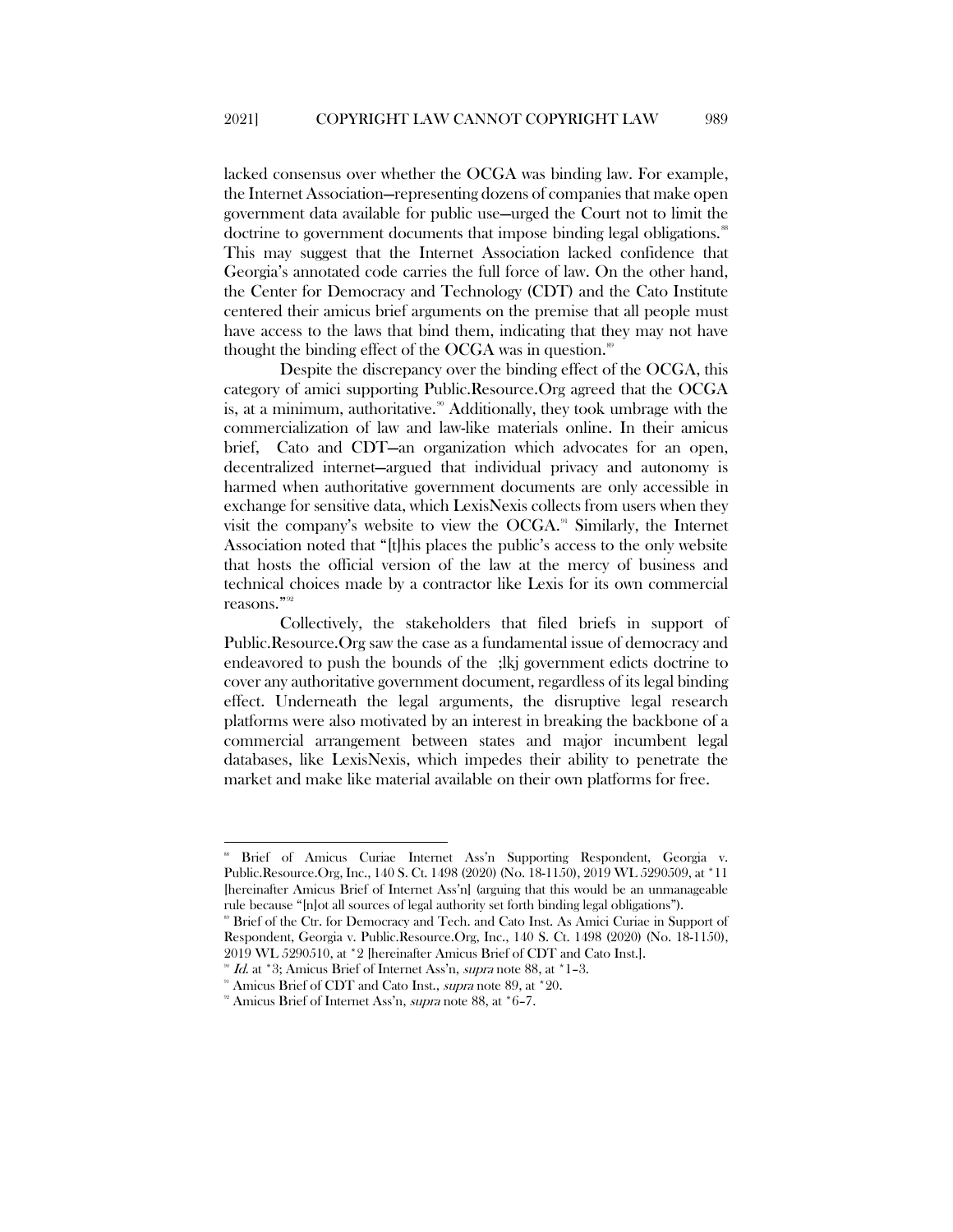lacked consensus over whether the OCGA was binding law. For example, the Internet Association—representing dozens of companies that make open government data available for public use—urged the Court not to limit the doctrine to government documents that impose binding legal obligations.[88] This may suggest that the Internet Association lacked confidence that Georgia's annotated code carries the full force of law. On the other hand, the Center for Democracy and Technology (CDT) and the Cato Institute centered their amicus brief arguments on the premise that all people must have access to the laws that bind them, indicating that they may not have thought the binding effect of the OCGA was in question.[89]

Despite the discrepancy over the binding effect of the OCGA, this category of amici supporting Public.Resource.Org agreed that the OCGA is, at a minimum, authoritative.[90] Additionally, they took umbrage with the commercialization of law and law-like materials online. In their amicus brief, Cato and CDT—an organization which advocates for an open, decentralized internet—argued that individual privacy and autonomy is harmed when authoritative government documents are only accessible in exchange for sensitive data, which LexisNexis collects from users when they visit the company's website to view the OCGA.[91] Similarly, the Internet Association noted that "[t]his places the public's access to the only website that hosts the official version of the law at the mercy of business and technical choices made by a contractor like Lexis for its own commercial reasons."[92]

Collectively, the stakeholders that filed briefs in support of Public.Resource.Org saw the case as a fundamental issue of democracy and endeavored to push the bounds of the ;lkj government edicts doctrine to cover any authoritative government document, regardless of its legal binding effect. Underneath the legal arguments, the disruptive legal research platforms were also motivated by an interest in breaking the backbone of a commercial arrangement between states and major incumbent legal databases, like LexisNexis, which impedes their ability to penetrate the market and make like material available on their own platforms for free.

---

[88] Brief of Amicus Curiae Internet Ass'n Supporting Respondent, Georgia v. Public.Resource.Org, Inc., 140 S. Ct. 1498 (2020) (No. 18-1150), 2019 WL 5290509, at *11 [hereinafter Amicus Brief of Internet Ass'n] (arguing that this would be an unmanageable rule because "[n]ot all sources of legal authority set forth binding legal obligations").

[89] Brief of the Ctr. for Democracy and Tech. and Cato Inst. As Amici Curiae in Support of Respondent, Georgia v. Public.Resource.Org, Inc., 140 S. Ct. 1498 (2020) (No. 18-1150), 2019 WL 5290510, at *2 [hereinafter Amicus Brief of CDT and Cato Inst.].

[90] *Id.* at *3; Amicus Brief of Internet Ass'n, *supra* note 88, at *1–3.

[91] Amicus Brief of CDT and Cato Inst., *supra* note 89, at *20.

[92] Amicus Brief of Internet Ass'n, *supra* note 88, at *6–7.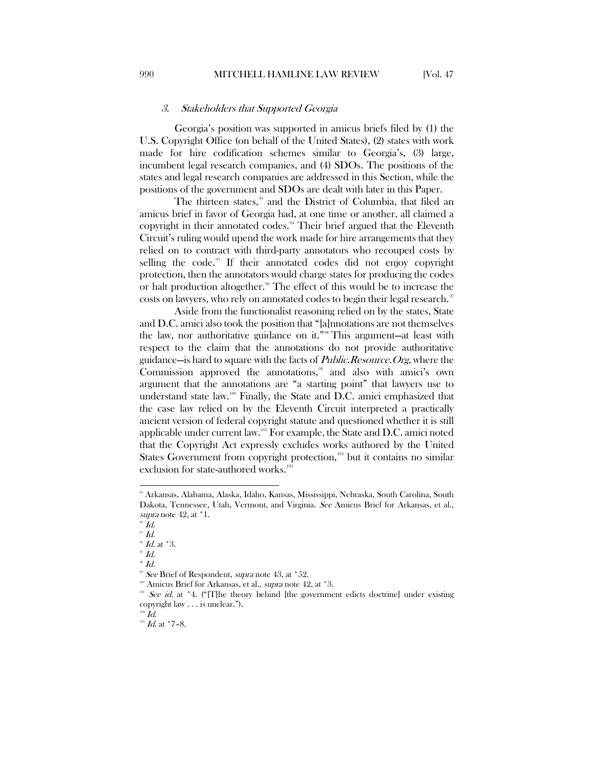### 3. *Stakeholders that Supported Georgia*

Georgia's position was supported in amicus briefs filed by (1) the U.S. Copyright Office (on behalf of the United States), (2) states with work made for hire codification schemes similar to Georgia's, (3) large, incumbent legal research companies, and (4) SDOs. The positions of the states and legal research companies are addressed in this Section, while the positions of the government and SDOs are dealt with later in this Paper.

The thirteen states,[93] and the District of Columbia, that filed an amicus brief in favor of Georgia had, at one time or another, all claimed a copyright in their annotated codes.[94] Their brief argued that the Eleventh Circuit's ruling would upend the work made for hire arrangements that they relied on to contract with third-party annotators who recouped costs by selling the code.[95] If their annotated codes did not enjoy copyright protection, then the annotators would charge states for producing the codes or halt production altogether.[96] The effect of this would be to increase the costs on lawyers, who rely on annotated codes to begin their legal research.[97]

Aside from the functionalist reasoning relied on by the states, State and D.C. amici also took the position that "[a]nnotations are not themselves the law, nor authoritative guidance on it."[98] This argument—at least with respect to the claim that the annotations do not provide authoritative guidance—is hard to square with the facts of *Public.Resource.Org*, where the Commission approved the annotations,[99] and also with amici's own argument that the annotations are "a starting point" that lawyers use to understand state law.[100] Finally, the State and D.C. amici emphasized that the case law relied on by the Eleventh Circuit interpreted a practically ancient version of federal copyright statute and questioned whether it is still applicable under current law.[101] For example, the State and D.C. amici noted that the Copyright Act expressly excludes works authored by the United States Government from copyright protection,[102] but it contains no similar exclusion for state-authored works.[103]

---

[93] Arkansas, Alabama, Alaska, Idaho, Kansas, Mississippi, Nebraska, South Carolina, South Dakota, Tennessee, Utah, Vermont, and Virginia. *See* Amicus Brief for Arkansas, et al., *supra* note 42, at *1.

[94] *Id.*

[95] *Id.*

[96] *Id.* at *3.

[97] *Id.*

[98] *Id.*

[99] *See* Brief of Respondent, *supra* note 43, at *52.

[100] Amicus Brief for Arkansas, et al., *supra* note 42, at *3.

[101] *See id.* at *4. ("[T]he theory behind [the government edicts doctrine] under existing copyright law . . . is unclear.").

[102] *Id.*

[103] *Id.* at *7–8.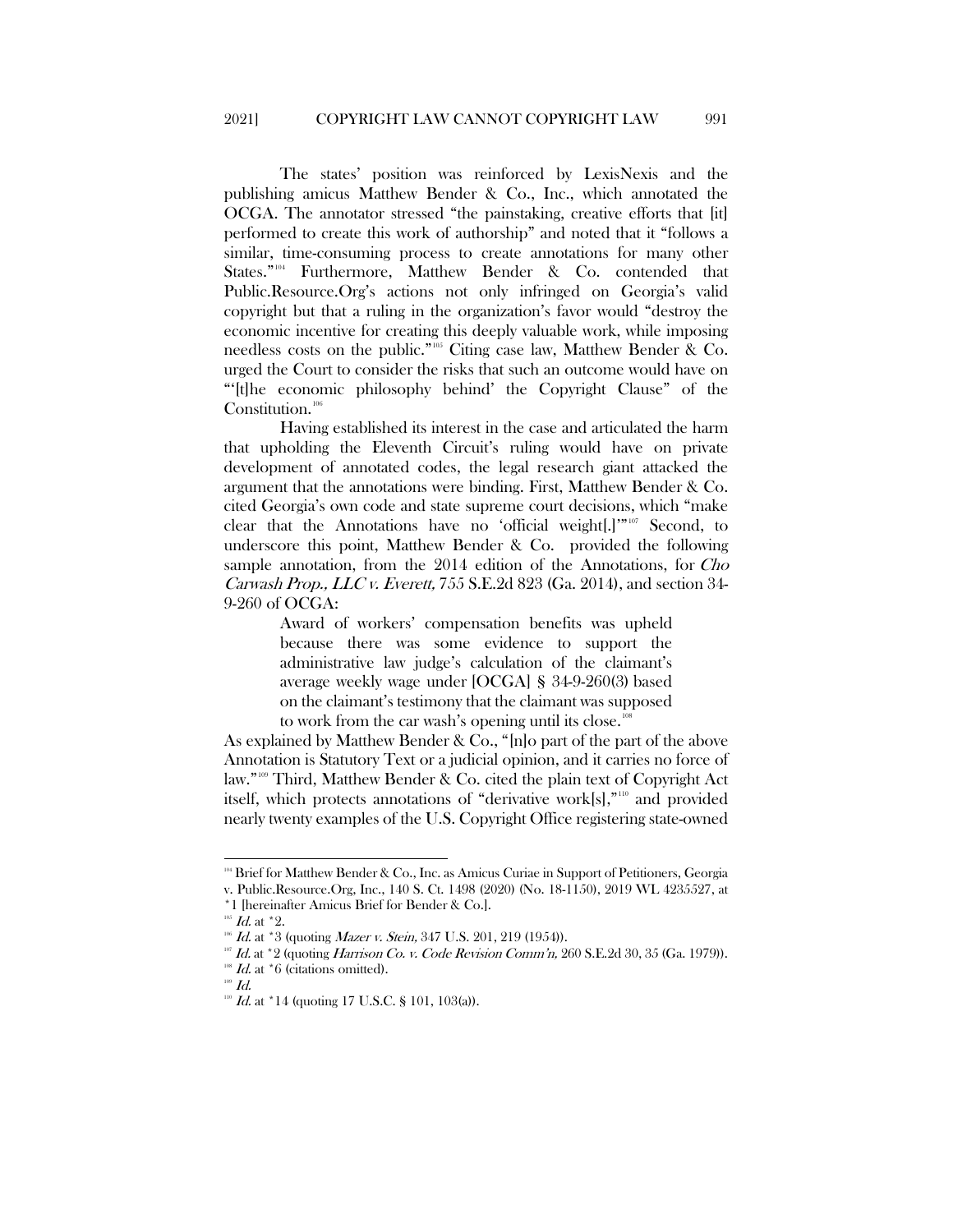The states' position was reinforced by LexisNexis and the publishing amicus Matthew Bender & Co., Inc., which annotated the OCGA. The annotator stressed "the painstaking, creative efforts that [it] performed to create this work of authorship" and noted that it "follows a similar, time-consuming process to create annotations for many other States."[104] Furthermore, Matthew Bender & Co. contended that Public.Resource.Org's actions not only infringed on Georgia's valid copyright but that a ruling in the organization's favor would "destroy the economic incentive for creating this deeply valuable work, while imposing needless costs on the public."[105] Citing case law, Matthew Bender & Co. urged the Court to consider the risks that such an outcome would have on "'[t]he economic philosophy behind' the Copyright Clause" of the Constitution.[106]

Having established its interest in the case and articulated the harm that upholding the Eleventh Circuit's ruling would have on private development of annotated codes, the legal research giant attacked the argument that the annotations were binding. First, Matthew Bender & Co. cited Georgia's own code and state supreme court decisions, which "make clear that the Annotations have no 'official weight[.]'"[107] Second, to underscore this point, Matthew Bender & Co. provided the following sample annotation, from the 2014 edition of the Annotations, for *Cho Carwash Prop., LLC v. Everett,* 755 S.E.2d 823 (Ga. 2014), and section 34-9-260 of OCGA:

> Award of workers' compensation benefits was upheld because there was some evidence to support the administrative law judge's calculation of the claimant's average weekly wage under [OCGA] § 34-9-260(3) based on the claimant's testimony that the claimant was supposed to work from the car wash's opening until its close.[108]

As explained by Matthew Bender & Co., "[n]o part of the part of the above Annotation is Statutory Text or a judicial opinion, and it carries no force of law."[109] Third, Matthew Bender & Co. cited the plain text of Copyright Act itself, which protects annotations of "derivative work[s],"[110] and provided nearly twenty examples of the U.S. Copyright Office registering state-owned

---

[104] Brief for Matthew Bender & Co., Inc. as Amicus Curiae in Support of Petitioners, Georgia v. Public.Resource.Org, Inc., 140 S. Ct. 1498 (2020) (No. 18-1150), 2019 WL 4235527, at *1 [hereinafter Amicus Brief for Bender & Co.].

[105] *Id.* at *2.

[106] *Id.* at *3 (quoting *Mazer v. Stein,* 347 U.S. 201, 219 (1954)).

[107] *Id.* at *2 (quoting *Harrison Co. v. Code Revision Comm'n,* 260 S.E.2d 30, 35 (Ga. 1979)).

[108] *Id.* at *6 (citations omitted).

[109] *Id.*

[110] *Id.* at *14 (quoting 17 U.S.C. § 101, 103(a)).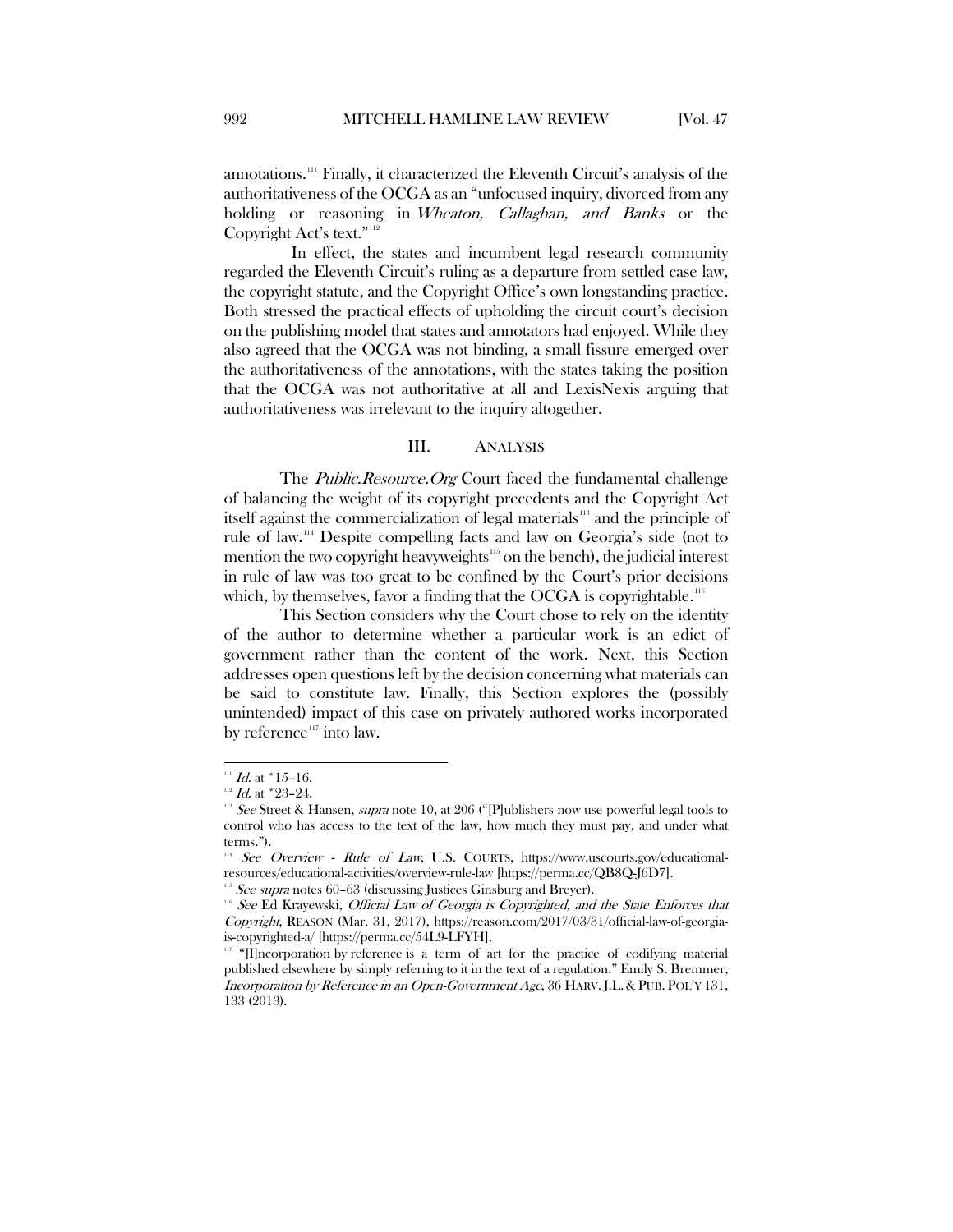annotations.[111] Finally, it characterized the Eleventh Circuit's analysis of the authoritativeness of the OCGA as an "unfocused inquiry, divorced from any holding or reasoning in *Wheaton, Callaghan, and Banks* or the Copyright Act's text."[112]

In effect, the states and incumbent legal research community regarded the Eleventh Circuit's ruling as a departure from settled case law, the copyright statute, and the Copyright Office's own longstanding practice. Both stressed the practical effects of upholding the circuit court's decision on the publishing model that states and annotators had enjoyed. While they also agreed that the OCGA was not binding, a small fissure emerged over the authoritativeness of the annotations, with the states taking the position that the OCGA was not authoritative at all and LexisNexis arguing that authoritativeness was irrelevant to the inquiry altogether.

## III. ANALYSIS

The *Public.Resource.Org* Court faced the fundamental challenge of balancing the weight of its copyright precedents and the Copyright Act itself against the commercialization of legal materials[113] and the principle of rule of law.[114] Despite compelling facts and law on Georgia's side (not to mention the two copyright heavyweights[115] on the bench), the judicial interest in rule of law was too great to be confined by the Court's prior decisions which, by themselves, favor a finding that the OCGA is copyrightable.[116]

This Section considers why the Court chose to rely on the identity of the author to determine whether a particular work is an edict of government rather than the content of the work. Next, this Section addresses open questions left by the decision concerning what materials can be said to constitute law. Finally, this Section explores the (possibly unintended) impact of this case on privately authored works incorporated by reference[117] into law.

---

[111] *Id.* at \*15–16.

[112] *Id.* at \*23–24.

[113] *See* Street & Hansen, *supra* note 10, at 206 ("[P]ublishers now use powerful legal tools to control who has access to the text of the law, how much they must pay, and under what terms.").

[114] *See Overview - Rule of Law*, U.S. COURTS, https://www.uscourts.gov/educational-resources/educational-activities/overview-rule-law [https://perma.cc/QB8Q-J6D7].

[115] *See supra* notes 60–63 (discussing Justices Ginsburg and Breyer).

[116] *See* Ed Krayewski, *Official Law of Georgia is Copyrighted, and the State Enforces that Copyright*, REASON (Mar. 31, 2017), https://reason.com/2017/03/31/official-law-of-georgia-is-copyrighted-a/ [https://perma.cc/54L9-LFYH].

[117] "[I]ncorporation by reference is a term of art for the practice of codifying material published elsewhere by simply referring to it in the text of a regulation." Emily S. Bremmer, *Incorporation by Reference in an Open-Government Age*, 36 HARV. J.L. & PUB. POL'Y 131, 133 (2013).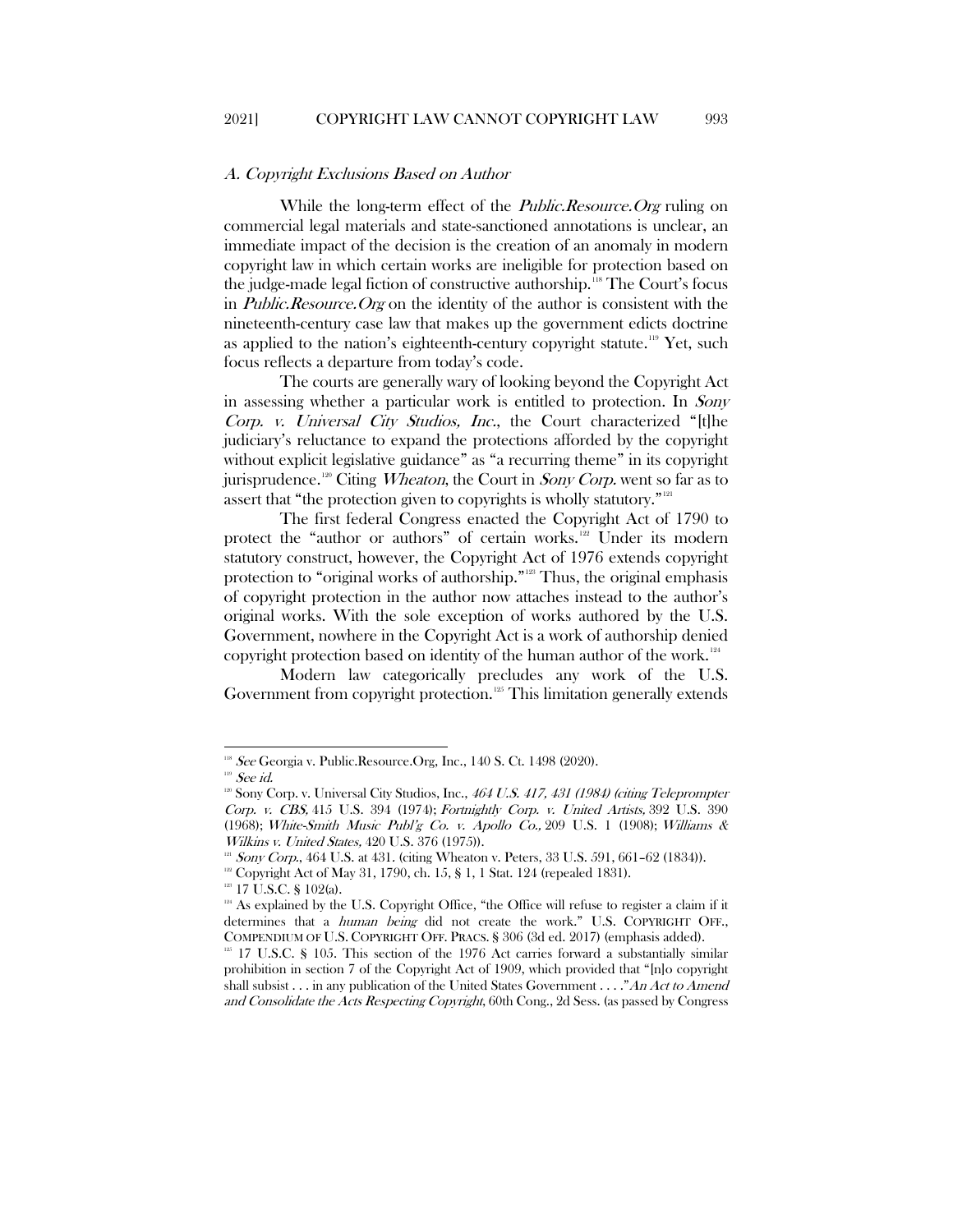### *A. Copyright Exclusions Based on Author*

While the long-term effect of the *Public.Resource.Org* ruling on commercial legal materials and state-sanctioned annotations is unclear, an immediate impact of the decision is the creation of an anomaly in modern copyright law in which certain works are ineligible for protection based on the judge-made legal fiction of constructive authorship.[118] The Court's focus in *Public.Resource.Org* on the identity of the author is consistent with the nineteenth-century case law that makes up the government edicts doctrine as applied to the nation's eighteenth-century copyright statute.[119] Yet, such focus reflects a departure from today's code.

The courts are generally wary of looking beyond the Copyright Act in assessing whether a particular work is entitled to protection. In *Sony Corp. v. Universal City Studios, Inc.*, the Court characterized "[t]he judiciary's reluctance to expand the protections afforded by the copyright without explicit legislative guidance" as "a recurring theme" in its copyright jurisprudence.[120] Citing *Wheaton*, the Court in *Sony Corp.* went so far as to assert that "the protection given to copyrights is wholly statutory."[121]

The first federal Congress enacted the Copyright Act of 1790 to protect the "author or authors" of certain works.[122] Under its modern statutory construct, however, the Copyright Act of 1976 extends copyright protection to "original works of authorship."[123] Thus, the original emphasis of copyright protection in the author now attaches instead to the author's original works. With the sole exception of works authored by the U.S. Government, nowhere in the Copyright Act is a work of authorship denied copyright protection based on identity of the human author of the work.[124]

Modern law categorically precludes any work of the U.S. Government from copyright protection.[125] This limitation generally extends

---

[118] *See* Georgia v. Public.Resource.Org, Inc., 140 S. Ct. 1498 (2020).

[119] *See id.*

[120] Sony Corp. v. Universal City Studios, Inc., *464 U.S. 417, 431 (1984) (citing Teleprompter Corp. v. CBS,* 415 U.S. 394 (1974); *Fortnightly Corp. v. United Artists,* 392 U.S. 390 (1968); *White-Smith Music Publ'g Co. v. Apollo Co.,* 209 U.S. 1 (1908); *Williams & Wilkins v. United States,* 420 U.S. 376 (1975)).

[121] *Sony Corp.*, 464 U.S. at 431. (citing Wheaton v. Peters, 33 U.S. 591, 661–62 (1834)).

[122] Copyright Act of May 31, 1790, ch. 15, § 1, 1 Stat. 124 (repealed 1831).

[123] 17 U.S.C. § 102(a).

[124] As explained by the U.S. Copyright Office, "the Office will refuse to register a claim if it determines that a *human being* did not create the work." U.S. COPYRIGHT OFF., COMPENDIUM OF U.S. COPYRIGHT OFF. PRACS. § 306 (3d ed. 2017) (emphasis added).

[125] 17 U.S.C. § 105. This section of the 1976 Act carries forward a substantially similar prohibition in section 7 of the Copyright Act of 1909, which provided that "[n]o copyright shall subsist . . . in any publication of the United States Government . . . ." *An Act to Amend and Consolidate the Acts Respecting Copyright*, 60th Cong., 2d Sess. (as passed by Congress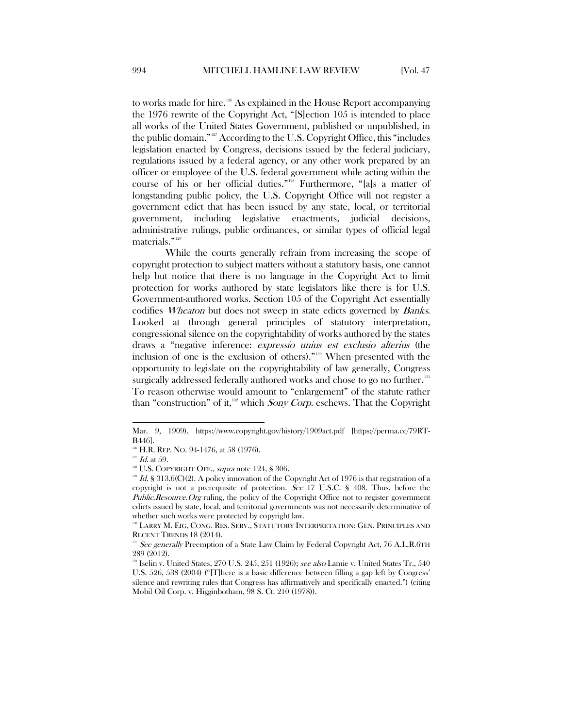to works made for hire.[126] As explained in the House Report accompanying the 1976 rewrite of the Copyright Act, "[S]ection 105 is intended to place all works of the United States Government, published or unpublished, in the public domain."[127] According to the U.S. Copyright Office, this "includes legislation enacted by Congress, decisions issued by the federal judiciary, regulations issued by a federal agency, or any other work prepared by an officer or employee of the U.S. federal government while acting within the course of his or her official duties."[128] Furthermore, "[a]s a matter of longstanding public policy, the U.S. Copyright Office will not register a government edict that has been issued by any state, local, or territorial government, including legislative enactments, judicial decisions, administrative rulings, public ordinances, or similar types of official legal materials."[129]

While the courts generally refrain from increasing the scope of copyright protection to subject matters without a statutory basis, one cannot help but notice that there is no language in the Copyright Act to limit protection for works authored by state legislators like there is for U.S. Government-authored works. Section 105 of the Copyright Act essentially codifies *Wheaton* but does not sweep in state edicts governed by *Banks*. Looked at through general principles of statutory interpretation, congressional silence on the copyrightability of works authored by the states draws a "negative inference: *expressio unius est exclusio alterius* (the inclusion of one is the exclusion of others)."[130] When presented with the opportunity to legislate on the copyrightability of law generally, Congress surgically addressed federally authored works and chose to go no further.[131] To reason otherwise would amount to "enlargement" of the statute rather than "construction" of it,[132] which *Sony Corp.* eschews. That the Copyright

---

Mar. 9, 1909), https://www.copyright.gov/history/1909act.pdf [https://perma.cc/79RT-B446].

[126] H.R. REP. NO. 94-1476, at 58 (1976).

[127] *Id.* at 59.

[128] U.S. COPYRIGHT OFF., *supra* note 124, § 306.

[129] *Id.* § 313.6(C)(2). A policy innovation of the Copyright Act of 1976 is that registration of a copyright is not a prerequisite of protection. *See* 17 U.S.C. § 408. Thus, before the *Public.Resource.Org* ruling, the policy of the Copyright Office not to register government edicts issued by state, local, and territorial governments was not necessarily determinative of whether such works were protected by copyright law.

[130] LARRY M. EIG, CONG. RES. SERV., STATUTORY INTERPRETATION: GEN. PRINCIPLES AND RECENT TRENDS 18 (2014).

[131] *See generally* Preemption of a State Law Claim by Federal Copyright Act, 76 A.L.R.6TH 289 (2012).

[132] Iselin v. United States, 270 U.S. 245, 251 (1926); *see also* Lamie v. United States Tr., 540 U.S. 526, 538 (2004) ("[T]here is a basic difference between filling a gap left by Congress' silence and rewriting rules that Congress has affirmatively and specifically enacted.") (citing Mobil Oil Corp. v. Higginbotham, 98 S. Ct. 210 (1978)).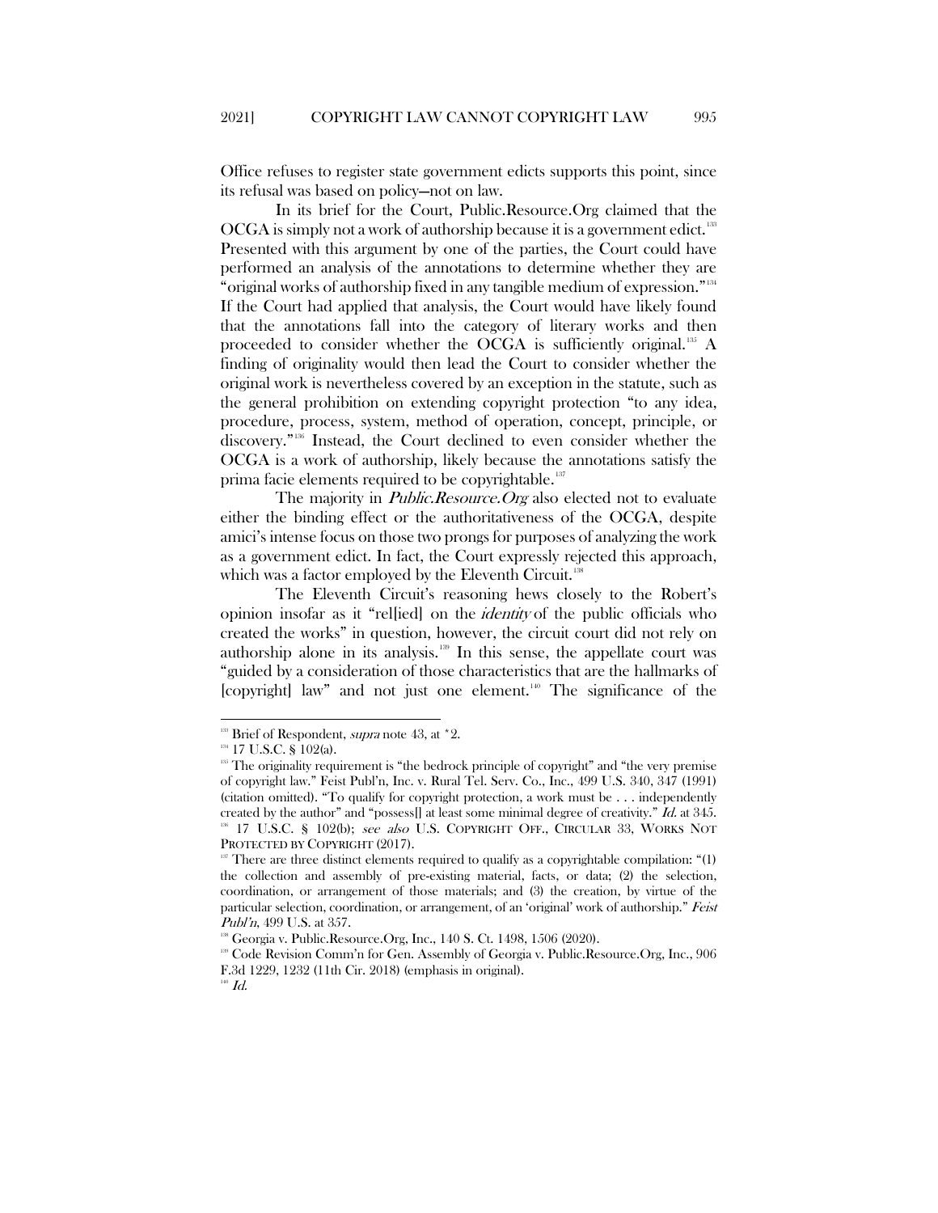Office refuses to register state government edicts supports this point, since its refusal was based on policy—not on law.

In its brief for the Court, Public.Resource.Org claimed that the OCGA is simply not a work of authorship because it is a government edict.[133] Presented with this argument by one of the parties, the Court could have performed an analysis of the annotations to determine whether they are "original works of authorship fixed in any tangible medium of expression."[134] If the Court had applied that analysis, the Court would have likely found that the annotations fall into the category of literary works and then proceeded to consider whether the OCGA is sufficiently original.[135] A finding of originality would then lead the Court to consider whether the original work is nevertheless covered by an exception in the statute, such as the general prohibition on extending copyright protection "to any idea, procedure, process, system, method of operation, concept, principle, or discovery."[136] Instead, the Court declined to even consider whether the OCGA is a work of authorship, likely because the annotations satisfy the prima facie elements required to be copyrightable.[137]

The majority in *Public.Resource.Org* also elected not to evaluate either the binding effect or the authoritativeness of the OCGA, despite amici's intense focus on those two prongs for purposes of analyzing the work as a government edict. In fact, the Court expressly rejected this approach, which was a factor employed by the Eleventh Circuit.[138]

The Eleventh Circuit's reasoning hews closely to the Robert's opinion insofar as it "rel[ied] on the *identity* of the public officials who created the works" in question, however, the circuit court did not rely on authorship alone in its analysis.[139] In this sense, the appellate court was "guided by a consideration of those characteristics that are the hallmarks of [copyright] law" and not just one element.[140] The significance of the

---

[133] Brief of Respondent, *supra* note 43, at *2.

[134] 17 U.S.C. § 102(a).

[135] The originality requirement is "the bedrock principle of copyright" and "the very premise of copyright law." Feist Publ'n, Inc. v. Rural Tel. Serv. Co., Inc., 499 U.S. 340, 347 (1991) (citation omitted). "To qualify for copyright protection, a work must be . . . independently created by the author" and "possess[] at least some minimal degree of creativity." *Id.* at 345.

[136] 17 U.S.C. § 102(b); *see also* U.S. COPYRIGHT OFF., CIRCULAR 33, WORKS NOT PROTECTED BY COPYRIGHT (2017).

[137] There are three distinct elements required to qualify as a copyrightable compilation: "(1) the collection and assembly of pre-existing material, facts, or data; (2) the selection, coordination, or arrangement of those materials; and (3) the creation, by virtue of the particular selection, coordination, or arrangement, of an 'original' work of authorship." *Feist Publ'n*, 499 U.S. at 357.

[138] Georgia v. Public.Resource.Org, Inc., 140 S. Ct. 1498, 1506 (2020).

[139] Code Revision Comm'n for Gen. Assembly of Georgia v. Public.Resource.Org, Inc., 906 F.3d 1229, 1232 (11th Cir. 2018) (emphasis in original).

[140] *Id.*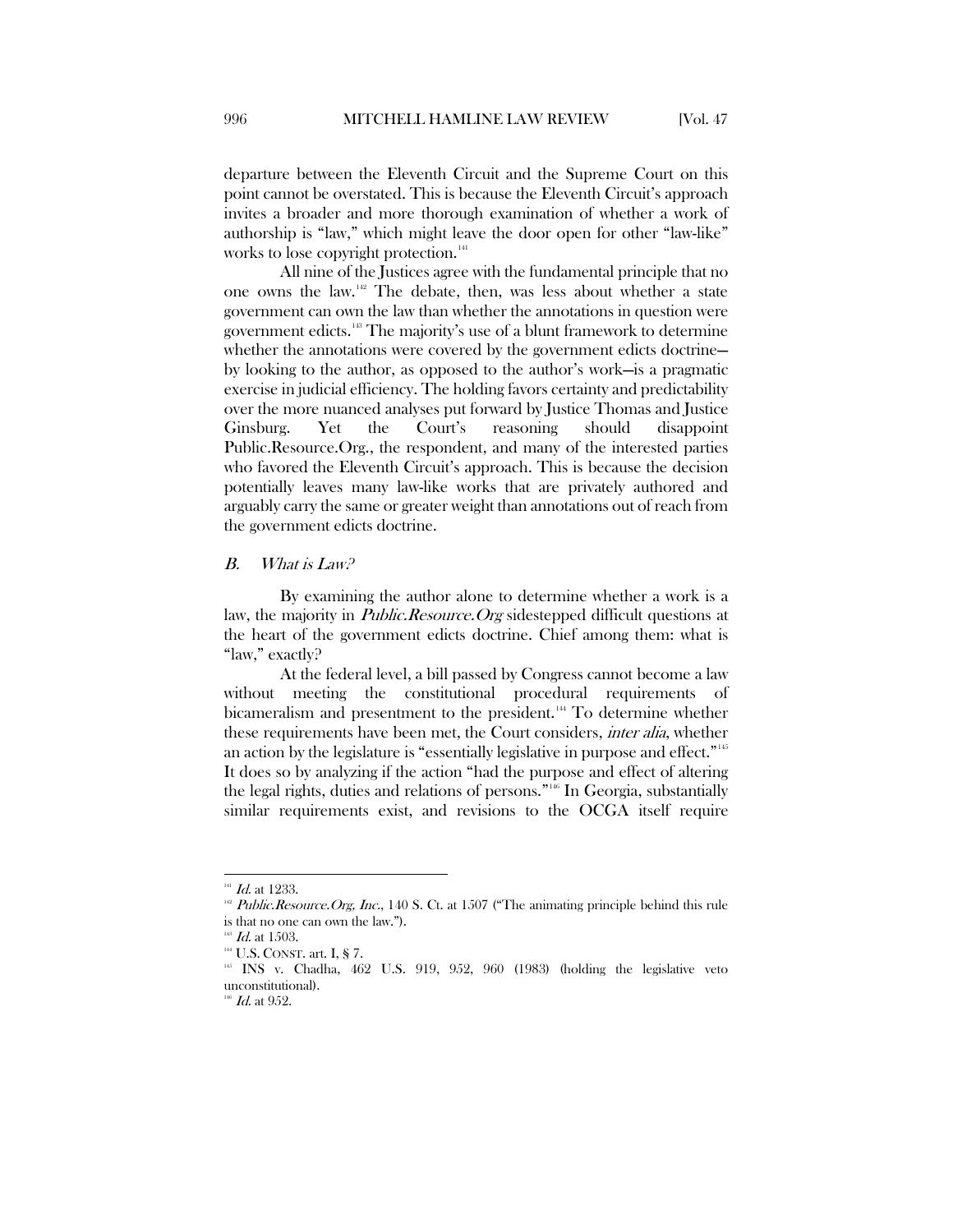departure between the Eleventh Circuit and the Supreme Court on this point cannot be overstated. This is because the Eleventh Circuit's approach invites a broader and more thorough examination of whether a work of authorship is "law," which might leave the door open for other "law-like" works to lose copyright protection.[141]

All nine of the Justices agree with the fundamental principle that no one owns the law.[142] The debate, then, was less about whether a state government can own the law than whether the annotations in question were government edicts.[143] The majority's use of a blunt framework to determine whether the annotations were covered by the government edicts doctrine—by looking to the author, as opposed to the author's work—is a pragmatic exercise in judicial efficiency. The holding favors certainty and predictability over the more nuanced analyses put forward by Justice Thomas and Justice Ginsburg. Yet the Court's reasoning should disappoint Public.Resource.Org., the respondent, and many of the interested parties who favored the Eleventh Circuit's approach. This is because the decision potentially leaves many law-like works that are privately authored and arguably carry the same or greater weight than annotations out of reach from the government edicts doctrine.

## *B. What is Law?*

By examining the author alone to determine whether a work is a law, the majority in *Public.Resource.Org* sidestepped difficult questions at the heart of the government edicts doctrine. Chief among them: what is "law," exactly?

At the federal level, a bill passed by Congress cannot become a law without meeting the constitutional procedural requirements of bicameralism and presentment to the president.[144] To determine whether these requirements have been met, the Court considers, *inter alia*, whether an action by the legislature is "essentially legislative in purpose and effect."[145] It does so by analyzing if the action "had the purpose and effect of altering the legal rights, duties and relations of persons."[146] In Georgia, substantially similar requirements exist, and revisions to the OCGA itself require

---

[141] *Id.* at 1233.

[142] *Public.Resource.Org, Inc.*, 140 S. Ct. at 1507 ("The animating principle behind this rule is that no one can own the law.").

[143] *Id.* at 1503.

[144] U.S. CONST. art. I, § 7.

[145] INS v. Chadha, 462 U.S. 919, 952, 960 (1983) (holding the legislative veto unconstitutional).

[146] *Id.* at 952.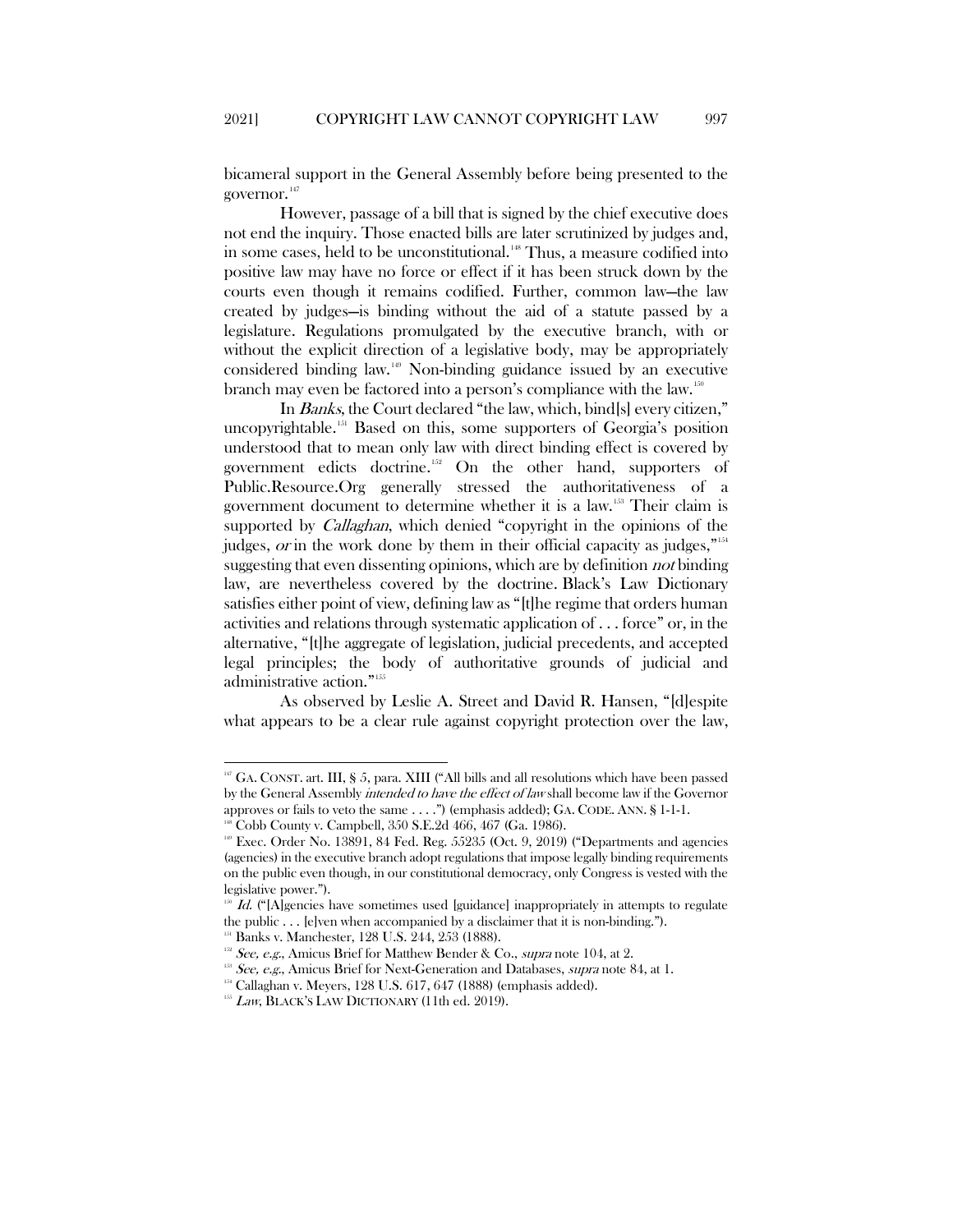bicameral support in the General Assembly before being presented to the governor.[147]

However, passage of a bill that is signed by the chief executive does not end the inquiry. Those enacted bills are later scrutinized by judges and, in some cases, held to be unconstitutional.[148] Thus, a measure codified into positive law may have no force or effect if it has been struck down by the courts even though it remains codified. Further, common law—the law created by judges—is binding without the aid of a statute passed by a legislature. Regulations promulgated by the executive branch, with or without the explicit direction of a legislative body, may be appropriately considered binding law.[149] Non-binding guidance issued by an executive branch may even be factored into a person's compliance with the law.[150]

In *Banks*, the Court declared "the law, which, bind[s] every citizen," uncopyrightable.[151] Based on this, some supporters of Georgia's position understood that to mean only law with direct binding effect is covered by government edicts doctrine.[152] On the other hand, supporters of Public.Resource.Org generally stressed the authoritativeness of a government document to determine whether it is a law.[153] Their claim is supported by *Callaghan*, which denied "copyright in the opinions of the judges, *or* in the work done by them in their official capacity as judges,"[154] suggesting that even dissenting opinions, which are by definition *not* binding law, are nevertheless covered by the doctrine. Black's Law Dictionary satisfies either point of view, defining law as "[t]he regime that orders human activities and relations through systematic application of . . . force" or, in the alternative, "[t]he aggregate of legislation, judicial precedents, and accepted legal principles; the body of authoritative grounds of judicial and administrative action."[155]

As observed by Leslie A. Street and David R. Hansen, "[d]espite what appears to be a clear rule against copyright protection over the law,

---

[147] GA. CONST. art. III, § 5, para. XIII ("All bills and all resolutions which have been passed by the General Assembly *intended to have the effect of law* shall become law if the Governor approves or fails to veto the same . . . .") (emphasis added); GA. CODE. ANN. § 1-1-1.

[148] Cobb County v. Campbell, 350 S.E.2d 466, 467 (Ga. 1986).

[149] Exec. Order No. 13891, 84 Fed. Reg. 55235 (Oct. 9, 2019) ("Departments and agencies (agencies) in the executive branch adopt regulations that impose legally binding requirements on the public even though, in our constitutional democracy, only Congress is vested with the legislative power.").

[150] *Id.* ("[A]gencies have sometimes used [guidance] inappropriately in attempts to regulate the public . . . [e]ven when accompanied by a disclaimer that it is non-binding.").

[151] Banks v. Manchester, 128 U.S. 244, 253 (1888).

[152] *See, e.g.*, Amicus Brief for Matthew Bender & Co., *supra* note 104, at 2.

[153] *See, e.g.*, Amicus Brief for Next-Generation and Databases, *supra* note 84, at 1.

[154] Callaghan v. Meyers, 128 U.S. 617, 647 (1888) (emphasis added).

[155] *Law*, BLACK'S LAW DICTIONARY (11th ed. 2019).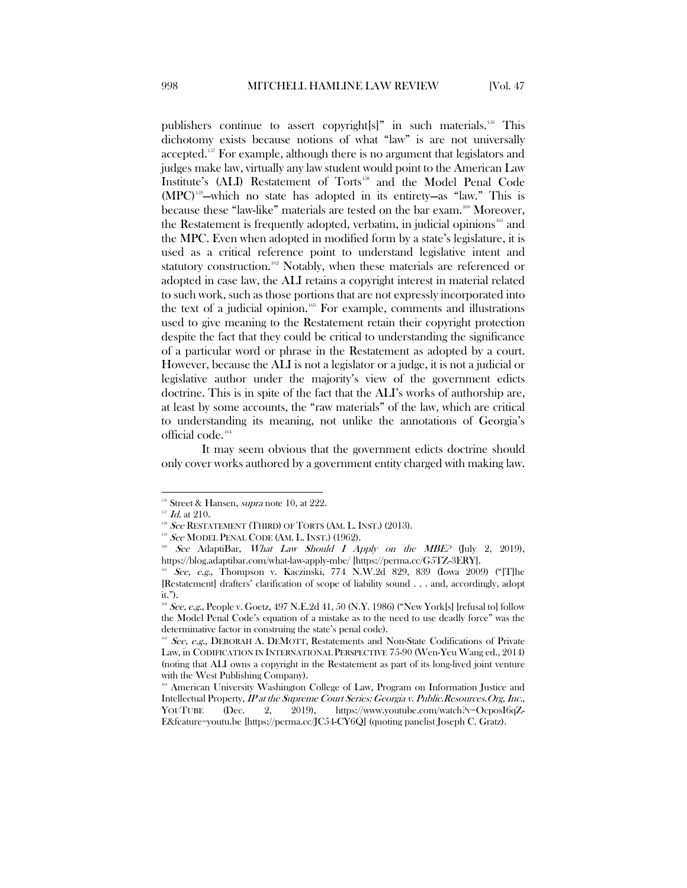publishers continue to assert copyright[s]" in such materials.[156] This dichotomy exists because notions of what "law" is are not universally accepted.[157] For example, although there is no argument that legislators and judges make law, virtually any law student would point to the American Law Institute's (ALI) Restatement of Torts[158] and the Model Penal Code (MPC)[159]—which no state has adopted in its entirety—as "law." This is because these "law-like" materials are tested on the bar exam.[160] Moreover, the Restatement is frequently adopted, verbatim, in judicial opinions[161] and the MPC. Even when adopted in modified form by a state's legislature, it is used as a critical reference point to understand legislative intent and statutory construction.[162] Notably, when these materials are referenced or adopted in case law, the ALI retains a copyright interest in material related to such work, such as those portions that are not expressly incorporated into the text of a judicial opinion.[163] For example, comments and illustrations used to give meaning to the Restatement retain their copyright protection despite the fact that they could be critical to understanding the significance of a particular word or phrase in the Restatement as adopted by a court. However, because the ALI is not a legislator or a judge, it is not a judicial or legislative author under the majority's view of the government edicts doctrine. This is in spite of the fact that the ALI's works of authorship are, at least by some accounts, the "raw materials" of the law, which are critical to understanding its meaning, not unlike the annotations of Georgia's official code.[164]

It may seem obvious that the government edicts doctrine should only cover works authored by a government entity charged with making law.

---

[156] Street & Hansen, *supra* note 10, at 222.

[157] *Id.* at 210.

[158] *See* RESTATEMENT (THIRD) OF TORTS (AM. L. INST.) (2013).

[159] *See* MODEL PENAL CODE (AM. L. INST.) (1962).

[160] *See* AdaptiBar, *What Law Should I Apply on the MBE?* (July 2, 2019), https://blog.adaptibar.com/what-law-apply-mbe/ [https://perma.cc/G5TZ-3ERY].

[161] *See, e.g.*, Thompson v. Kaczinski, 774 N.W.2d 829, 839 (Iowa 2009) ("[T]he [Restatement] drafters' clarification of scope of liability sound . . . and, accordingly, adopt it.").

[162] *See, e.g.*, People v. Goetz, 497 N.E.2d 41, 50 (N.Y. 1986) ("New York[s] [refusal to] follow the Model Penal Code's equation of a mistake as to the need to use deadly force" was the determinative factor in construing the state's penal code).

[163] *See, e.g.*, DEBORAH A. DEMOTT, Restatements and Non-State Codifications of Private Law, in CODIFICATION IN INTERNATIONAL PERSPECTIVE 75-90 (Wen-Yeu Wang ed., 2014) (noting that ALI owns a copyright in the Restatement as part of its long-lived joint venture with the West Publishing Company).

[164] American University Washington College of Law, Program on Information Justice and Intellectual Property, *IP at the Supreme Court Series: Georgia v. Public.Resources.Org, Inc.*, YOUTUBE (Dec. 2, 2019), https://www.youtube.com/watch?v=OcposI6qZ-E&feature=youtu.be [https://perma.cc/JC54-CY6Q] (quoting panelist Joseph C. Gratz).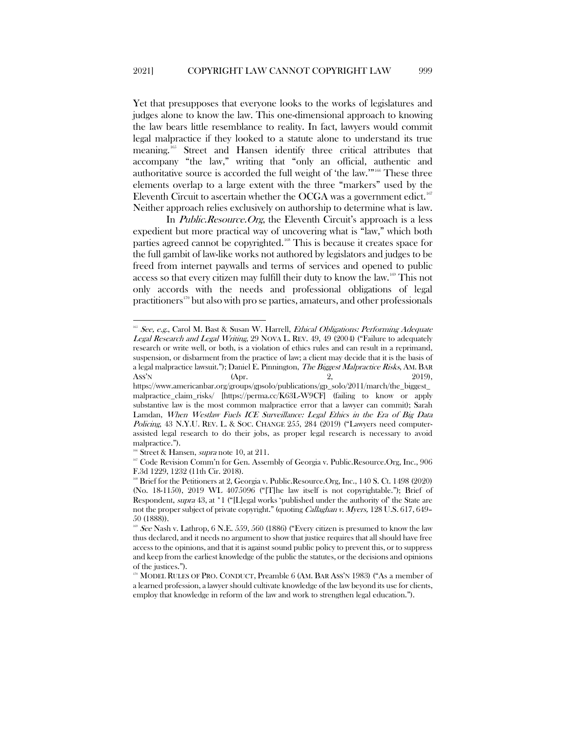Yet that presupposes that everyone looks to the works of legislatures and judges alone to know the law. This one-dimensional approach to knowing the law bears little resemblance to reality. In fact, lawyers would commit legal malpractice if they looked to a statute alone to understand its true meaning.[165] Street and Hansen identify three critical attributes that accompany "the law," writing that "only an official, authentic and authoritative source is accorded the full weight of 'the law.'"[166] These three elements overlap to a large extent with the three "markers" used by the Eleventh Circuit to ascertain whether the OCGA was a government edict.[167] Neither approach relies exclusively on authorship to determine what is law.

In *Public.Resource.Org*, the Eleventh Circuit's approach is a less expedient but more practical way of uncovering what is "law," which both parties agreed cannot be copyrighted.[168] This is because it creates space for the full gambit of law-like works not authored by legislators and judges to be freed from internet paywalls and terms of services and opened to public access so that every citizen may fulfill their duty to know the law.[169] This not only accords with the needs and professional obligations of legal practitioners[170] but also with pro se parties, amateurs, and other professionals

---

[165] *See, e.g.*, Carol M. Bast & Susan W. Harrell, *Ethical Obligations: Performing Adequate Legal Research and Legal Writing*, 29 NOVA L. REV. 49, 49 (2004) ("Failure to adequately research or write well, or both, is a violation of ethics rules and can result in a reprimand, suspension, or disbarment from the practice of law; a client may decide that it is the basis of a legal malpractice lawsuit."); Daniel E. Pinnington, *The Biggest Malpractice Risks*, AM. BAR ASS'N (Apr. 2, 2019), https://www.americanbar.org/groups/gpsolo/publications/gp_solo/2011/march/the_biggest_malpractice_claim_risks/ [https://perma.cc/K63L-W9CF] (failing to know or apply substantive law is the most common malpractice error that a lawyer can commit); Sarah Lamdan, *When Westlaw Fuels ICE Surveillance: Legal Ethics in the Era of Big Data Policing*, 43 N.Y.U. REV. L. & SOC. CHANGE 255, 284 (2019) ("Lawyers need computer-assisted legal research to do their jobs, as proper legal research is necessary to avoid malpractice.").

[166] Street & Hansen, *supra* note 10, at 211.

[167] Code Revision Comm'n for Gen. Assembly of Georgia v. Public.Resource.Org, Inc., 906 F.3d 1229, 1232 (11th Cir. 2018).

[168] Brief for the Petitioners at 2, Georgia v. Public.Resource.Org, Inc., 140 S. Ct. 1498 (2020) (No. 18-1150), 2019 WL 4075096 ("[T]he law itself is not copyrightable."); Brief of Respondent, *supra* 43, at *1 ("[L]egal works 'published under the authority of' the State are not the proper subject of private copyright." (quoting *Callaghan v. Myers,* 128 U.S. 617, 649–50 (1888)).

[169] *See* Nash v. Lathrop, 6 N.E. 559, 560 (1886) ("Every citizen is presumed to know the law thus declared, and it needs no argument to show that justice requires that all should have free access to the opinions, and that it is against sound public policy to prevent this, or to suppress and keep from the earliest knowledge of the public the statutes, or the decisions and opinions of the justices.").

[170] MODEL RULES OF PRO. CONDUCT, Preamble 6 (AM. BAR ASS'N 1983) ("As a member of a learned profession, a lawyer should cultivate knowledge of the law beyond its use for clients, employ that knowledge in reform of the law and work to strengthen legal education.").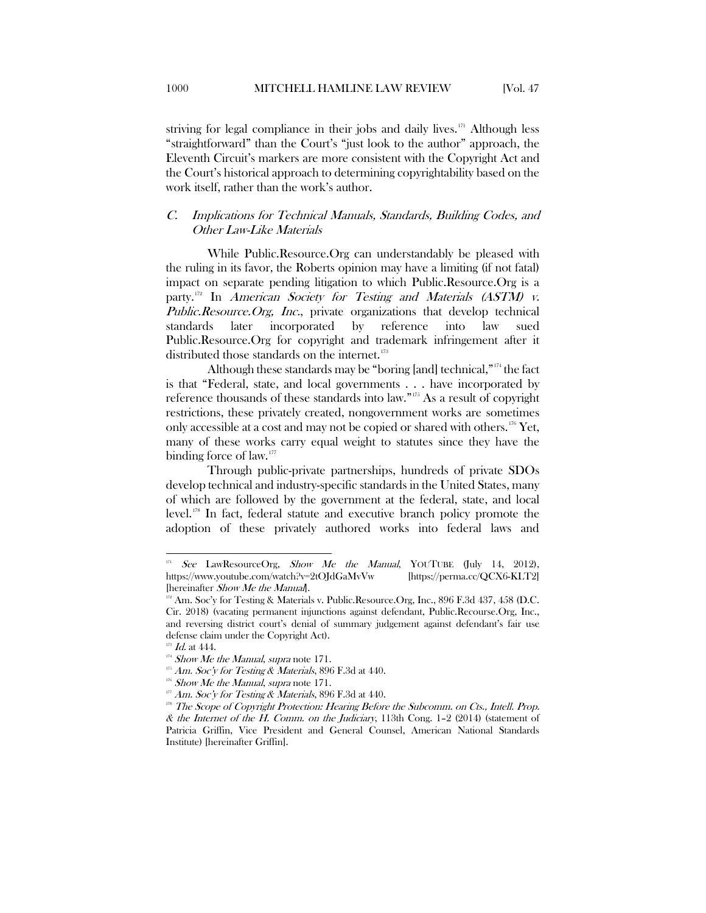striving for legal compliance in their jobs and daily lives.[171] Although less "straightforward" than the Court's "just look to the author" approach, the Eleventh Circuit's markers are more consistent with the Copyright Act and the Court's historical approach to determining copyrightability based on the work itself, rather than the work's author.

## *C. Implications for Technical Manuals, Standards, Building Codes, and Other Law-Like Materials*

While Public.Resource.Org can understandably be pleased with the ruling in its favor, the Roberts opinion may have a limiting (if not fatal) impact on separate pending litigation to which Public.Resource.Org is a party.[172] In *American Society for Testing and Materials (ASTM) v. Public.Resource.Org, Inc.*, private organizations that develop technical standards later incorporated by reference into law sued Public.Resource.Org for copyright and trademark infringement after it distributed those standards on the internet.[173]

Although these standards may be "boring [and] technical,"[174] the fact is that "Federal, state, and local governments . . . have incorporated by reference thousands of these standards into law."[175] As a result of copyright restrictions, these privately created, nongovernment works are sometimes only accessible at a cost and may not be copied or shared with others.[176] Yet, many of these works carry equal weight to statutes since they have the binding force of law.[177]

Through public-private partnerships, hundreds of private SDOs develop technical and industry-specific standards in the United States, many of which are followed by the government at the federal, state, and local level.[178] In fact, federal statute and executive branch policy promote the adoption of these privately authored works into federal laws and

---

[171] *See* LawResourceOrg, *Show Me the Manual*, YOUTUBE (July 14, 2012), https://www.youtube.com/watch?v=2tOJdGaMvVw [https://perma.cc/QCX6-KLT2] [hereinafter *Show Me the Manual*].

[172] Am. Soc'y for Testing & Materials v. Public.Resource.Org, Inc., 896 F.3d 437, 458 (D.C. Cir. 2018) (vacating permanent injunctions against defendant, Public.Recourse.Org, Inc., and reversing district court's denial of summary judgement against defendant's fair use defense claim under the Copyright Act).

[173] *Id.* at 444.

[174] *Show Me the Manual*, *supra* note 171.

[175] *Am. Soc'y for Testing & Materials*, 896 F.3d at 440.

[176] *Show Me the Manual*, *supra* note 171.

[177] *Am. Soc'y for Testing & Materials*, 896 F.3d at 440.

[178] *The Scope of Copyright Protection: Hearing Before the Subcomm. on Cts., Intell. Prop. & the Internet of the H. Comm. on the Judiciary*, 113th Cong. 1–2 (2014) (statement of Patricia Griffin, Vice President and General Counsel, American National Standards Institute) [hereinafter Griffin].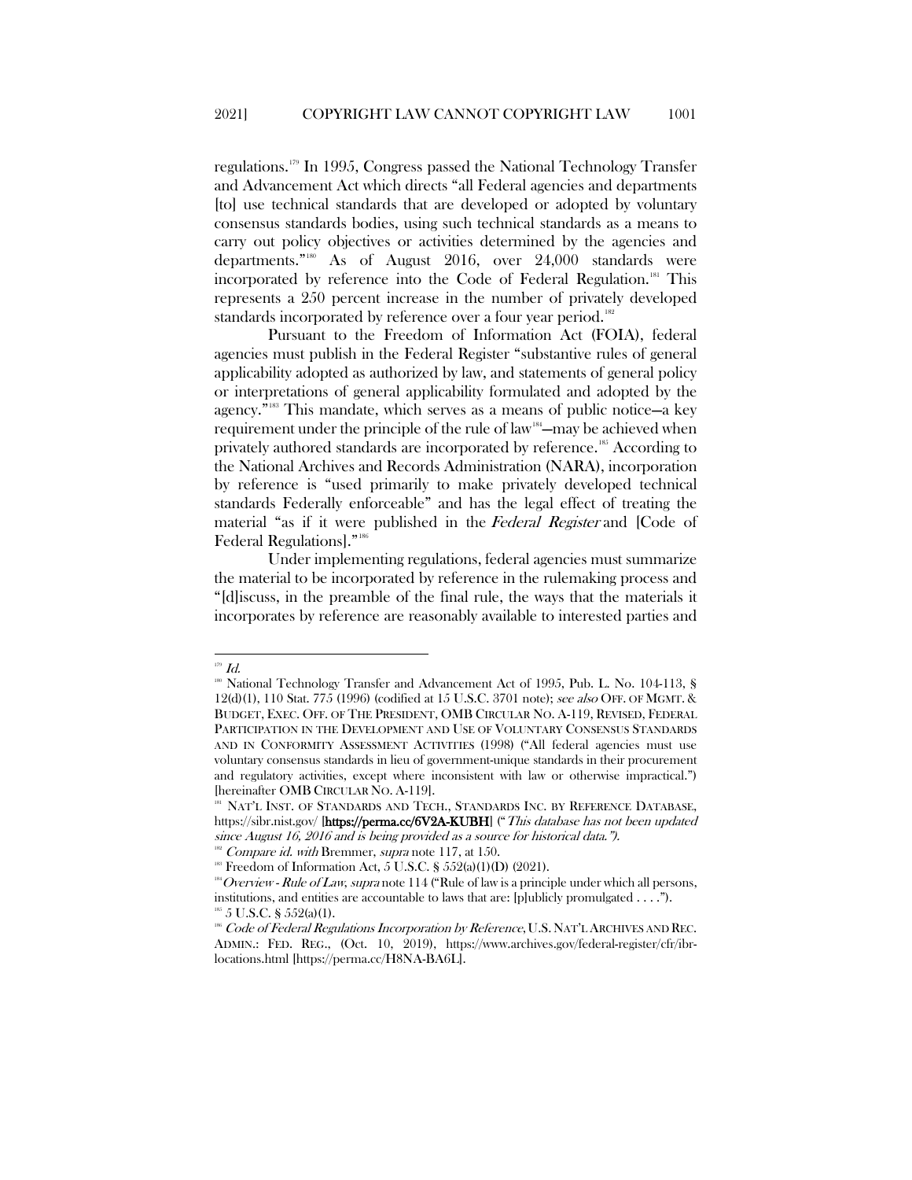regulations.[179] In 1995, Congress passed the National Technology Transfer and Advancement Act which directs "all Federal agencies and departments [to] use technical standards that are developed or adopted by voluntary consensus standards bodies, using such technical standards as a means to carry out policy objectives or activities determined by the agencies and departments."[180] As of August 2016, over 24,000 standards were incorporated by reference into the Code of Federal Regulation.[181] This represents a 250 percent increase in the number of privately developed standards incorporated by reference over a four year period.[182]

Pursuant to the Freedom of Information Act (FOIA), federal agencies must publish in the Federal Register "substantive rules of general applicability adopted as authorized by law, and statements of general policy or interpretations of general applicability formulated and adopted by the agency."[183] This mandate, which serves as a means of public notice—a key requirement under the principle of the rule of law[184]—may be achieved when privately authored standards are incorporated by reference.[185] According to the National Archives and Records Administration (NARA), incorporation by reference is "used primarily to make privately developed technical standards Federally enforceable" and has the legal effect of treating the material "as if it were published in the *Federal Register* and [Code of Federal Regulations]."[186]

Under implementing regulations, federal agencies must summarize the material to be incorporated by reference in the rulemaking process and "[d]iscuss, in the preamble of the final rule, the ways that the materials it incorporates by reference are reasonably available to interested parties and

---

[179] *Id.*

[180] National Technology Transfer and Advancement Act of 1995, Pub. L. No. 104-113, § 12(d)(1), 110 Stat. 775 (1996) (codified at 15 U.S.C. 3701 note); *see also* OFF. OF MGMT. & BUDGET, EXEC. OFF. OF THE PRESIDENT, OMB CIRCULAR NO. A-119, REVISED, FEDERAL PARTICIPATION IN THE DEVELOPMENT AND USE OF VOLUNTARY CONSENSUS STANDARDS AND IN CONFORMITY ASSESSMENT ACTIVITIES (1998) ("All federal agencies must use voluntary consensus standards in lieu of government-unique standards in their procurement and regulatory activities, except where inconsistent with law or otherwise impractical.") [hereinafter OMB CIRCULAR NO. A-119].

[181] NAT'L INST. OF STANDARDS AND TECH., STANDARDS INC. BY REFERENCE DATABASE, https://sibr.nist.gov/ [**https://perma.cc/6V2A-KUBH**] ("*This database has not been updated since August 16, 2016 and is being provided as a source for historical data.").*

[182] *Compare id. with* Bremmer, *supra* note 117, at 150.

[183] Freedom of Information Act, 5 U.S.C. § 552(a)(1)(D) (2021).

[184] *Overview - Rule of Law*, *supra* note 114 ("Rule of law is a principle under which all persons, institutions, and entities are accountable to laws that are: [p]ublicly promulgated . . . .").

[185] 5 U.S.C. § 552(a)(1).

[186] *Code of Federal Regulations Incorporation by Reference*, U.S. NAT'L ARCHIVES AND REC. ADMIN.: FED. REG., (Oct. 10, 2019), https://www.archives.gov/federal-register/cfr/ibr-locations.html [https://perma.cc/H8NA-BA6L].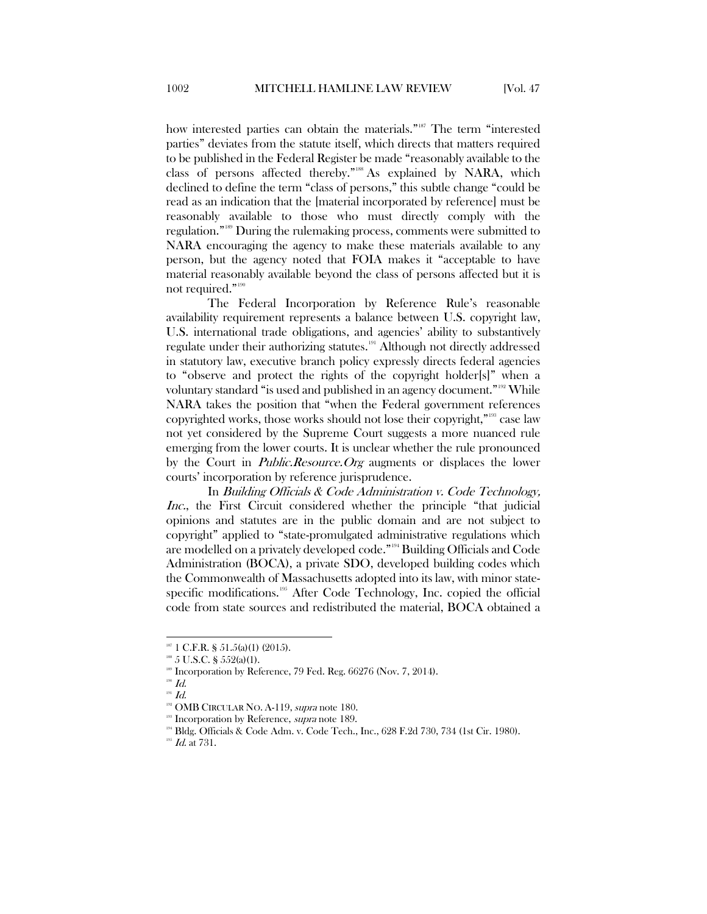how interested parties can obtain the materials."[187] The term "interested parties" deviates from the statute itself, which directs that matters required to be published in the Federal Register be made "reasonably available to the class of persons affected thereby."[188] As explained by NARA, which declined to define the term "class of persons," this subtle change "could be read as an indication that the [material incorporated by reference] must be reasonably available to those who must directly comply with the regulation."[189] During the rulemaking process, comments were submitted to NARA encouraging the agency to make these materials available to any person, but the agency noted that FOIA makes it "acceptable to have material reasonably available beyond the class of persons affected but it is not required."[190]

The Federal Incorporation by Reference Rule's reasonable availability requirement represents a balance between U.S. copyright law, U.S. international trade obligations, and agencies' ability to substantively regulate under their authorizing statutes.[191] Although not directly addressed in statutory law, executive branch policy expressly directs federal agencies to "observe and protect the rights of the copyright holder[s]" when a voluntary standard "is used and published in an agency document."[192] While NARA takes the position that "when the Federal government references copyrighted works, those works should not lose their copyright,"[193] case law not yet considered by the Supreme Court suggests a more nuanced rule emerging from the lower courts. It is unclear whether the rule pronounced by the Court in *Public.Resource.Org* augments or displaces the lower courts' incorporation by reference jurisprudence.

In *Building Officials & Code Administration v. Code Technology, Inc.*, the First Circuit considered whether the principle "that judicial opinions and statutes are in the public domain and are not subject to copyright" applied to "state-promulgated administrative regulations which are modelled on a privately developed code."[194] Building Officials and Code Administration (BOCA), a private SDO, developed building codes which the Commonwealth of Massachusetts adopted into its law, with minor state-specific modifications.[195] After Code Technology, Inc. copied the official code from state sources and redistributed the material, BOCA obtained a

---

[187] 1 C.F.R. § 51.5(a)(1) (2015).

[188] 5 U.S.C. § 552(a)(1).

[189] Incorporation by Reference, 79 Fed. Reg. 66276 (Nov. 7, 2014).

[190] *Id.*

[191] *Id.*

[192] OMB CIRCULAR NO. A-119, *supra* note 180.

[193] Incorporation by Reference, *supra* note 189.

[194] Bldg. Officials & Code Adm. v. Code Tech., Inc., 628 F.2d 730, 734 (1st Cir. 1980).

[195] *Id.* at 731.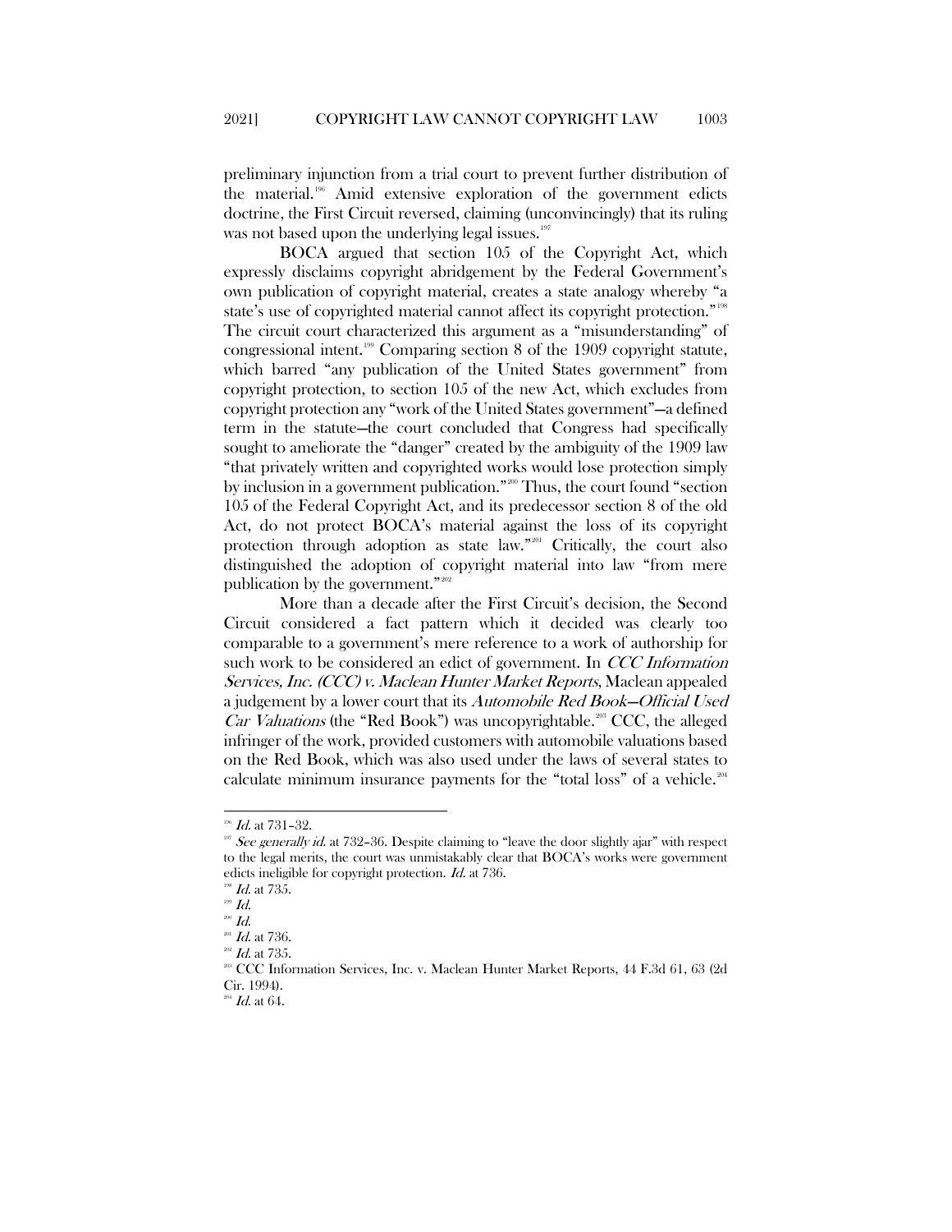preliminary injunction from a trial court to prevent further distribution of the material.[196] Amid extensive exploration of the government edicts doctrine, the First Circuit reversed, claiming (unconvincingly) that its ruling was not based upon the underlying legal issues.[197]

BOCA argued that section 105 of the Copyright Act, which expressly disclaims copyright abridgement by the Federal Government's own publication of copyright material, creates a state analogy whereby "a state's use of copyrighted material cannot affect its copyright protection."[198] The circuit court characterized this argument as a "misunderstanding" of congressional intent.[199] Comparing section 8 of the 1909 copyright statute, which barred "any publication of the United States government" from copyright protection, to section 105 of the new Act, which excludes from copyright protection any "work of the United States government"—a defined term in the statute—the court concluded that Congress had specifically sought to ameliorate the "danger" created by the ambiguity of the 1909 law "that privately written and copyrighted works would lose protection simply by inclusion in a government publication."[200] Thus, the court found "section 105 of the Federal Copyright Act, and its predecessor section 8 of the old Act, do not protect BOCA's material against the loss of its copyright protection through adoption as state law."[201] Critically, the court also distinguished the adoption of copyright material into law "from mere publication by the government."[202]

More than a decade after the First Circuit's decision, the Second Circuit considered a fact pattern which it decided was clearly too comparable to a government's mere reference to a work of authorship for such work to be considered an edict of government. In *CCC Information Services, Inc. (CCC) v. Maclean Hunter Market Reports*, Maclean appealed a judgement by a lower court that its *Automobile Red Book—Official Used Car Valuations* (the "Red Book") was uncopyrightable.[203] CCC, the alleged infringer of the work, provided customers with automobile valuations based on the Red Book, which was also used under the laws of several states to calculate minimum insurance payments for the "total loss" of a vehicle.[204]

---

[196] *Id.* at 731–32.

[197] *See generally id.* at 732–36. Despite claiming to "leave the door slightly ajar" with respect to the legal merits, the court was unmistakably clear that BOCA's works were government edicts ineligible for copyright protection. *Id.* at 736.

[198] *Id.* at 735.

[199] *Id.*

[200] *Id.*

[201] *Id.* at 736.

[202] *Id.* at 735.

[203] CCC Information Services, Inc. v. Maclean Hunter Market Reports, 44 F.3d 61, 63 (2d Cir. 1994).

[204] *Id.* at 64.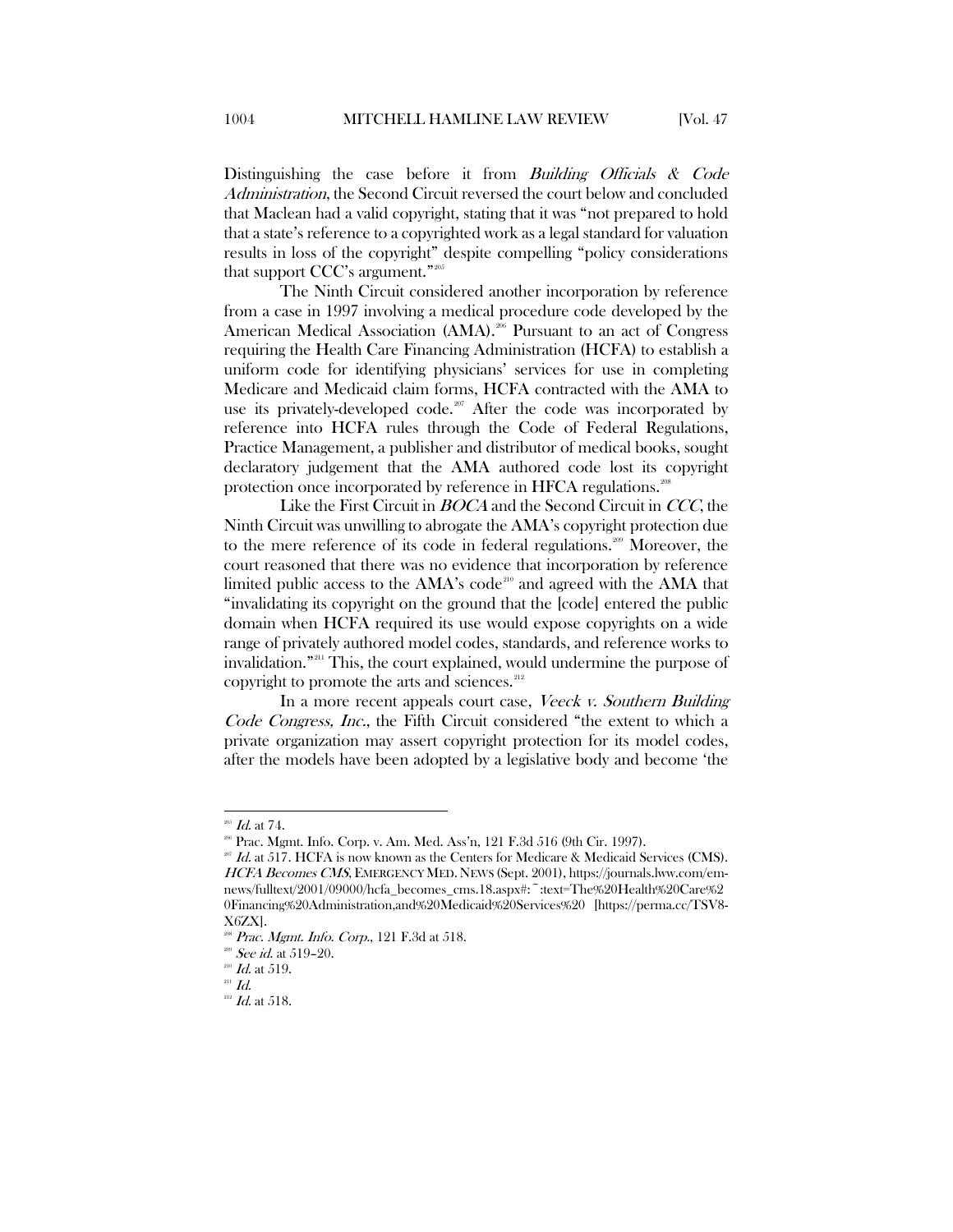Distinguishing the case before it from *Building Officials & Code Administration*, the Second Circuit reversed the court below and concluded that Maclean had a valid copyright, stating that it was "not prepared to hold that a state's reference to a copyrighted work as a legal standard for valuation results in loss of the copyright" despite compelling "policy considerations that support CCC's argument."[205]

The Ninth Circuit considered another incorporation by reference from a case in 1997 involving a medical procedure code developed by the American Medical Association (AMA).[206] Pursuant to an act of Congress requiring the Health Care Financing Administration (HCFA) to establish a uniform code for identifying physicians' services for use in completing Medicare and Medicaid claim forms, HCFA contracted with the AMA to use its privately-developed code.[207] After the code was incorporated by reference into HCFA rules through the Code of Federal Regulations, Practice Management, a publisher and distributor of medical books, sought declaratory judgement that the AMA authored code lost its copyright protection once incorporated by reference in HFCA regulations.[208]

Like the First Circuit in *BOCA* and the Second Circuit in *CCC*, the Ninth Circuit was unwilling to abrogate the AMA's copyright protection due to the mere reference of its code in federal regulations.[209] Moreover, the court reasoned that there was no evidence that incorporation by reference limited public access to the AMA's code[210] and agreed with the AMA that "invalidating its copyright on the ground that the [code] entered the public domain when HCFA required its use would expose copyrights on a wide range of privately authored model codes, standards, and reference works to invalidation."[211] This, the court explained, would undermine the purpose of copyright to promote the arts and sciences.[212]

In a more recent appeals court case, *Veeck v. Southern Building Code Congress, Inc.*, the Fifth Circuit considered "the extent to which a private organization may assert copyright protection for its model codes, after the models have been adopted by a legislative body and become 'the

---

[205] *Id.* at 74.

[206] Prac. Mgmt. Info. Corp. v. Am. Med. Ass'n, 121 F.3d 516 (9th Cir. 1997).

[207] *Id.* at 517. HCFA is now known as the Centers for Medicare & Medicaid Services (CMS). *HCFA Becomes CMS*, EMERGENCY MED. NEWS (Sept. 2001), https://journals.lww.com/em-news/fulltext/2001/09000/hcfa_becomes_cms.18.aspx#:~:text=The%20Health%20Care%20Financing%20Administration,and%20Medicaid%20Services%20 [https://perma.cc/TSV8-X6ZX].

[208] *Prac. Mgmt. Info. Corp.*, 121 F.3d at 518.

[209] *See id.* at 519–20.

[210] *Id.* at 519.

[211] *Id.*

[212] *Id.* at 518.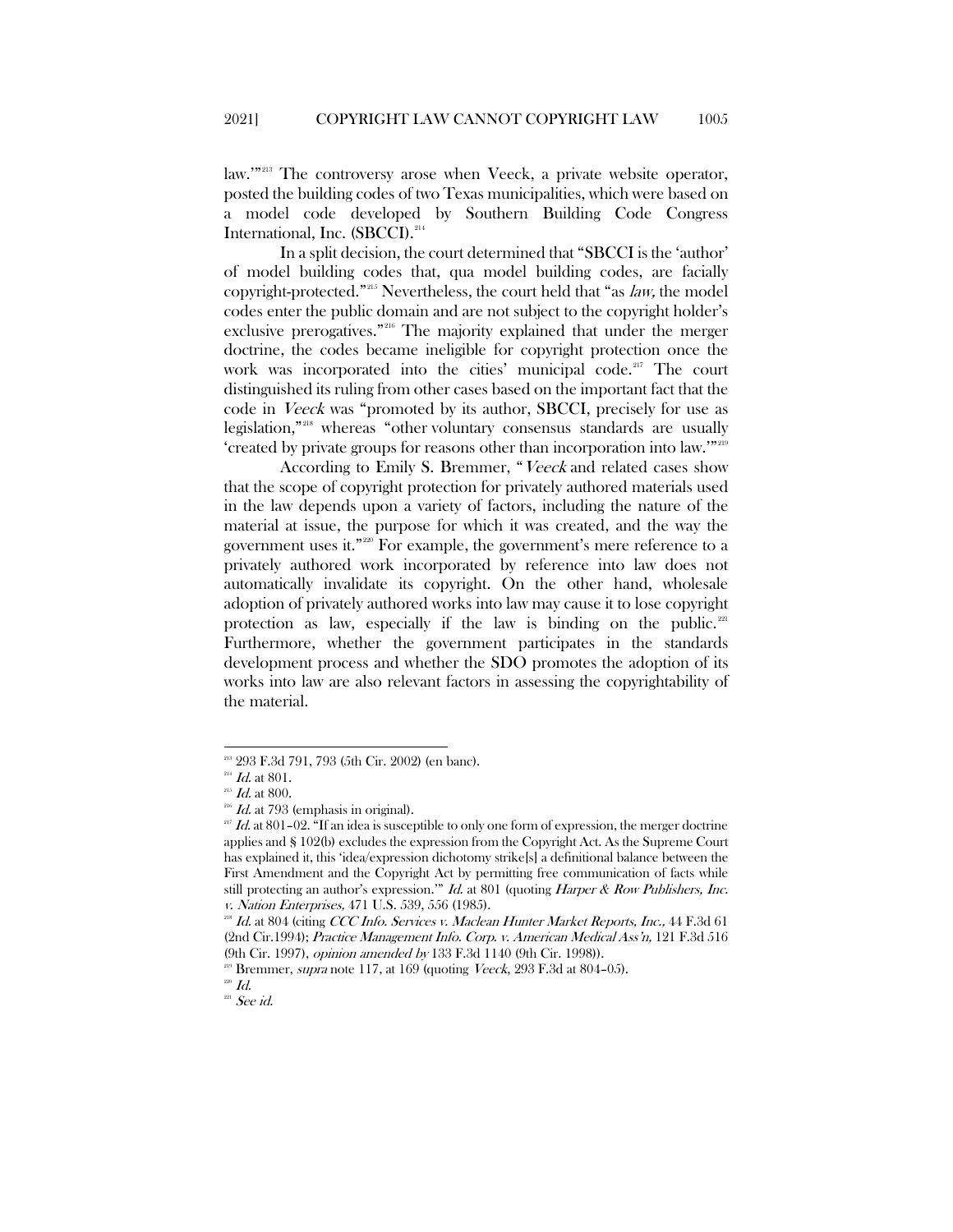law.'"[213] The controversy arose when Veeck, a private website operator, posted the building codes of two Texas municipalities, which were based on a model code developed by Southern Building Code Congress International, Inc. (SBCCI).[214]

In a split decision, the court determined that "SBCCI is the 'author' of model building codes that, qua model building codes, are facially copyright-protected."[215] Nevertheless, the court held that "as *law,* the model codes enter the public domain and are not subject to the copyright holder's exclusive prerogatives."[216] The majority explained that under the merger doctrine, the codes became ineligible for copyright protection once the work was incorporated into the cities' municipal code.[217] The court distinguished its ruling from other cases based on the important fact that the code in *Veeck* was "promoted by its author, SBCCI, precisely for use as legislation,"[218] whereas "other voluntary consensus standards are usually 'created by private groups for reasons other than incorporation into law.'"[219]

According to Emily S. Bremmer, "*Veeck* and related cases show that the scope of copyright protection for privately authored materials used in the law depends upon a variety of factors, including the nature of the material at issue, the purpose for which it was created, and the way the government uses it."[220] For example, the government's mere reference to a privately authored work incorporated by reference into law does not automatically invalidate its copyright. On the other hand, wholesale adoption of privately authored works into law may cause it to lose copyright protection as law, especially if the law is binding on the public.[221] Furthermore, whether the government participates in the standards development process and whether the SDO promotes the adoption of its works into law are also relevant factors in assessing the copyrightability of the material.

---

[213] 293 F.3d 791, 793 (5th Cir. 2002) (en banc).

[214] *Id.* at 801.

[215] *Id.* at 800.

[216] *Id.* at 793 (emphasis in original).

[217] *Id.* at 801–02. "If an idea is susceptible to only one form of expression, the merger doctrine applies and § 102(b) excludes the expression from the Copyright Act. As the Supreme Court has explained it, this 'idea/expression dichotomy strike[s] a definitional balance between the First Amendment and the Copyright Act by permitting free communication of facts while still protecting an author's expression.'" *Id.* at 801 (quoting *Harper & Row Publishers, Inc. v. Nation Enterprises,* 471 U.S. 539, 556 (1985).

[218] *Id.* at 804 (citing *CCC Info. Services v. Maclean Hunter Market Reports, Inc.,* 44 F.3d 61 (2nd Cir.1994); *Practice Management Info. Corp. v. American Medical Ass'n,* 121 F.3d 516 (9th Cir. 1997), *opinion amended by* 133 F.3d 1140 (9th Cir. 1998)).

[219] Bremmer, *supra* note 117, at 169 (quoting *Veeck*, 293 F.3d at 804–05).

[220] *Id.*

[221] *See id.*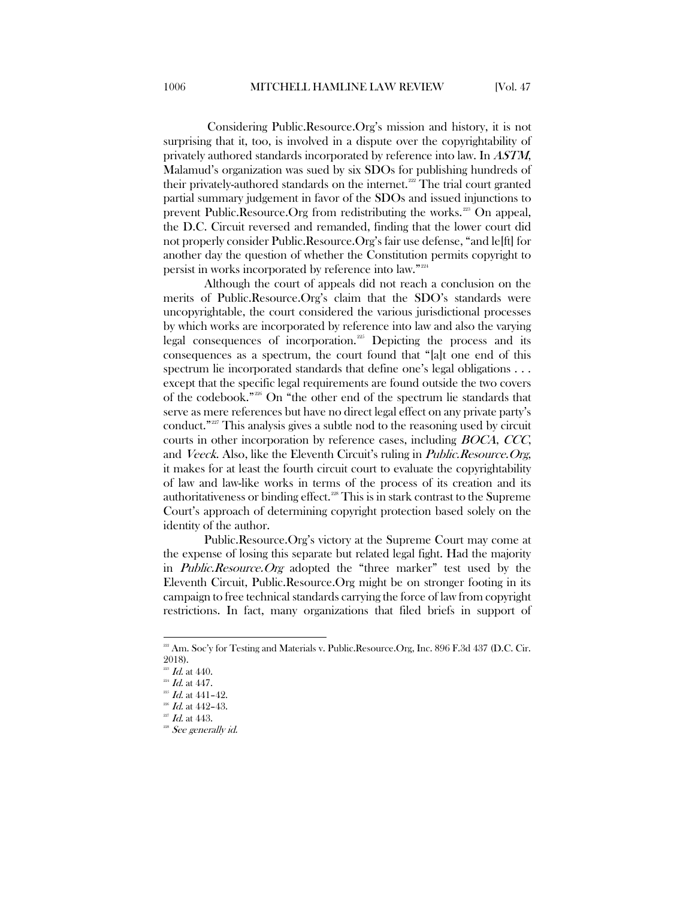Considering Public.Resource.Org's mission and history, it is not surprising that it, too, is involved in a dispute over the copyrightability of privately authored standards incorporated by reference into law. In *ASTM*, Malamud's organization was sued by six SDOs for publishing hundreds of their privately-authored standards on the internet.[222] The trial court granted partial summary judgement in favor of the SDOs and issued injunctions to prevent Public.Resource.Org from redistributing the works.[223] On appeal, the D.C. Circuit reversed and remanded, finding that the lower court did not properly consider Public.Resource.Org's fair use defense, "and le[ft] for another day the question of whether the Constitution permits copyright to persist in works incorporated by reference into law."[224]

Although the court of appeals did not reach a conclusion on the merits of Public.Resource.Org's claim that the SDO's standards were uncopyrightable, the court considered the various jurisdictional processes by which works are incorporated by reference into law and also the varying legal consequences of incorporation.[225] Depicting the process and its consequences as a spectrum, the court found that "[a]t one end of this spectrum lie incorporated standards that define one's legal obligations . . . except that the specific legal requirements are found outside the two covers of the codebook."[226] On "the other end of the spectrum lie standards that serve as mere references but have no direct legal effect on any private party's conduct."[227] This analysis gives a subtle nod to the reasoning used by circuit courts in other incorporation by reference cases, including *BOCA*, *CCC*, and *Veeck*. Also, like the Eleventh Circuit's ruling in *Public.Resource.Org*, it makes for at least the fourth circuit court to evaluate the copyrightability of law and law-like works in terms of the process of its creation and its authoritativeness or binding effect.[228] This is in stark contrast to the Supreme Court's approach of determining copyright protection based solely on the identity of the author.

Public.Resource.Org's victory at the Supreme Court may come at the expense of losing this separate but related legal fight. Had the majority in *Public.Resource.Org* adopted the "three marker" test used by the Eleventh Circuit, Public.Resource.Org might be on stronger footing in its campaign to free technical standards carrying the force of law from copyright restrictions. In fact, many organizations that filed briefs in support of

---

[222] Am. Soc'y for Testing and Materials v. Public.Resource.Org, Inc. 896 F.3d 437 (D.C. Cir. 2018).

[223] *Id.* at 440.

[224] *Id.* at 447.

[225] *Id.* at 441–42.

[226] *Id.* at 442–43.

[227] *Id.* at 443.

[228] *See generally id.*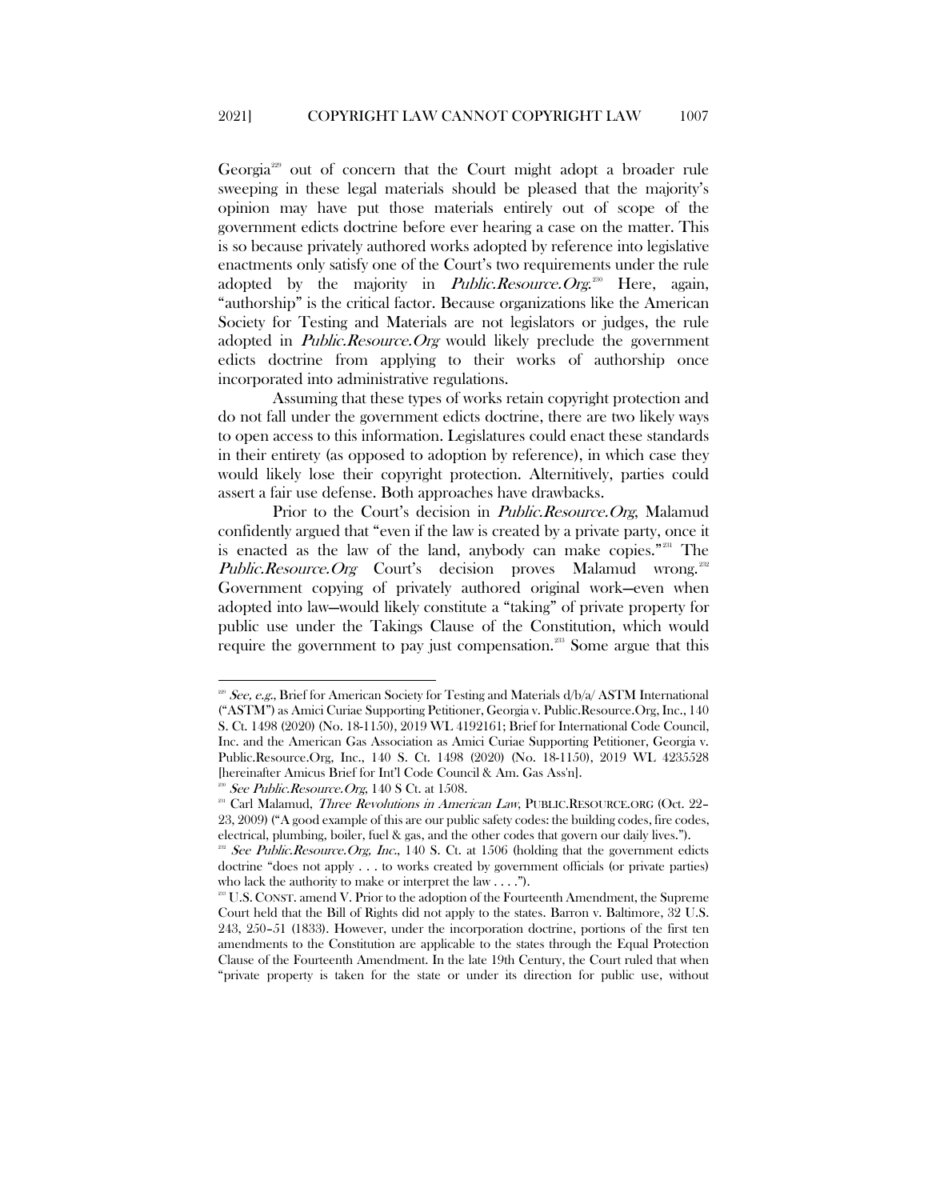Georgia[229] out of concern that the Court might adopt a broader rule sweeping in these legal materials should be pleased that the majority's opinion may have put those materials entirely out of scope of the government edicts doctrine before ever hearing a case on the matter. This is so because privately authored works adopted by reference into legislative enactments only satisfy one of the Court's two requirements under the rule adopted by the majority in *Public.Resource.Org*.[230] Here, again, "authorship" is the critical factor. Because organizations like the American Society for Testing and Materials are not legislators or judges, the rule adopted in *Public.Resource.Org* would likely preclude the government edicts doctrine from applying to their works of authorship once incorporated into administrative regulations.

Assuming that these types of works retain copyright protection and do not fall under the government edicts doctrine, there are two likely ways to open access to this information. Legislatures could enact these standards in their entirety (as opposed to adoption by reference), in which case they would likely lose their copyright protection. Alternitively, parties could assert a fair use defense. Both approaches have drawbacks.

Prior to the Court's decision in *Public.Resource.Org*, Malamud confidently argued that "even if the law is created by a private party, once it is enacted as the law of the land, anybody can make copies."[231] The *Public.Resource.Org* Court's decision proves Malamud wrong.[232] Government copying of privately authored original work—even when adopted into law—would likely constitute a "taking" of private property for public use under the Takings Clause of the Constitution, which would require the government to pay just compensation.[233] Some argue that this

---

[229] *See, e.g.*, Brief for American Society for Testing and Materials d/b/a/ ASTM International ("ASTM") as Amici Curiae Supporting Petitioner, Georgia v. Public.Resource.Org, Inc., 140 S. Ct. 1498 (2020) (No. 18-1150), 2019 WL 4192161; Brief for International Code Council, Inc. and the American Gas Association as Amici Curiae Supporting Petitioner, Georgia v. Public.Resource.Org, Inc., 140 S. Ct. 1498 (2020) (No. 18-1150), 2019 WL 4235528 [hereinafter Amicus Brief for Int'l Code Council & Am. Gas Ass'n].

[230] *See Public.Resource.Org*, 140 S Ct. at 1508.

[231] Carl Malamud, *Three Revolutions in American Law*, PUBLIC.RESOURCE.ORG (Oct. 22–23, 2009) ("A good example of this are our public safety codes: the building codes, fire codes, electrical, plumbing, boiler, fuel & gas, and the other codes that govern our daily lives.").

[232] *See Public.Resource.Org, Inc.*, 140 S. Ct. at 1506 (holding that the government edicts doctrine "does not apply . . . to works created by government officials (or private parties) who lack the authority to make or interpret the law . . . .").

[233] U.S. CONST. amend V. Prior to the adoption of the Fourteenth Amendment, the Supreme Court held that the Bill of Rights did not apply to the states. Barron v. Baltimore, 32 U.S. 243, 250–51 (1833). However, under the incorporation doctrine, portions of the first ten amendments to the Constitution are applicable to the states through the Equal Protection Clause of the Fourteenth Amendment. In the late 19th Century, the Court ruled that when "private property is taken for the state or under its direction for public use, without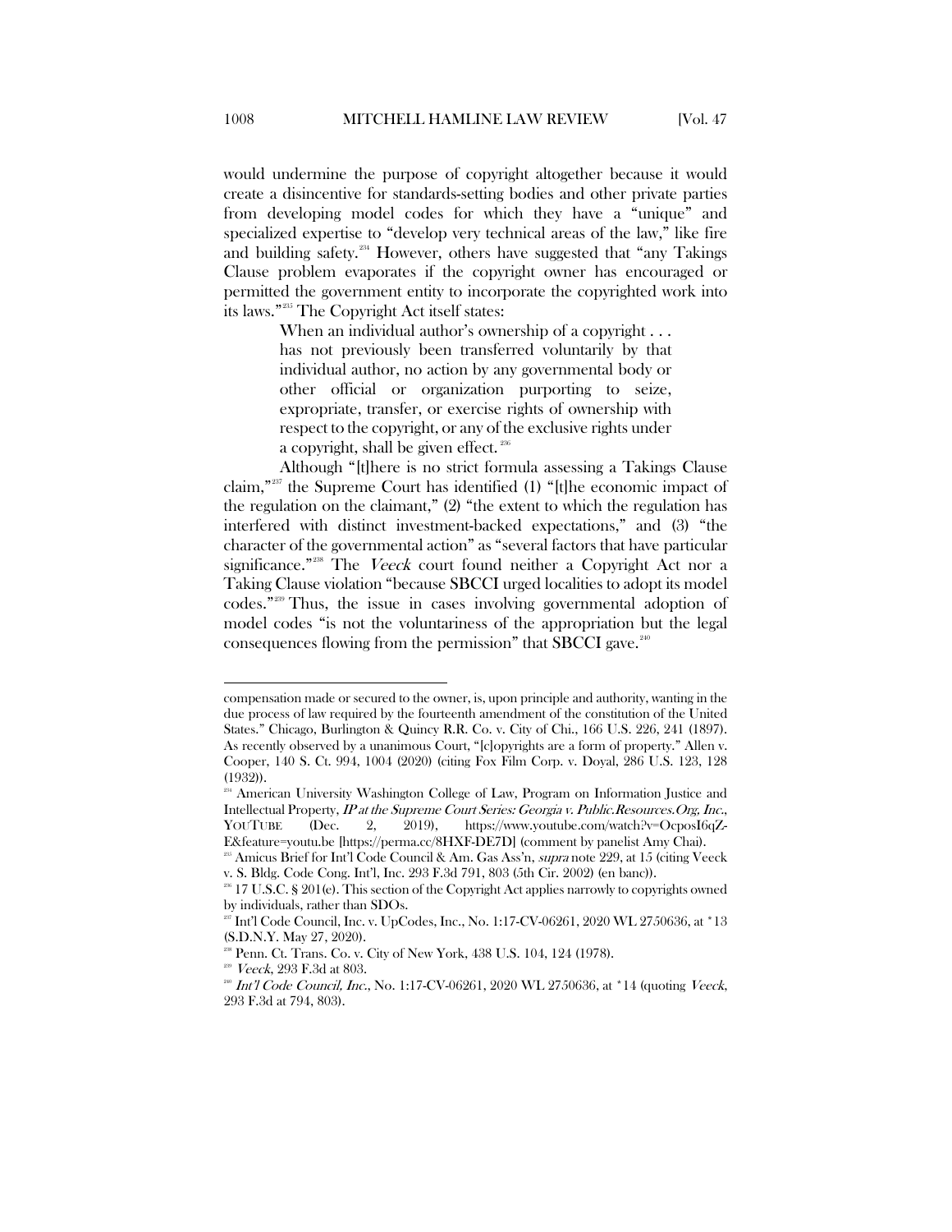would undermine the purpose of copyright altogether because it would create a disincentive for standards-setting bodies and other private parties from developing model codes for which they have a "unique" and specialized expertise to "develop very technical areas of the law," like fire and building safety.[234] However, others have suggested that "any Takings Clause problem evaporates if the copyright owner has encouraged or permitted the government entity to incorporate the copyrighted work into its laws."[235] The Copyright Act itself states:

> When an individual author's ownership of a copyright . . . has not previously been transferred voluntarily by that individual author, no action by any governmental body or other official or organization purporting to seize, expropriate, transfer, or exercise rights of ownership with respect to the copyright, or any of the exclusive rights under a copyright, shall be given effect.[236]

Although "[t]here is no strict formula assessing a Takings Clause claim,"[237] the Supreme Court has identified (1) "[t]he economic impact of the regulation on the claimant," (2) "the extent to which the regulation has interfered with distinct investment-backed expectations," and (3) "the character of the governmental action" as "several factors that have particular significance."[238] The *Veeck* court found neither a Copyright Act nor a Taking Clause violation "because SBCCI urged localities to adopt its model codes."[239] Thus, the issue in cases involving governmental adoption of model codes "is not the voluntariness of the appropriation but the legal consequences flowing from the permission" that SBCCI gave.[240]

---

compensation made or secured to the owner, is, upon principle and authority, wanting in the due process of law required by the fourteenth amendment of the constitution of the United States." Chicago, Burlington & Quincy R.R. Co. v. City of Chi., 166 U.S. 226, 241 (1897). As recently observed by a unanimous Court, "[c]opyrights are a form of property." Allen v. Cooper, 140 S. Ct. 994, 1004 (2020) (citing Fox Film Corp. v. Doyal, 286 U.S. 123, 128 (1932)).

[234] American University Washington College of Law, Program on Information Justice and Intellectual Property, *IP at the Supreme Court Series: Georgia v. Public.Resources.Org, Inc.*, YOUTUBE (Dec. 2, 2019), https://www.youtube.com/watch?v=OcposI6qZ-E&feature=youtu.be [https://perma.cc/8HXF-DE7D] (comment by panelist Amy Chai).

[235] Amicus Brief for Int'l Code Council & Am. Gas Ass'n, *supra* note 229, at 15 (citing Veeck v. S. Bldg. Code Cong. Int'l, Inc. 293 F.3d 791, 803 (5th Cir. 2002) (en banc)).

[236] 17 U.S.C. § 201(e). This section of the Copyright Act applies narrowly to copyrights owned by individuals, rather than SDOs.

[237] Int'l Code Council, Inc. v. UpCodes, Inc., No. 1:17-CV-06261, 2020 WL 2750636, at *13 (S.D.N.Y. May 27, 2020).

[238] Penn. Ct. Trans. Co. v. City of New York, 438 U.S. 104, 124 (1978).

[239] *Veeck*, 293 F.3d at 803.

[240] *Int'l Code Council, Inc.*, No. 1:17-CV-06261, 2020 WL 2750636, at *14 (quoting *Veeck*, 293 F.3d at 794, 803).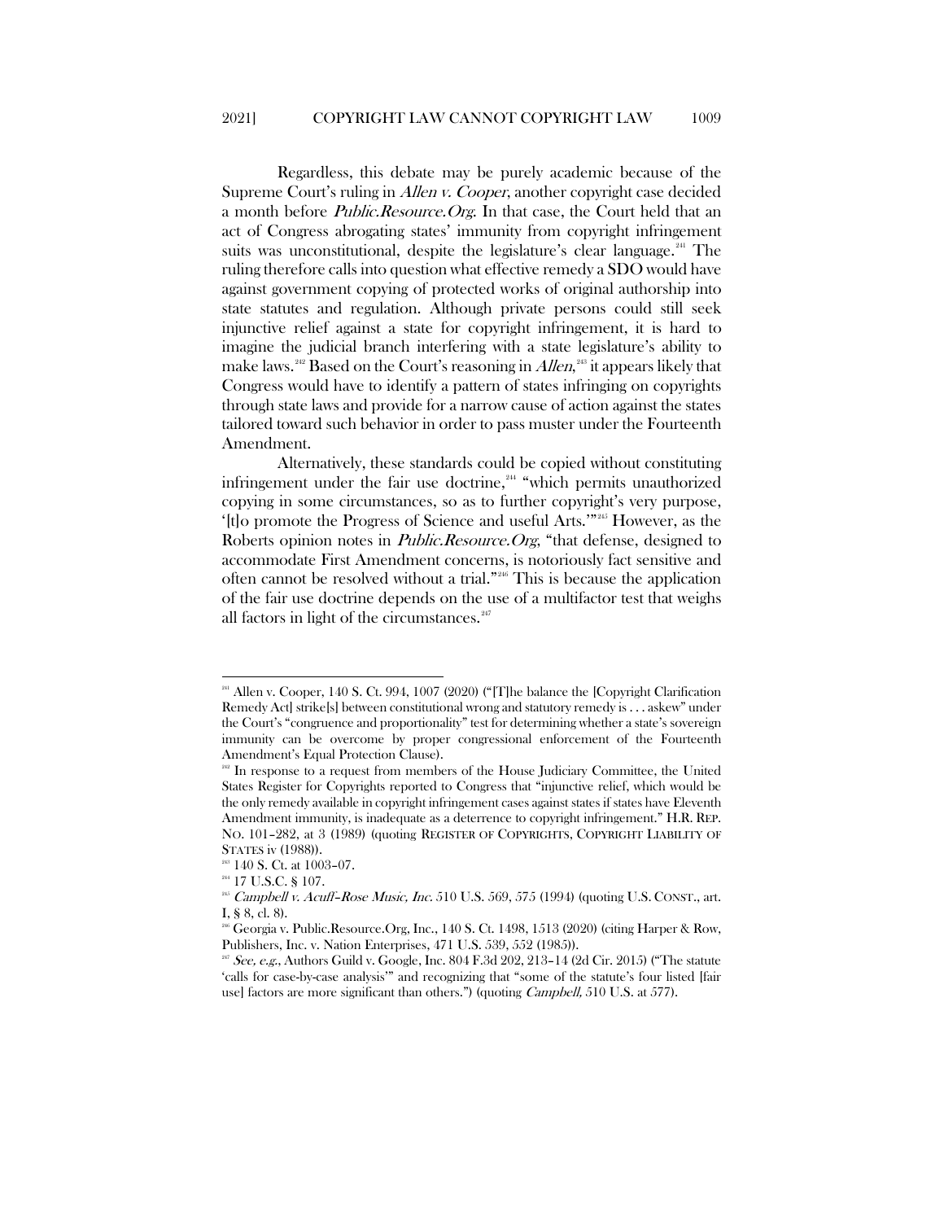Regardless, this debate may be purely academic because of the Supreme Court's ruling in *Allen v. Cooper*, another copyright case decided a month before *Public.Resource.Org*. In that case, the Court held that an act of Congress abrogating states' immunity from copyright infringement suits was unconstitutional, despite the legislature's clear language.[241] The ruling therefore calls into question what effective remedy a SDO would have against government copying of protected works of original authorship into state statutes and regulation. Although private persons could still seek injunctive relief against a state for copyright infringement, it is hard to imagine the judicial branch interfering with a state legislature's ability to make laws.[242] Based on the Court's reasoning in *Allen*,[243] it appears likely that Congress would have to identify a pattern of states infringing on copyrights through state laws and provide for a narrow cause of action against the states tailored toward such behavior in order to pass muster under the Fourteenth Amendment.

Alternatively, these standards could be copied without constituting infringement under the fair use doctrine,[244] "which permits unauthorized copying in some circumstances, so as to further copyright's very purpose, '[t]o promote the Progress of Science and useful Arts.'"[245] However, as the Roberts opinion notes in *Public.Resource.Org*, "that defense, designed to accommodate First Amendment concerns, is notoriously fact sensitive and often cannot be resolved without a trial."[246] This is because the application of the fair use doctrine depends on the use of a multifactor test that weighs all factors in light of the circumstances.[247]

---

[241] Allen v. Cooper, 140 S. Ct. 994, 1007 (2020) ("[T]he balance the [Copyright Clarification Remedy Act] strike[s] between constitutional wrong and statutory remedy is . . . askew" under the Court's "congruence and proportionality" test for determining whether a state's sovereign immunity can be overcome by proper congressional enforcement of the Fourteenth Amendment's Equal Protection Clause).

[242] In response to a request from members of the House Judiciary Committee, the United States Register for Copyrights reported to Congress that "injunctive relief, which would be the only remedy available in copyright infringement cases against states if states have Eleventh Amendment immunity, is inadequate as a deterrence to copyright infringement." H.R. REP. NO. 101–282, at 3 (1989) (quoting REGISTER OF COPYRIGHTS, COPYRIGHT LIABILITY OF STATES iv (1988)).

[243] 140 S. Ct. at 1003–07.

[244] 17 U.S.C. § 107.

[245] *Campbell v. Acuff–Rose Music, Inc.* 510 U.S. 569, 575 (1994) (quoting U.S. CONST., art. I, § 8, cl. 8).

[246] Georgia v. Public.Resource.Org, Inc., 140 S. Ct. 1498, 1513 (2020) (citing Harper & Row, Publishers, Inc. v. Nation Enterprises, 471 U.S. 539, 552 (1985)).

[247] *See, e.g.*, Authors Guild v. Google, Inc. 804 F.3d 202, 213–14 (2d Cir. 2015) ("The statute 'calls for case-by-case analysis'" and recognizing that "some of the statute's four listed [fair use] factors are more significant than others.") (quoting *Campbell,* 510 U.S. at 577).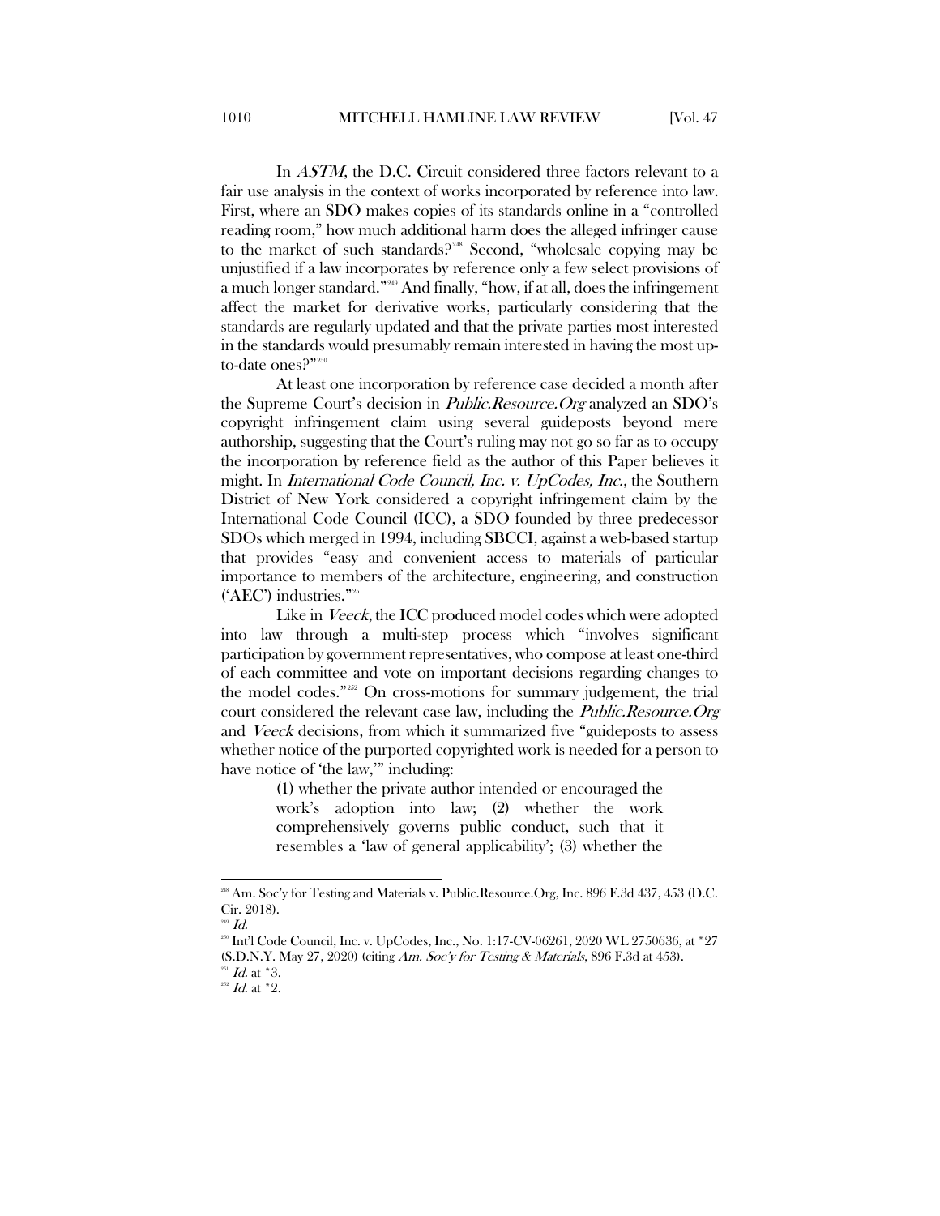In *ASTM*, the D.C. Circuit considered three factors relevant to a fair use analysis in the context of works incorporated by reference into law. First, where an SDO makes copies of its standards online in a "controlled reading room," how much additional harm does the alleged infringer cause to the market of such standards?[248] Second, "wholesale copying may be unjustified if a law incorporates by reference only a few select provisions of a much longer standard."[249] And finally, "how, if at all, does the infringement affect the market for derivative works, particularly considering that the standards are regularly updated and that the private parties most interested in the standards would presumably remain interested in having the most up-to-date ones?"[250]

At least one incorporation by reference case decided a month after the Supreme Court's decision in *Public.Resource.Org* analyzed an SDO's copyright infringement claim using several guideposts beyond mere authorship, suggesting that the Court's ruling may not go so far as to occupy the incorporation by reference field as the author of this Paper believes it might. In *International Code Council, Inc. v. UpCodes, Inc.*, the Southern District of New York considered a copyright infringement claim by the International Code Council (ICC), a SDO founded by three predecessor SDOs which merged in 1994, including SBCCI, against a web-based startup that provides "easy and convenient access to materials of particular importance to members of the architecture, engineering, and construction ('AEC') industries."[251]

Like in *Veeck*, the ICC produced model codes which were adopted into law through a multi-step process which "involves significant participation by government representatives, who compose at least one-third of each committee and vote on important decisions regarding changes to the model codes."[252] On cross-motions for summary judgement, the trial court considered the relevant case law, including the *Public.Resource.Org* and *Veeck* decisions, from which it summarized five "guideposts to assess whether notice of the purported copyrighted work is needed for a person to have notice of 'the law,'" including:

> (1) whether the private author intended or encouraged the work's adoption into law; (2) whether the work comprehensively governs public conduct, such that it resembles a 'law of general applicability'; (3) whether the

---

[248] Am. Soc'y for Testing and Materials v. Public.Resource.Org, Inc. 896 F.3d 437, 453 (D.C. Cir. 2018).

[249] *Id.*

[250] Int'l Code Council, Inc. v. UpCodes, Inc., No. 1:17-CV-06261, 2020 WL 2750636, at *27 (S.D.N.Y. May 27, 2020) (citing *Am. Soc'y for Testing & Materials*, 896 F.3d at 453).

[251] *Id.* at *3.

[252] *Id.* at *2.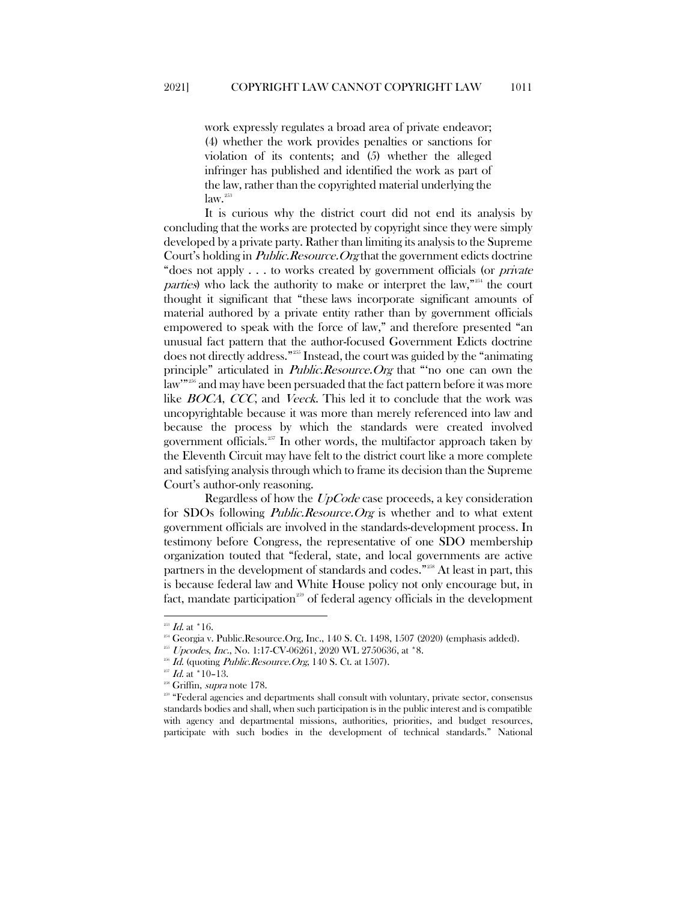> work expressly regulates a broad area of private endeavor; (4) whether the work provides penalties or sanctions for violation of its contents; and (5) whether the alleged infringer has published and identified the work as part of the law, rather than the copyrighted material underlying the law.[253]

It is curious why the district court did not end its analysis by concluding that the works are protected by copyright since they were simply developed by a private party. Rather than limiting its analysis to the Supreme Court's holding in *Public.Resource.Org* that the government edicts doctrine "does not apply . . . to works created by government officials (or *private parties*) who lack the authority to make or interpret the law,"[254] the court thought it significant that "these laws incorporate significant amounts of material authored by a private entity rather than by government officials empowered to speak with the force of law," and therefore presented "an unusual fact pattern that the author-focused Government Edicts doctrine does not directly address."[255] Instead, the court was guided by the "animating principle" articulated in *Public.Resource.Org* that "'no one can own the law'"[256] and may have been persuaded that the fact pattern before it was more like *BOCA*, *CCC*, and *Veeck*. This led it to conclude that the work was uncopyrightable because it was more than merely referenced into law and because the process by which the standards were created involved government officials.[257] In other words, the multifactor approach taken by the Eleventh Circuit may have felt to the district court like a more complete and satisfying analysis through which to frame its decision than the Supreme Court's author-only reasoning.

Regardless of how the *UpCode* case proceeds, a key consideration for SDOs following *Public.Resource.Org* is whether and to what extent government officials are involved in the standards-development process. In testimony before Congress, the representative of one SDO membership organization touted that "federal, state, and local governments are active partners in the development of standards and codes."[258] At least in part, this is because federal law and White House policy not only encourage but, in fact, mandate participation[259] of federal agency officials in the development

---

[253] *Id.* at *16.

[254] Georgia v. Public.Resource.Org, Inc., 140 S. Ct. 1498, 1507 (2020) (emphasis added).

[255] *Upcodes, Inc.*, No. 1:17-CV-06261, 2020 WL 2750636, at *8.

[256] *Id.* (quoting *Public.Resource.Org*, 140 S. Ct. at 1507).

[257] *Id.* at *10–13.

[258] Griffin, *supra* note 178.

[259] "Federal agencies and departments shall consult with voluntary, private sector, consensus standards bodies and shall, when such participation is in the public interest and is compatible with agency and departmental missions, authorities, priorities, and budget resources, participate with such bodies in the development of technical standards." National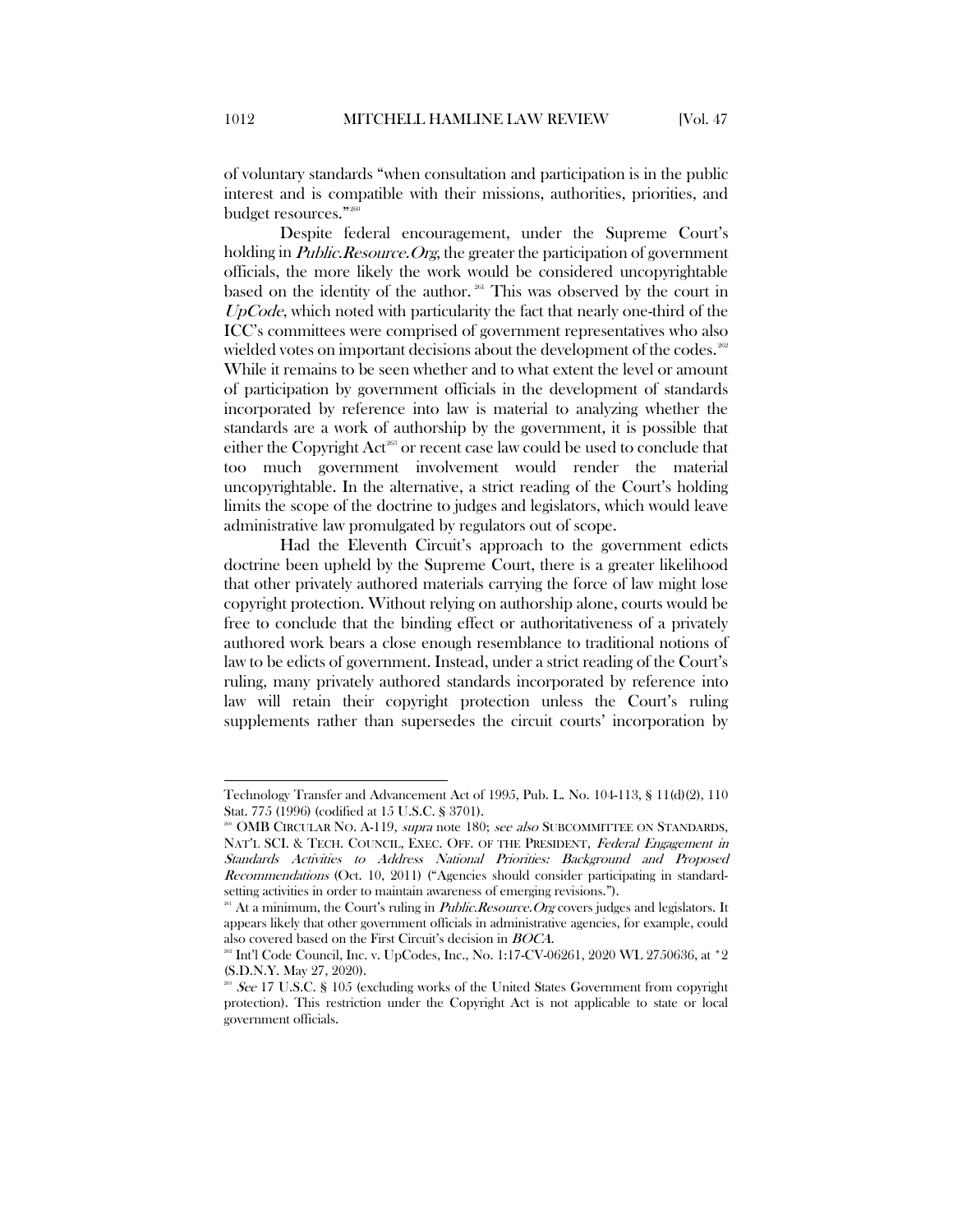of voluntary standards "when consultation and participation is in the public interest and is compatible with their missions, authorities, priorities, and budget resources."[260]

Despite federal encouragement, under the Supreme Court's holding in *Public.Resource.Org*, the greater the participation of government officials, the more likely the work would be considered uncopyrightable based on the identity of the author.[261] This was observed by the court in *UpCode*, which noted with particularity the fact that nearly one-third of the ICC's committees were comprised of government representatives who also wielded votes on important decisions about the development of the codes.[262] While it remains to be seen whether and to what extent the level or amount of participation by government officials in the development of standards incorporated by reference into law is material to analyzing whether the standards are a work of authorship by the government, it is possible that either the Copyright Act[263] or recent case law could be used to conclude that too much government involvement would render the material uncopyrightable. In the alternative, a strict reading of the Court's holding limits the scope of the doctrine to judges and legislators, which would leave administrative law promulgated by regulators out of scope.

Had the Eleventh Circuit's approach to the government edicts doctrine been upheld by the Supreme Court, there is a greater likelihood that other privately authored materials carrying the force of law might lose copyright protection. Without relying on authorship alone, courts would be free to conclude that the binding effect or authoritativeness of a privately authored work bears a close enough resemblance to traditional notions of law to be edicts of government. Instead, under a strict reading of the Court's ruling, many privately authored standards incorporated by reference into law will retain their copyright protection unless the Court's ruling supplements rather than supersedes the circuit courts' incorporation by

---

Technology Transfer and Advancement Act of 1995, Pub. L. No. 104-113, § 11(d)(2), 110 Stat. 775 (1996) (codified at 15 U.S.C. § 3701).

[260] OMB CIRCULAR NO. A-119, *supra* note 180; *see also* SUBCOMMITTEE ON STANDARDS, NAT'L SCI. & TECH. COUNCIL, EXEC. OFF. OF THE PRESIDENT, *Federal Engagement in Standards Activities to Address National Priorities: Background and Proposed Recommendations* (Oct. 10, 2011) ("Agencies should consider participating in standard-setting activities in order to maintain awareness of emerging revisions.").

[261] At a minimum, the Court's ruling in *Public.Resource.Org* covers judges and legislators. It appears likely that other government officials in administrative agencies, for example, could also covered based on the First Circuit's decision in *BOCA*.

[262] Int'l Code Council, Inc. v. UpCodes, Inc., No. 1:17-CV-06261, 2020 WL 2750636, at *2 (S.D.N.Y. May 27, 2020).

[263] *See* 17 U.S.C. § 105 (excluding works of the United States Government from copyright protection). This restriction under the Copyright Act is not applicable to state or local government officials.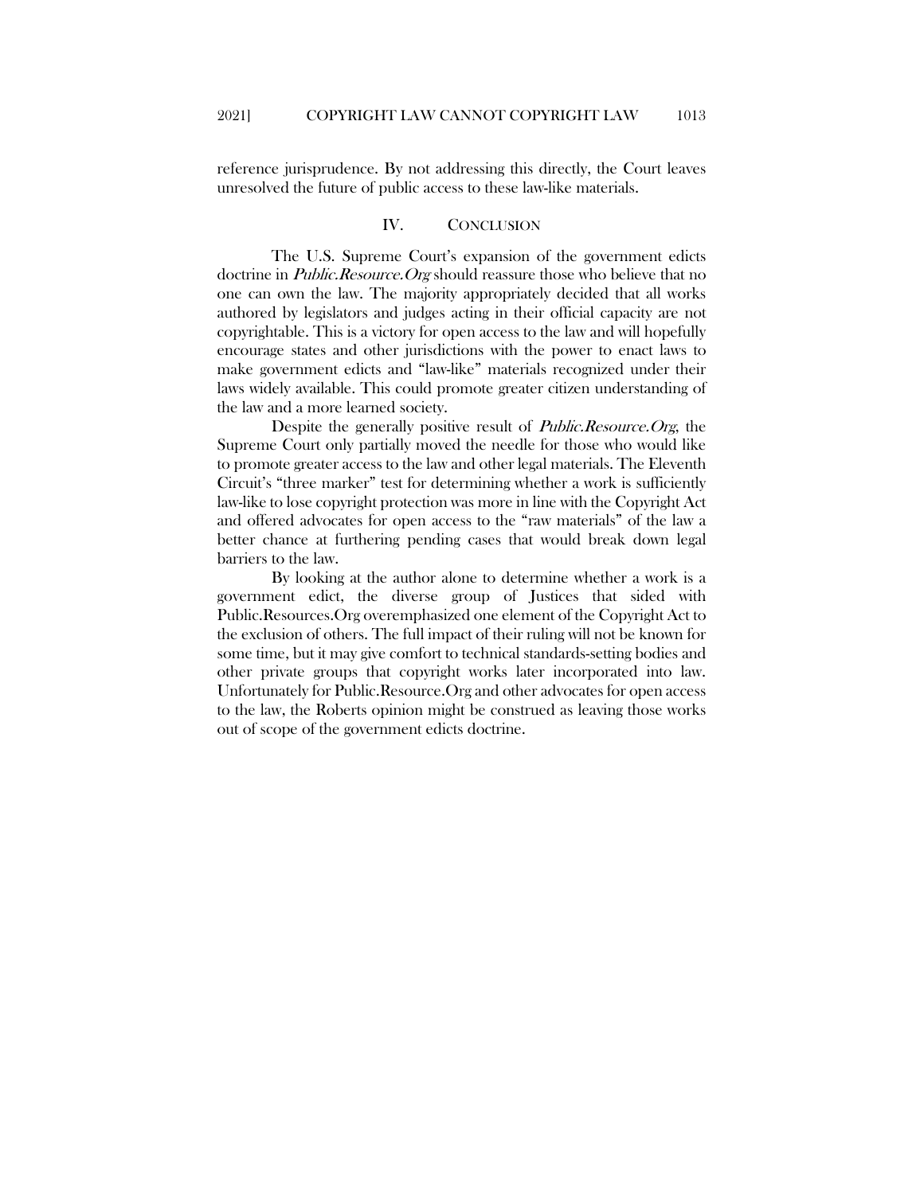reference jurisprudence. By not addressing this directly, the Court leaves unresolved the future of public access to these law-like materials.

## IV. CONCLUSION

The U.S. Supreme Court's expansion of the government edicts doctrine in *Public.Resource.Org* should reassure those who believe that no one can own the law. The majority appropriately decided that all works authored by legislators and judges acting in their official capacity are not copyrightable. This is a victory for open access to the law and will hopefully encourage states and other jurisdictions with the power to enact laws to make government edicts and "law-like" materials recognized under their laws widely available. This could promote greater citizen understanding of the law and a more learned society.

Despite the generally positive result of *Public.Resource.Org*, the Supreme Court only partially moved the needle for those who would like to promote greater access to the law and other legal materials. The Eleventh Circuit's "three marker" test for determining whether a work is sufficiently law-like to lose copyright protection was more in line with the Copyright Act and offered advocates for open access to the "raw materials" of the law a better chance at furthering pending cases that would break down legal barriers to the law.

By looking at the author alone to determine whether a work is a government edict, the diverse group of Justices that sided with Public.Resources.Org overemphasized one element of the Copyright Act to the exclusion of others. The full impact of their ruling will not be known for some time, but it may give comfort to technical standards-setting bodies and other private groups that copyright works later incorporated into law. Unfortunately for Public.Resource.Org and other advocates for open access to the law, the Roberts opinion might be construed as leaving those works out of scope of the government edicts doctrine.